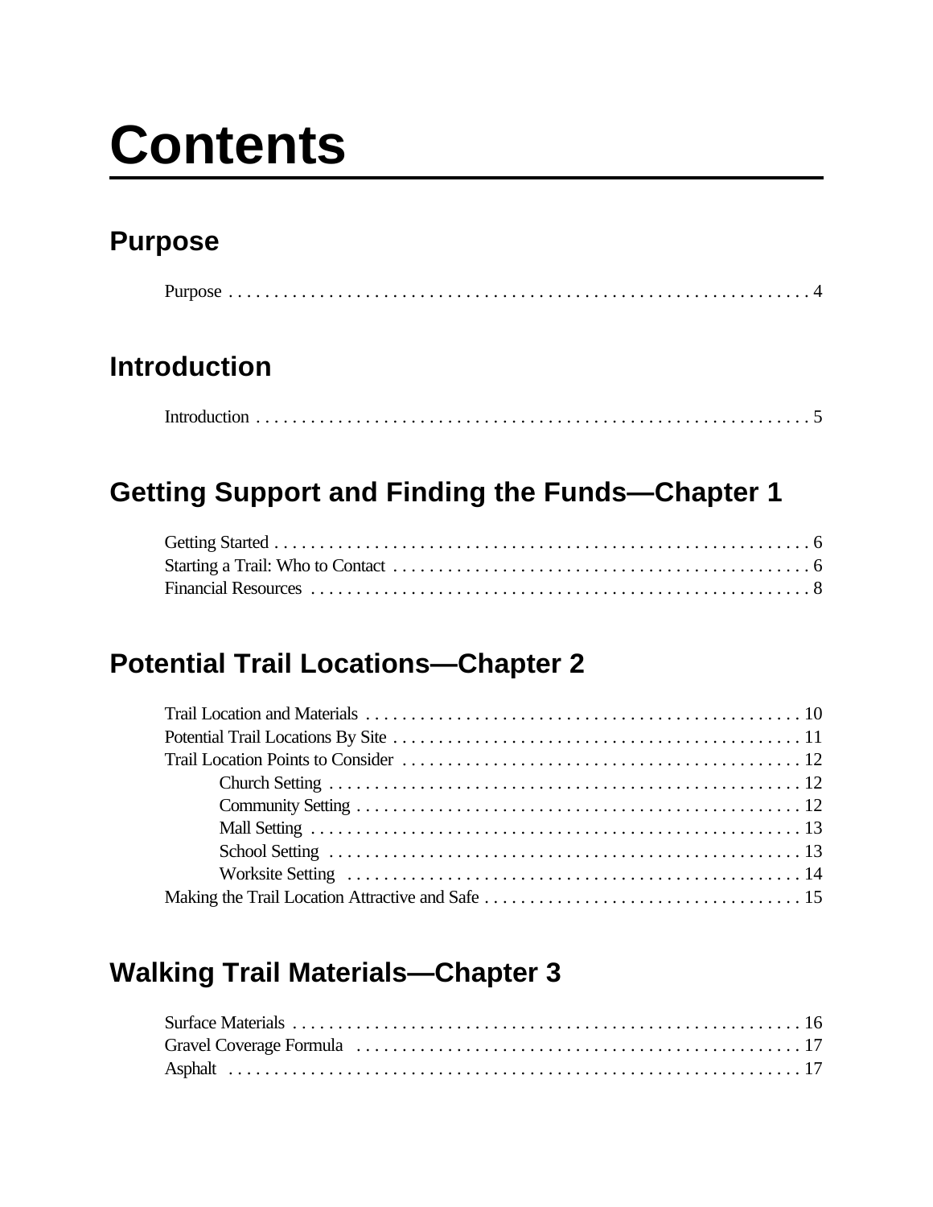# Contents

## Purpose

Purpose . . . . . . . . . . . . . . . . . . . . . . . . . . . . . . . . . . . . . . . . . . . . . . . . . . . . . . . . . . . . . . . 4

## Introduction

Introduction . . . . . . . . . . . . . . . . . . . . . . . . . . . . . . . . . . . . . . . . . . . . . . . . . . . . . . . . . . . . . 5

## Getting Support and Finding the Funds—Chapter 1

Getting Started . . . . . . . . . . . . . . . . . . . . . . . . . . . . . . . . . . . . . . . . . . . . . . . . . . . . . . . . . . . 6
Starting a Trail: Who to Contact . . . . . . . . . . . . . . . . . . . . . . . . . . . . . . . . . . . . . . . . . . . . . . 6
Financial Resources . . . . . . . . . . . . . . . . . . . . . . . . . . . . . . . . . . . . . . . . . . . . . . . . . . . . . . . 8

## Potential Trail Locations—Chapter 2

Trail Location and Materials . . . . . . . . . . . . . . . . . . . . . . . . . . . . . . . . . . . . . . . . . . . . . . . . 10
Potential Trail Locations By Site . . . . . . . . . . . . . . . . . . . . . . . . . . . . . . . . . . . . . . . . . . . . . 11
Trail Location Points to Consider . . . . . . . . . . . . . . . . . . . . . . . . . . . . . . . . . . . . . . . . . . . . 12
- Church Setting . . . . . . . . . . . . . . . . . . . . . . . . . . . . . . . . . . . . . . . . . . . . . . . . . . . . 12
- Community Setting . . . . . . . . . . . . . . . . . . . . . . . . . . . . . . . . . . . . . . . . . . . . . . . . . . 12
- Mall Setting . . . . . . . . . . . . . . . . . . . . . . . . . . . . . . . . . . . . . . . . . . . . . . . . . . . . . . . 13
- School Setting . . . . . . . . . . . . . . . . . . . . . . . . . . . . . . . . . . . . . . . . . . . . . . . . . . . . . 13
- Worksite Setting . . . . . . . . . . . . . . . . . . . . . . . . . . . . . . . . . . . . . . . . . . . . . . . . . . . 14

Making the Trail Location Attractive and Safe . . . . . . . . . . . . . . . . . . . . . . . . . . . . . . . . . . . 15

## Walking Trail Materials—Chapter 3

Surface Materials . . . . . . . . . . . . . . . . . . . . . . . . . . . . . . . . . . . . . . . . . . . . . . . . . . . . . . . . 16
Gravel Coverage Formula . . . . . . . . . . . . . . . . . . . . . . . . . . . . . . . . . . . . . . . . . . . . . . . . . 17
Asphalt . . . . . . . . . . . . . . . . . . . . . . . . . . . . . . . . . . . . . . . . . . . . . . . . . . . . . . . . . . . . . . . . 17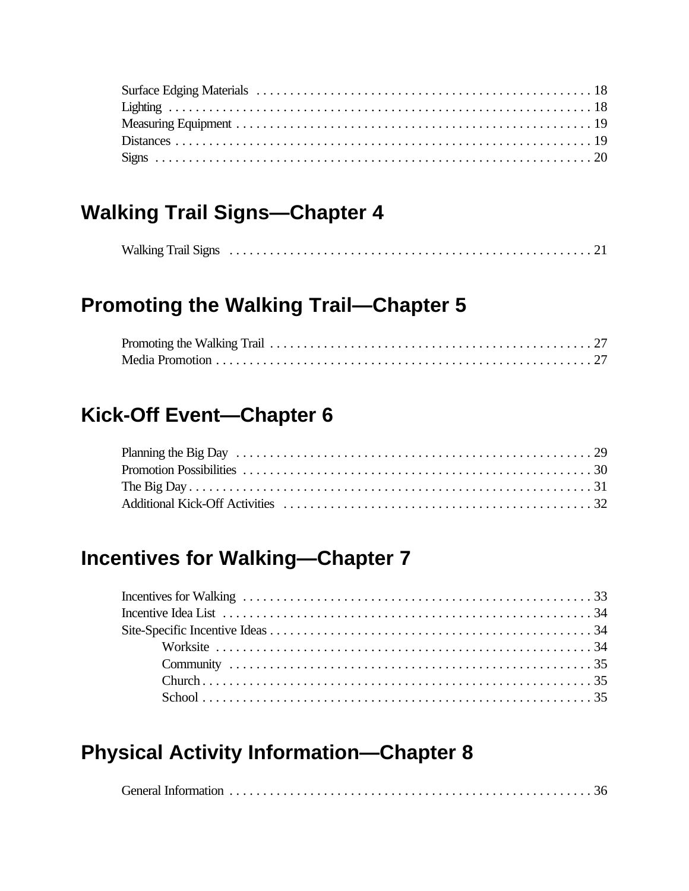Surface Edging Materials . . . . . . . . . . . . . . . . . . . . . . . . . . . . . . . . . . . . . . . . . . . . . . . . . . 18
Lighting . . . . . . . . . . . . . . . . . . . . . . . . . . . . . . . . . . . . . . . . . . . . . . . . . . . . . . . . . . . . . . . . 18
Measuring Equipment . . . . . . . . . . . . . . . . . . . . . . . . . . . . . . . . . . . . . . . . . . . . . . . . . . . . . . 19
Distances . . . . . . . . . . . . . . . . . . . . . . . . . . . . . . . . . . . . . . . . . . . . . . . . . . . . . . . . . . . . . . . 19
Signs . . . . . . . . . . . . . . . . . . . . . . . . . . . . . . . . . . . . . . . . . . . . . . . . . . . . . . . . . . . . . . . . . 20

## Walking Trail Signs—Chapter 4

Walking Trail Signs . . . . . . . . . . . . . . . . . . . . . . . . . . . . . . . . . . . . . . . . . . . . . . . . . . . . . . 21

## Promoting the Walking Trail—Chapter 5

Promoting the Walking Trail . . . . . . . . . . . . . . . . . . . . . . . . . . . . . . . . . . . . . . . . . . . . . . . . 27
Media Promotion . . . . . . . . . . . . . . . . . . . . . . . . . . . . . . . . . . . . . . . . . . . . . . . . . . . . . . . . . 27

## Kick-Off Event—Chapter 6

Planning the Big Day . . . . . . . . . . . . . . . . . . . . . . . . . . . . . . . . . . . . . . . . . . . . . . . . . . . . . 29
Promotion Possibilities . . . . . . . . . . . . . . . . . . . . . . . . . . . . . . . . . . . . . . . . . . . . . . . . . . . . 30
The Big Day . . . . . . . . . . . . . . . . . . . . . . . . . . . . . . . . . . . . . . . . . . . . . . . . . . . . . . . . . . . . 31
Additional Kick-Off Activities . . . . . . . . . . . . . . . . . . . . . . . . . . . . . . . . . . . . . . . . . . . . . . . 32

## Incentives for Walking—Chapter 7

Incentives for Walking . . . . . . . . . . . . . . . . . . . . . . . . . . . . . . . . . . . . . . . . . . . . . . . . . . . . 33
Incentive Idea List . . . . . . . . . . . . . . . . . . . . . . . . . . . . . . . . . . . . . . . . . . . . . . . . . . . . . . . 34
Site-Specific Incentive Ideas . . . . . . . . . . . . . . . . . . . . . . . . . . . . . . . . . . . . . . . . . . . . . . . . . 34
- Worksite . . . . . . . . . . . . . . . . . . . . . . . . . . . . . . . . . . . . . . . . . . . . . . . . . . . . . . . . . . . 34
- Community . . . . . . . . . . . . . . . . . . . . . . . . . . . . . . . . . . . . . . . . . . . . . . . . . . . . . . . . . 35
- Church . . . . . . . . . . . . . . . . . . . . . . . . . . . . . . . . . . . . . . . . . . . . . . . . . . . . . . . . . . . . 35
- School . . . . . . . . . . . . . . . . . . . . . . . . . . . . . . . . . . . . . . . . . . . . . . . . . . . . . . . . . . . . 35

## Physical Activity Information—Chapter 8

General Information . . . . . . . . . . . . . . . . . . . . . . . . . . . . . . . . . . . . . . . . . . . . . . . . . . . . . . 36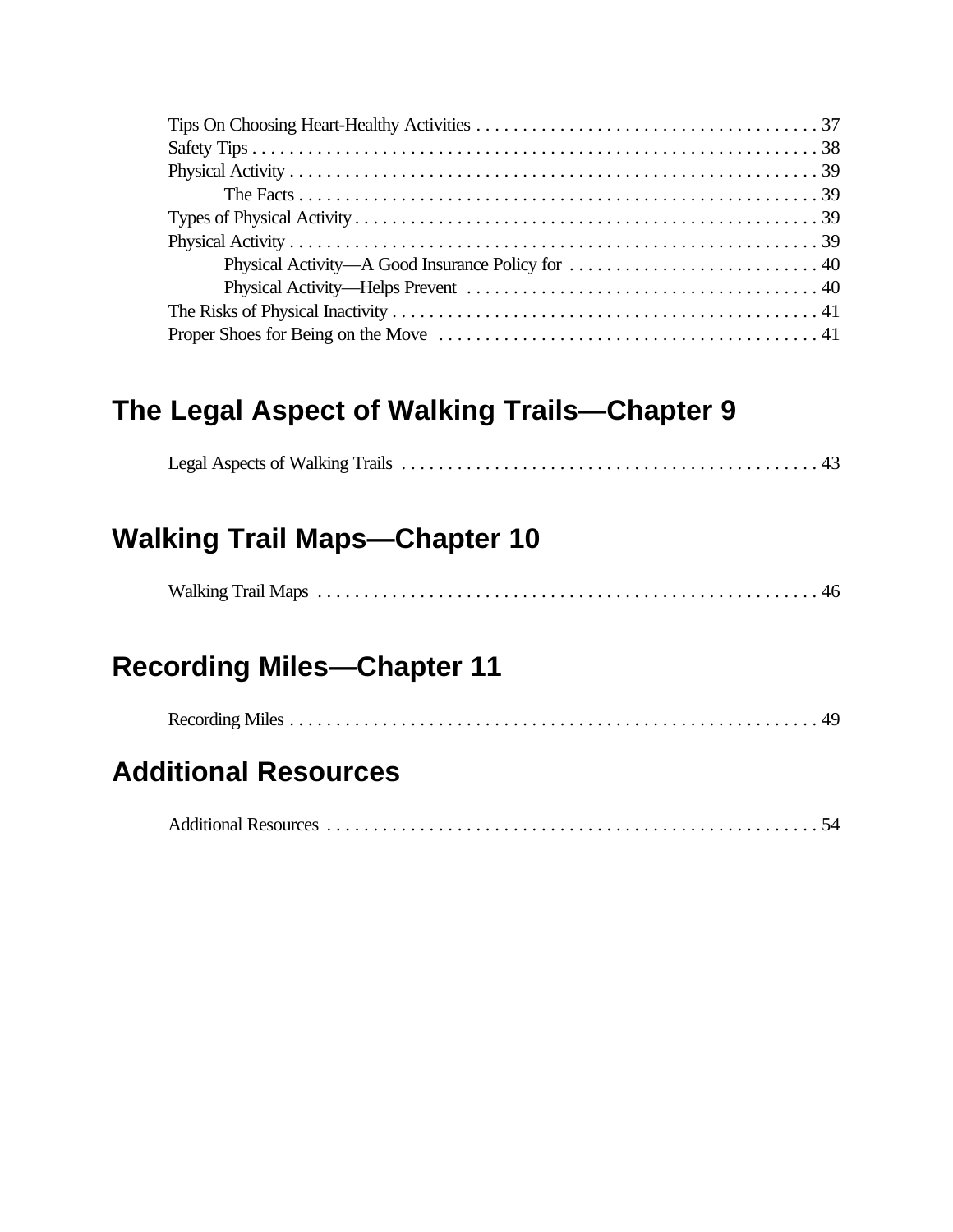Tips On Choosing Heart-Healthy Activities . . . . . . . . . . . . . . . . . . . . . . . . . . . . . . . . . . . . . 37
Safety Tips . . . . . . . . . . . . . . . . . . . . . . . . . . . . . . . . . . . . . . . . . . . . . . . . . . . . . . . . . . . . 38
Physical Activity . . . . . . . . . . . . . . . . . . . . . . . . . . . . . . . . . . . . . . . . . . . . . . . . . . . . . . . . . 39
The Facts . . . . . . . . . . . . . . . . . . . . . . . . . . . . . . . . . . . . . . . . . . . . . . . . . . . . . . . . . 39
Types of Physical Activity . . . . . . . . . . . . . . . . . . . . . . . . . . . . . . . . . . . . . . . . . . . . . . . . . . 39
Physical Activity . . . . . . . . . . . . . . . . . . . . . . . . . . . . . . . . . . . . . . . . . . . . . . . . . . . . . . . . . 39
Physical Activity—A Good Insurance Policy for . . . . . . . . . . . . . . . . . . . . . . . . . . . 40
Physical Activity—Helps Prevent . . . . . . . . . . . . . . . . . . . . . . . . . . . . . . . . . . . . . . 40
The Risks of Physical Inactivity . . . . . . . . . . . . . . . . . . . . . . . . . . . . . . . . . . . . . . . . . . . . . . 41
Proper Shoes for Being on the Move . . . . . . . . . . . . . . . . . . . . . . . . . . . . . . . . . . . . . . . . . 41

## The Legal Aspect of Walking Trails—Chapter 9

Legal Aspects of Walking Trails . . . . . . . . . . . . . . . . . . . . . . . . . . . . . . . . . . . . . . . . . . . . . 43

## Walking Trail Maps—Chapter 10

Walking Trail Maps . . . . . . . . . . . . . . . . . . . . . . . . . . . . . . . . . . . . . . . . . . . . . . . . . . . . . . 46

## Recording Miles—Chapter 11

Recording Miles . . . . . . . . . . . . . . . . . . . . . . . . . . . . . . . . . . . . . . . . . . . . . . . . . . . . . . . . . 49

## Additional Resources

Additional Resources . . . . . . . . . . . . . . . . . . . . . . . . . . . . . . . . . . . . . . . . . . . . . . . . . . . . . 54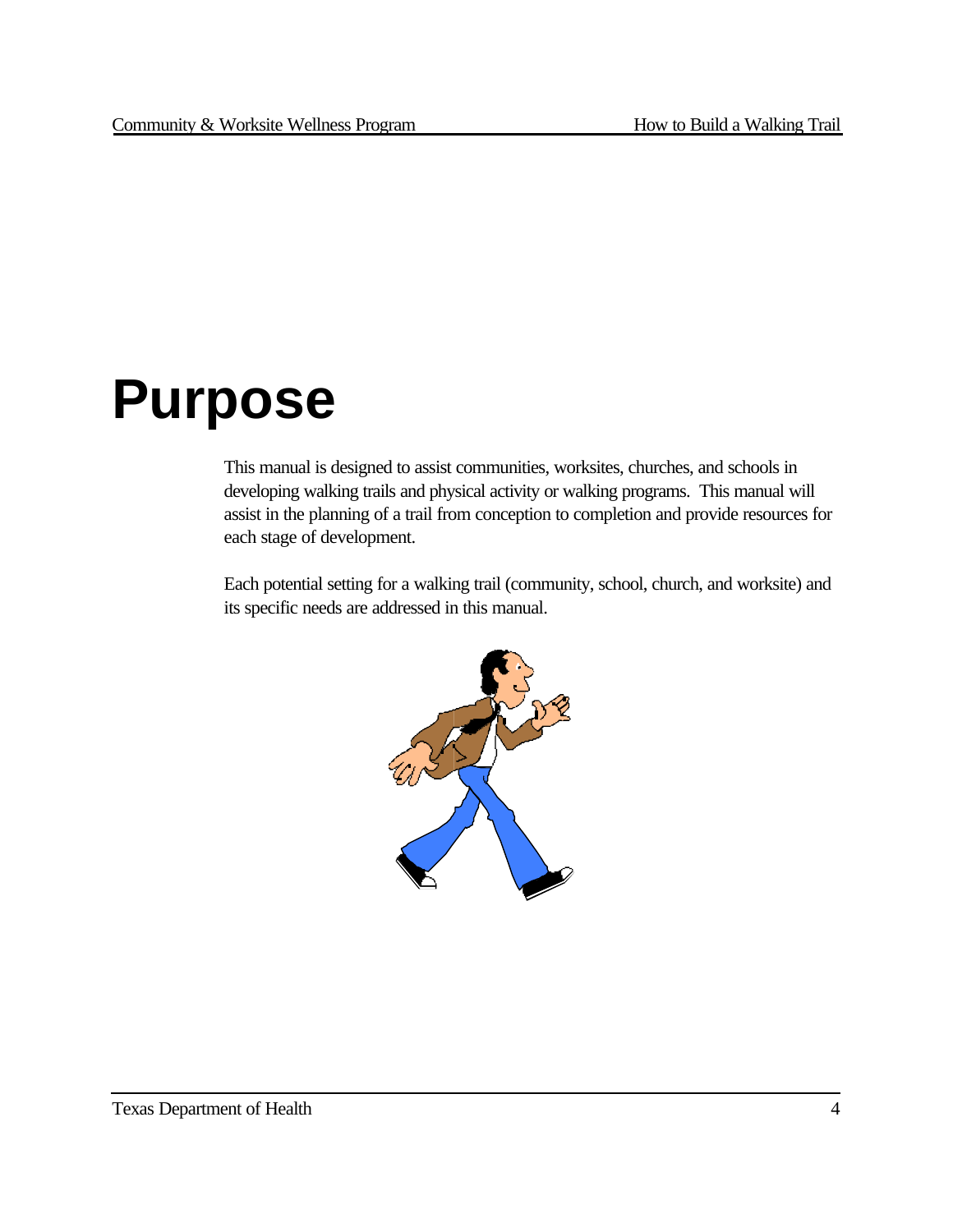# Purpose

This manual is designed to assist communities, worksites, churches, and schools in developing walking trails and physical activity or walking programs. This manual will assist in the planning of a trail from conception to completion and provide resources for each stage of development.

Each potential setting for a walking trail (community, school, church, and worksite) and its specific needs are addressed in this manual.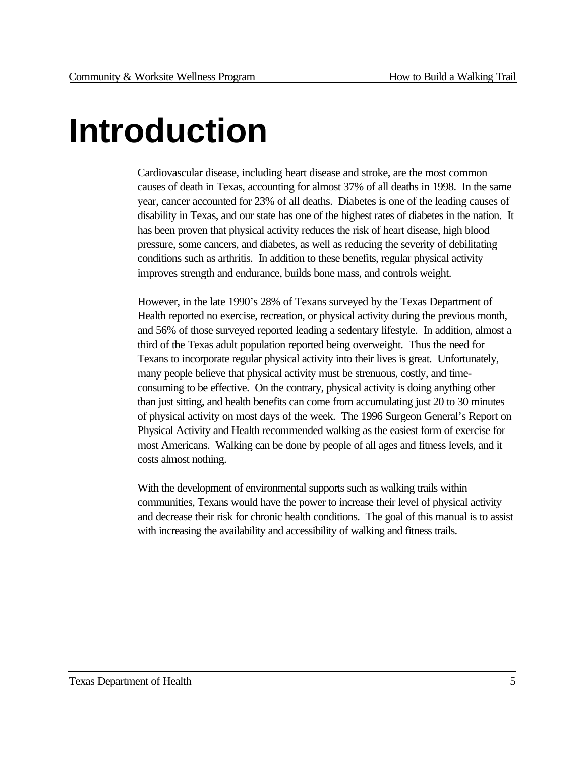# Introduction

Cardiovascular disease, including heart disease and stroke, are the most common causes of death in Texas, accounting for almost 37% of all deaths in 1998. In the same year, cancer accounted for 23% of all deaths. Diabetes is one of the leading causes of disability in Texas, and our state has one of the highest rates of diabetes in the nation. It has been proven that physical activity reduces the risk of heart disease, high blood pressure, some cancers, and diabetes, as well as reducing the severity of debilitating conditions such as arthritis. In addition to these benefits, regular physical activity improves strength and endurance, builds bone mass, and controls weight.

However, in the late 1990's 28% of Texans surveyed by the Texas Department of Health reported no exercise, recreation, or physical activity during the previous month, and 56% of those surveyed reported leading a sedentary lifestyle. In addition, almost a third of the Texas adult population reported being overweight. Thus the need for Texans to incorporate regular physical activity into their lives is great. Unfortunately, many people believe that physical activity must be strenuous, costly, and time-consuming to be effective. On the contrary, physical activity is doing anything other than just sitting, and health benefits can come from accumulating just 20 to 30 minutes of physical activity on most days of the week. The 1996 Surgeon General's Report on Physical Activity and Health recommended walking as the easiest form of exercise for most Americans. Walking can be done by people of all ages and fitness levels, and it costs almost nothing.

With the development of environmental supports such as walking trails within communities, Texans would have the power to increase their level of physical activity and decrease their risk for chronic health conditions. The goal of this manual is to assist with increasing the availability and accessibility of walking and fitness trails.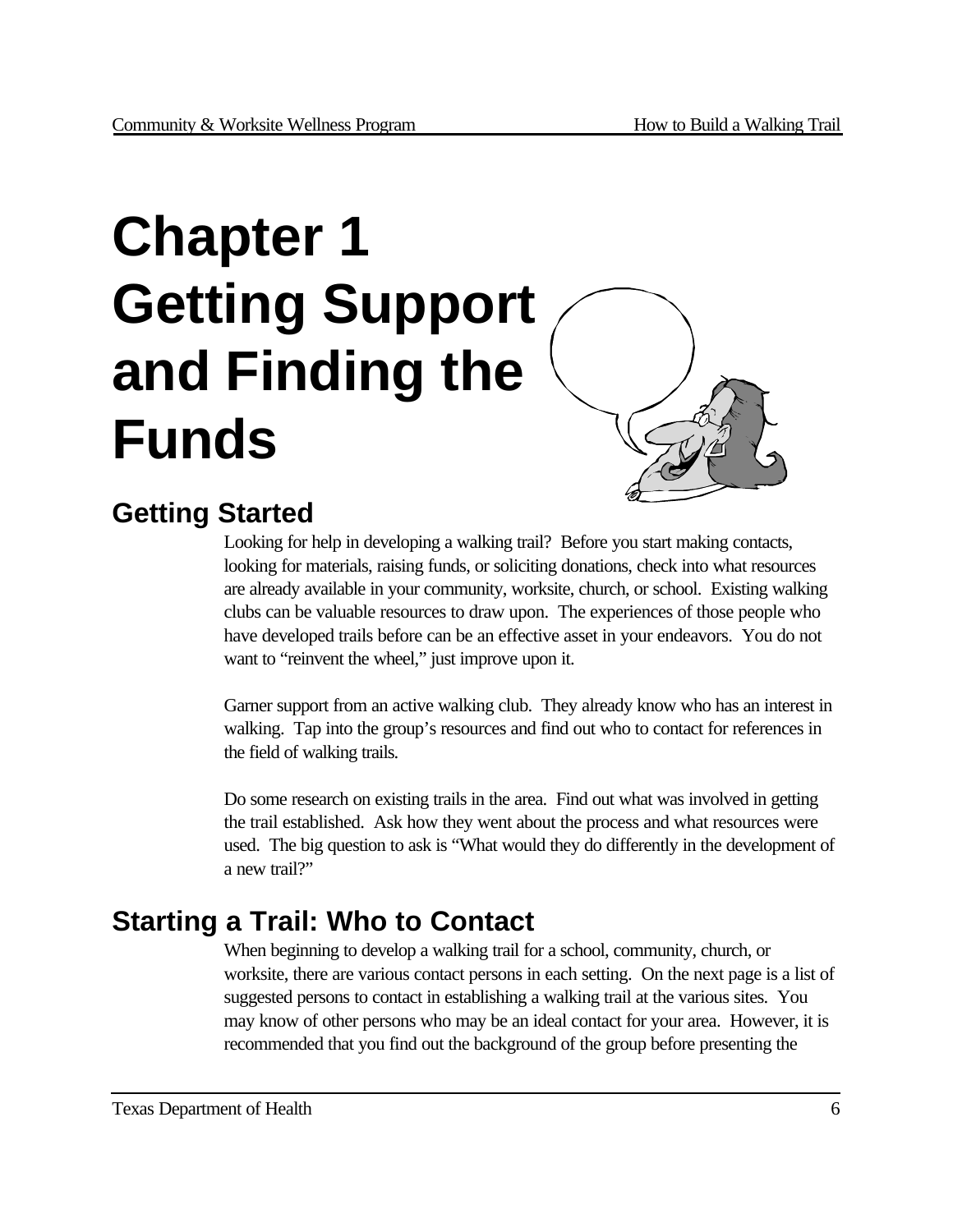# Chapter 1 Getting Support and Finding the Funds

## Getting Started

Looking for help in developing a walking trail? Before you start making contacts, looking for materials, raising funds, or soliciting donations, check into what resources are already available in your community, worksite, church, or school. Existing walking clubs can be valuable resources to draw upon. The experiences of those people who have developed trails before can be an effective asset in your endeavors. You do not want to "reinvent the wheel," just improve upon it.

Garner support from an active walking club. They already know who has an interest in walking. Tap into the group's resources and find out who to contact for references in the field of walking trails.

Do some research on existing trails in the area. Find out what was involved in getting the trail established. Ask how they went about the process and what resources were used. The big question to ask is "What would they do differently in the development of a new trail?"

## Starting a Trail: Who to Contact

When beginning to develop a walking trail for a school, community, church, or worksite, there are various contact persons in each setting. On the next page is a list of suggested persons to contact in establishing a walking trail at the various sites. You may know of other persons who may be an ideal contact for your area. However, it is recommended that you find out the background of the group before presenting the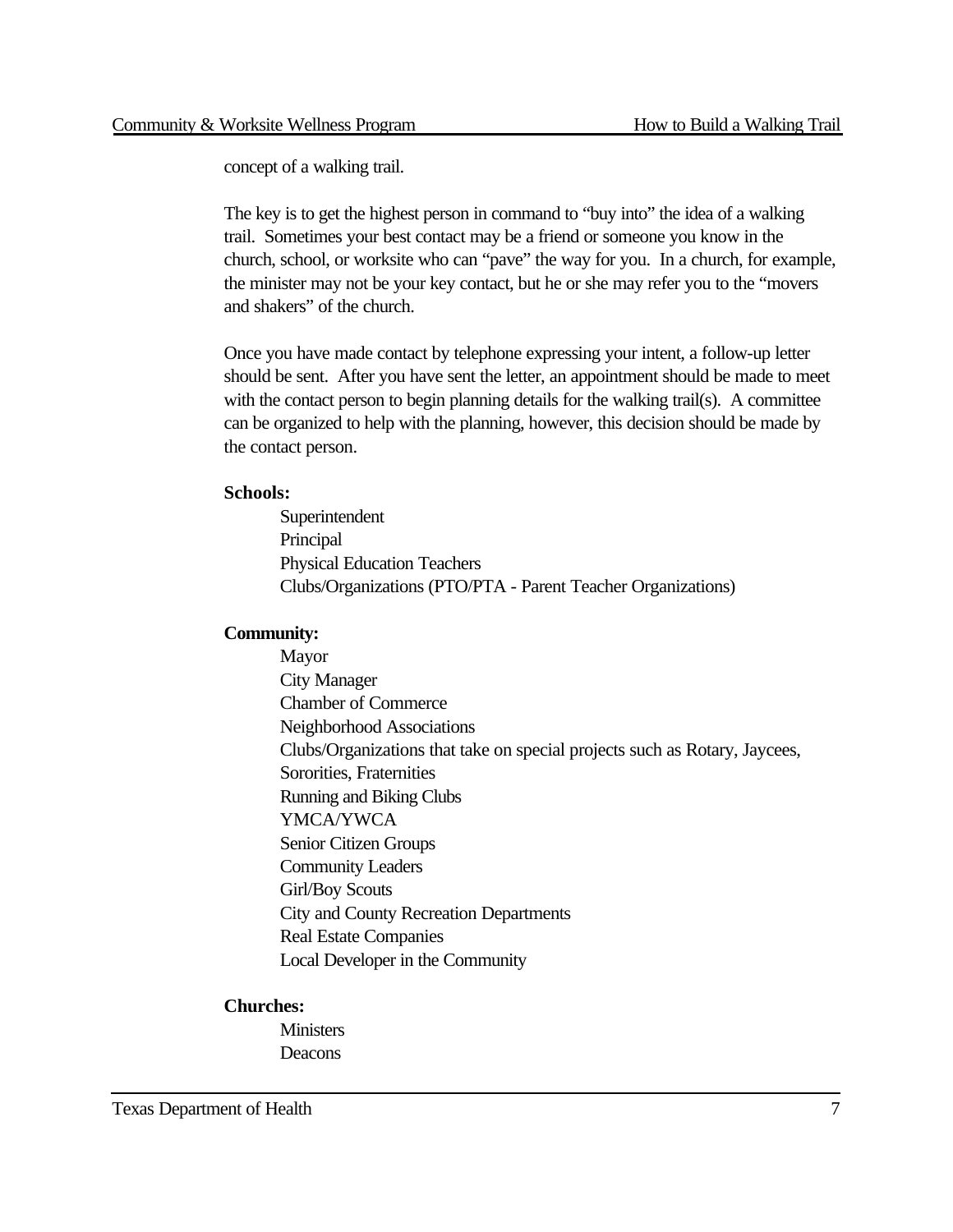concept of a walking trail.

The key is to get the highest person in command to “buy into” the idea of a walking trail. Sometimes your best contact may be a friend or someone you know in the church, school, or worksite who can “pave” the way for you. In a church, for example, the minister may not be your key contact, but he or she may refer you to the “movers and shakers” of the church.

Once you have made contact by telephone expressing your intent, a follow-up letter should be sent. After you have sent the letter, an appointment should be made to meet with the contact person to begin planning details for the walking trail(s). A committee can be organized to help with the planning, however, this decision should be made by the contact person.

**Schools:**

- Superintendent
- Principal
- Physical Education Teachers
- Clubs/Organizations (PTO/PTA - Parent Teacher Organizations)

**Community:**

- Mayor
- City Manager
- Chamber of Commerce
- Neighborhood Associations
- Clubs/Organizations that take on special projects such as Rotary, Jaycees, Sororities, Fraternities
- Running and Biking Clubs
- YMCA/YWCA
- Senior Citizen Groups
- Community Leaders
- Girl/Boy Scouts
- City and County Recreation Departments
- Real Estate Companies
- Local Developer in the Community

**Churches:**

- Ministers
- Deacons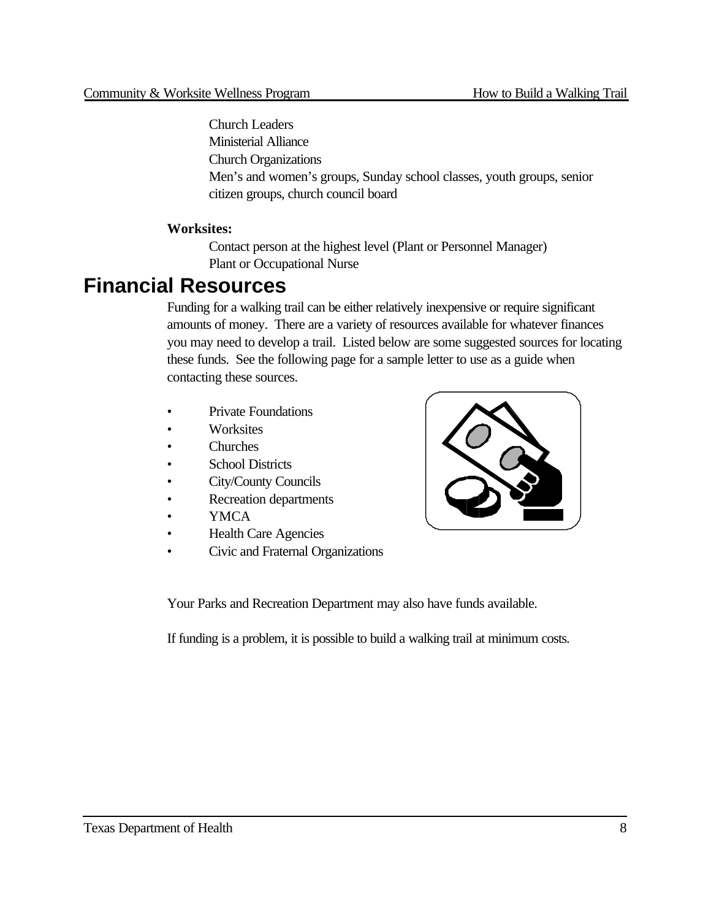Church Leaders
Ministerial Alliance
Church Organizations
Men's and women's groups, Sunday school classes, youth groups, senior citizen groups, church council board

**Worksites:**

Contact person at the highest level (Plant or Personnel Manager)
Plant or Occupational Nurse

## Financial Resources

Funding for a walking trail can be either relatively inexpensive or require significant amounts of money. There are a variety of resources available for whatever finances you may need to develop a trail. Listed below are some suggested sources for locating these funds. See the following page for a sample letter to use as a guide when contacting these sources.

- Private Foundations
- Worksites
- Churches
- School Districts
- City/County Councils
- Recreation departments
- YMCA
- Health Care Agencies
- Civic and Fraternal Organizations

Your Parks and Recreation Department may also have funds available.

If funding is a problem, it is possible to build a walking trail at minimum costs.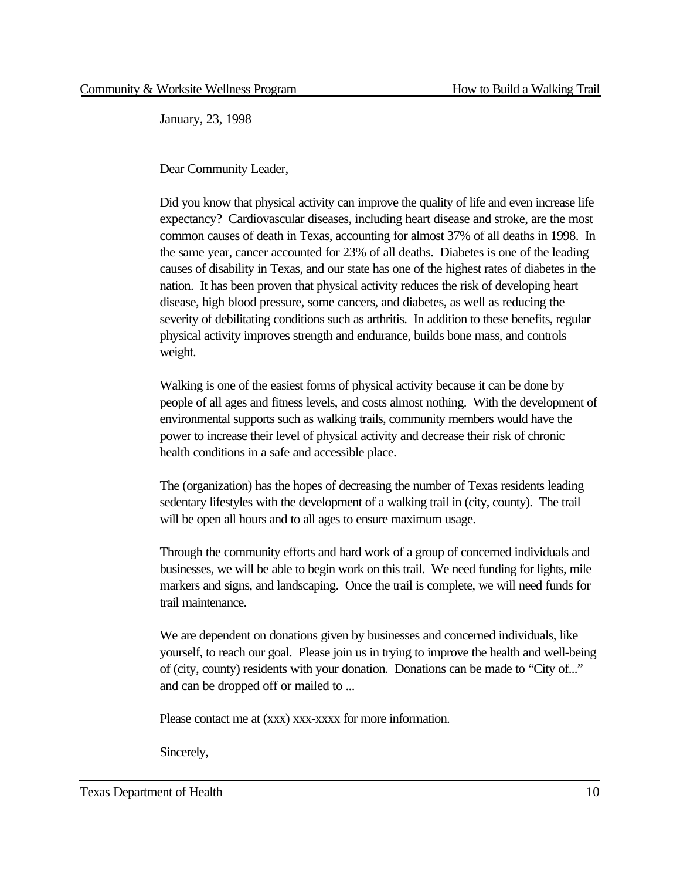January, 23, 1998

Dear Community Leader,

Did you know that physical activity can improve the quality of life and even increase life expectancy? Cardiovascular diseases, including heart disease and stroke, are the most common causes of death in Texas, accounting for almost 37% of all deaths in 1998. In the same year, cancer accounted for 23% of all deaths. Diabetes is one of the leading causes of disability in Texas, and our state has one of the highest rates of diabetes in the nation. It has been proven that physical activity reduces the risk of developing heart disease, high blood pressure, some cancers, and diabetes, as well as reducing the severity of debilitating conditions such as arthritis. In addition to these benefits, regular physical activity improves strength and endurance, builds bone mass, and controls weight.

Walking is one of the easiest forms of physical activity because it can be done by people of all ages and fitness levels, and costs almost nothing. With the development of environmental supports such as walking trails, community members would have the power to increase their level of physical activity and decrease their risk of chronic health conditions in a safe and accessible place.

The (organization) has the hopes of decreasing the number of Texas residents leading sedentary lifestyles with the development of a walking trail in (city, county). The trail will be open all hours and to all ages to ensure maximum usage.

Through the community efforts and hard work of a group of concerned individuals and businesses, we will be able to begin work on this trail. We need funding for lights, mile markers and signs, and landscaping. Once the trail is complete, we will need funds for trail maintenance.

We are dependent on donations given by businesses and concerned individuals, like yourself, to reach our goal. Please join us in trying to improve the health and well-being of (city, county) residents with your donation. Donations can be made to "City of..." and can be dropped off or mailed to ...

Please contact me at (xxx) xxx-xxxx for more information.

Sincerely,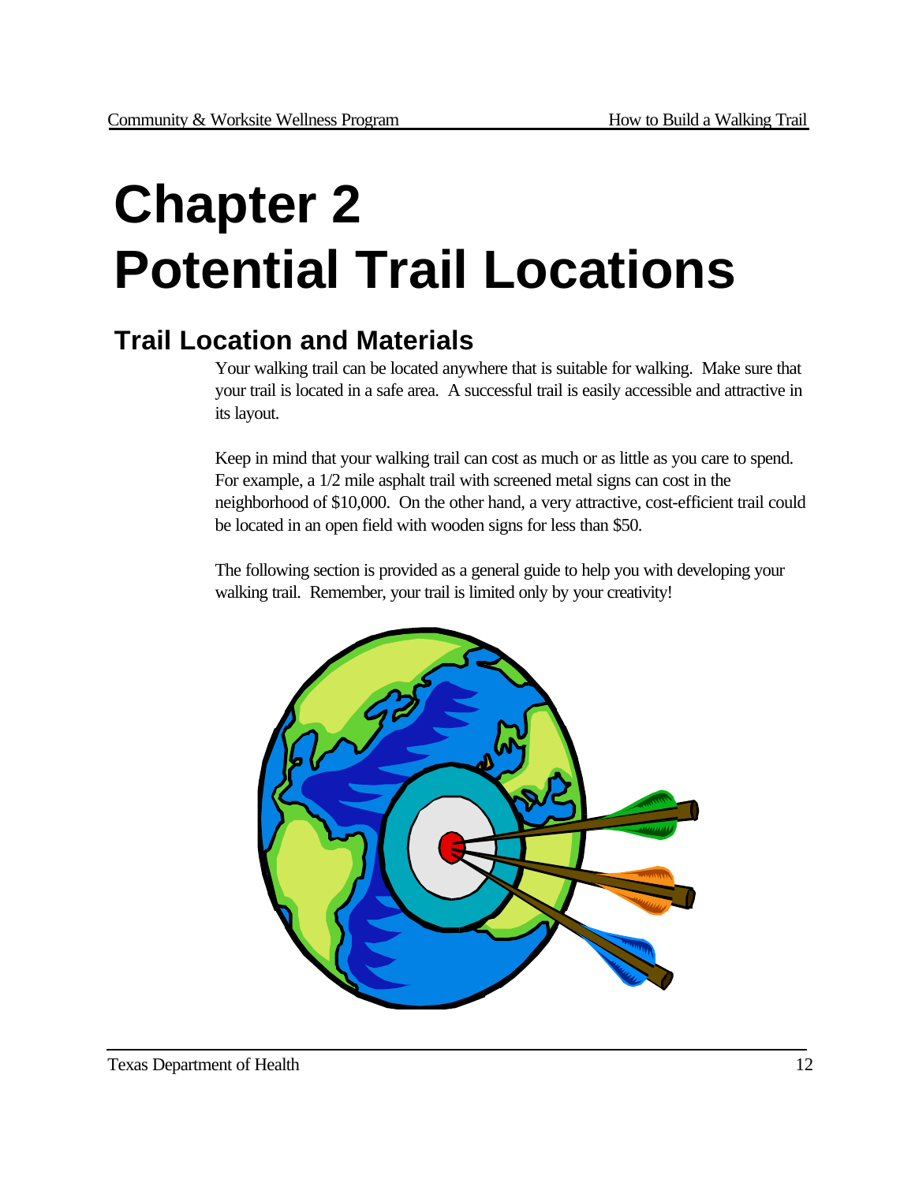# Chapter 2
# Potential Trail Locations

## Trail Location and Materials

Your walking trail can be located anywhere that is suitable for walking. Make sure that your trail is located in a safe area. A successful trail is easily accessible and attractive in its layout.

Keep in mind that your walking trail can cost as much or as little as you care to spend. For example, a 1/2 mile asphalt trail with screened metal signs can cost in the neighborhood of $10,000. On the other hand, a very attractive, cost-efficient trail could be located in an open field with wooden signs for less than $50.

The following section is provided as a general guide to help you with developing your walking trail. Remember, your trail is limited only by your creativity!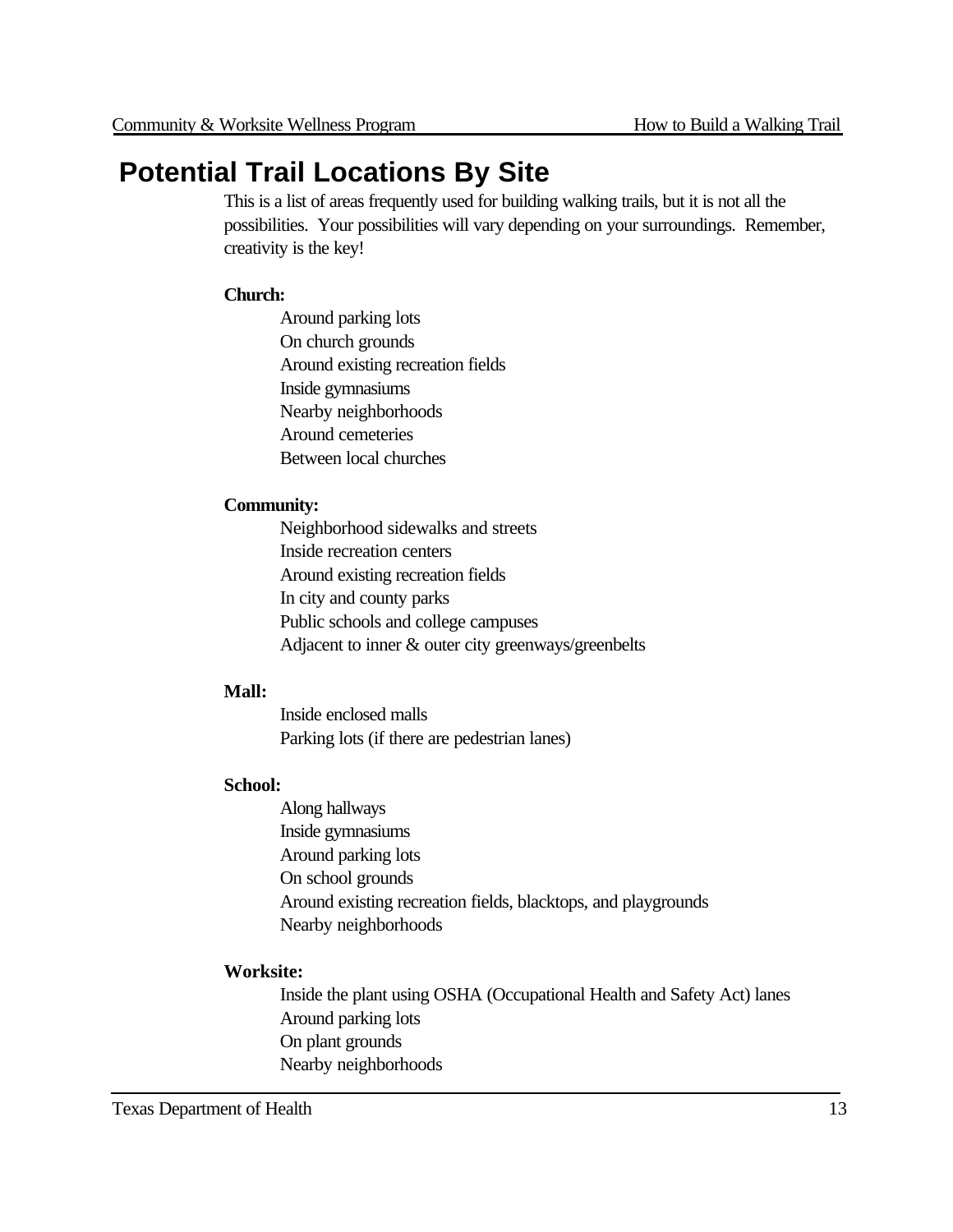# Potential Trail Locations By Site

This is a list of areas frequently used for building walking trails, but it is not all the possibilities. Your possibilities will vary depending on your surroundings. Remember, creativity is the key!

**Church:**

- Around parking lots
- On church grounds
- Around existing recreation fields
- Inside gymnasiums
- Nearby neighborhoods
- Around cemeteries
- Between local churches

**Community:**

- Neighborhood sidewalks and streets
- Inside recreation centers
- Around existing recreation fields
- In city and county parks
- Public schools and college campuses
- Adjacent to inner & outer city greenways/greenbelts

**Mall:**

- Inside enclosed malls
- Parking lots (if there are pedestrian lanes)

**School:**

- Along hallways
- Inside gymnasiums
- Around parking lots
- On school grounds
- Around existing recreation fields, blacktops, and playgrounds
- Nearby neighborhoods

**Worksite:**

- Inside the plant using OSHA (Occupational Health and Safety Act) lanes
- Around parking lots
- On plant grounds
- Nearby neighborhoods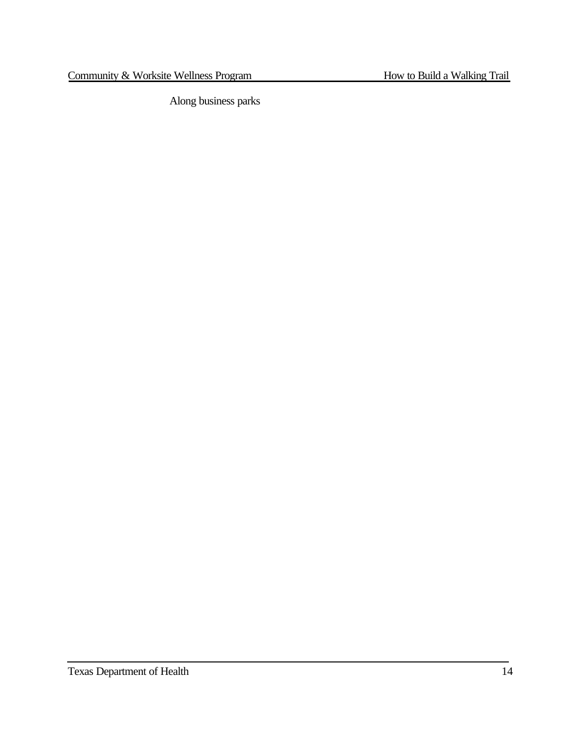Along business parks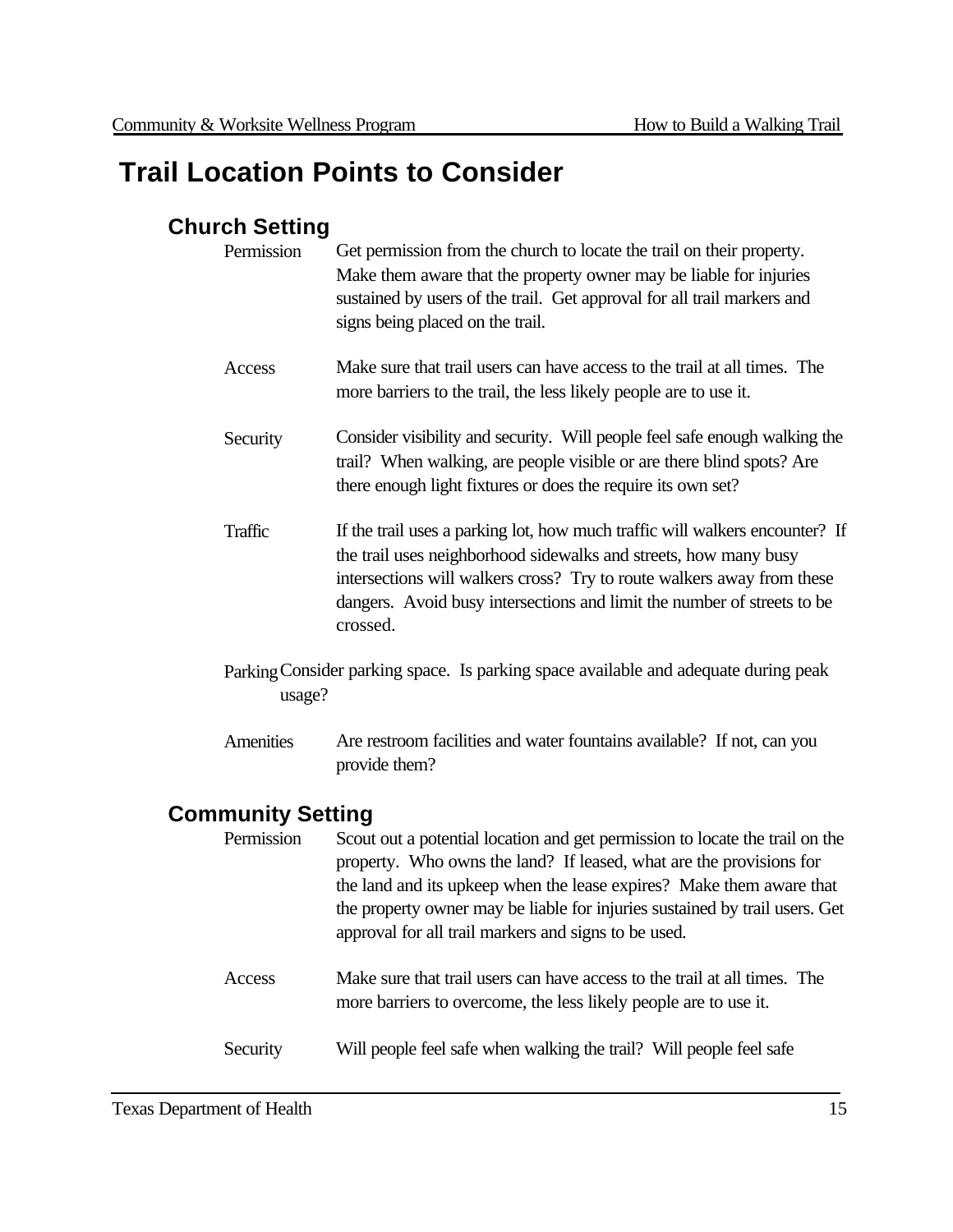# Trail Location Points to Consider

## Church Setting

Permission Get permission from the church to locate the trail on their property. Make them aware that the property owner may be liable for injuries sustained by users of the trail. Get approval for all trail markers and signs being placed on the trail.

Access Make sure that trail users can have access to the trail at all times. The more barriers to the trail, the less likely people are to use it.

Security Consider visibility and security. Will people feel safe enough walking the trail? When walking, are people visible or are there blind spots? Are there enough light fixtures or does the require its own set?

Traffic If the trail uses a parking lot, how much traffic will walkers encounter? If the trail uses neighborhood sidewalks and streets, how many busy intersections will walkers cross? Try to route walkers away from these dangers. Avoid busy intersections and limit the number of streets to be crossed.

Parking Consider parking space. Is parking space available and adequate during peak usage?

Amenities Are restroom facilities and water fountains available? If not, can you provide them?

## Community Setting

Permission Scout out a potential location and get permission to locate the trail on the property. Who owns the land? If leased, what are the provisions for the land and its upkeep when the lease expires? Make them aware that the property owner may be liable for injuries sustained by trail users. Get approval for all trail markers and signs to be used.

Access Make sure that trail users can have access to the trail at all times. The more barriers to overcome, the less likely people are to use it.

Security Will people feel safe when walking the trail? Will people feel safe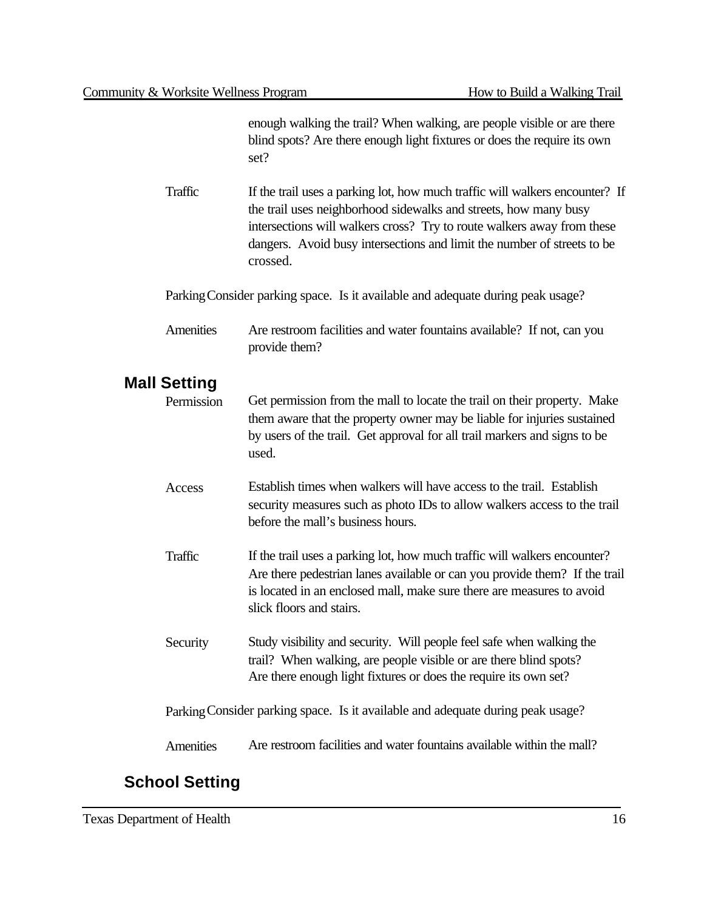enough walking the trail? When walking, are people visible or are there blind spots? Are there enough light fixtures or does the require its own set?

Traffic — If the trail uses a parking lot, how much traffic will walkers encounter? If the trail uses neighborhood sidewalks and streets, how many busy intersections will walkers cross? Try to route walkers away from these dangers. Avoid busy intersections and limit the number of streets to be crossed.

Parking — Consider parking space. Is it available and adequate during peak usage?

Amenities — Are restroom facilities and water fountains available? If not, can you provide them?

## Mall Setting

Permission — Get permission from the mall to locate the trail on their property. Make them aware that the property owner may be liable for injuries sustained by users of the trail. Get approval for all trail markers and signs to be used.

Access — Establish times when walkers will have access to the trail. Establish security measures such as photo IDs to allow walkers access to the trail before the mall's business hours.

Traffic — If the trail uses a parking lot, how much traffic will walkers encounter? Are there pedestrian lanes available or can you provide them? If the trail is located in an enclosed mall, make sure there are measures to avoid slick floors and stairs.

Security — Study visibility and security. Will people feel safe when walking the trail? When walking, are people visible or are there blind spots? Are there enough light fixtures or does the require its own set?

Parking — Consider parking space. Is it available and adequate during peak usage?

Amenities — Are restroom facilities and water fountains available within the mall?

## School Setting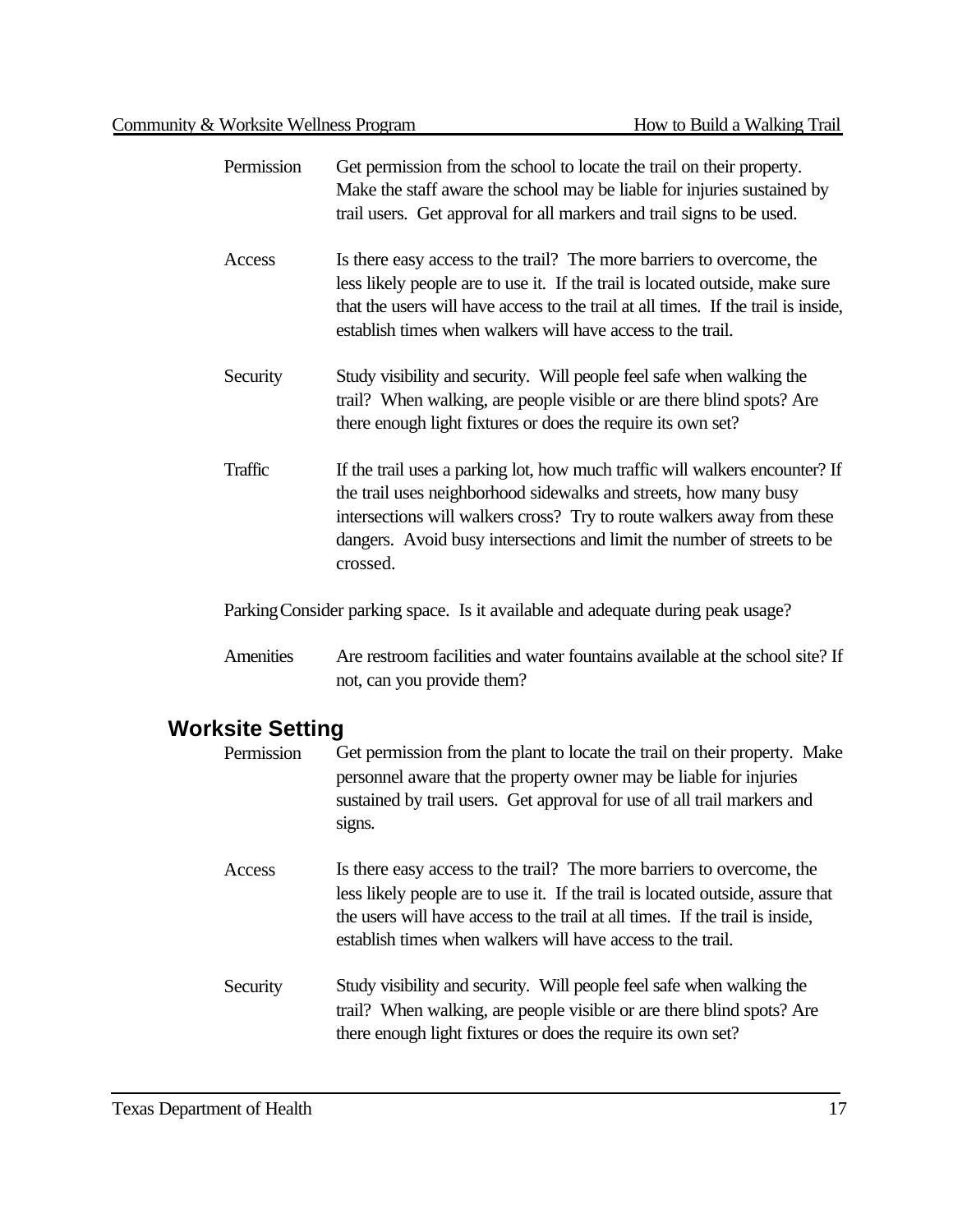**Permission** — Get permission from the school to locate the trail on their property. Make the staff aware the school may be liable for injuries sustained by trail users. Get approval for all markers and trail signs to be used.

**Access** — Is there easy access to the trail? The more barriers to overcome, the less likely people are to use it. If the trail is located outside, make sure that the users will have access to the trail at all times. If the trail is inside, establish times when walkers will have access to the trail.

**Security** — Study visibility and security. Will people feel safe when walking the trail? When walking, are people visible or are there blind spots? Are there enough light fixtures or does the require its own set?

**Traffic** — If the trail uses a parking lot, how much traffic will walkers encounter? If the trail uses neighborhood sidewalks and streets, how many busy intersections will walkers cross? Try to route walkers away from these dangers. Avoid busy intersections and limit the number of streets to be crossed.

**Parking** — Consider parking space. Is it available and adequate during peak usage?

**Amenities** — Are restroom facilities and water fountains available at the school site? If not, can you provide them?

## Worksite Setting

**Permission** — Get permission from the plant to locate the trail on their property. Make personnel aware that the property owner may be liable for injuries sustained by trail users. Get approval for use of all trail markers and signs.

**Access** — Is there easy access to the trail? The more barriers to overcome, the less likely people are to use it. If the trail is located outside, assure that the users will have access to the trail at all times. If the trail is inside, establish times when walkers will have access to the trail.

**Security** — Study visibility and security. Will people feel safe when walking the trail? When walking, are people visible or are there blind spots? Are there enough light fixtures or does the require its own set?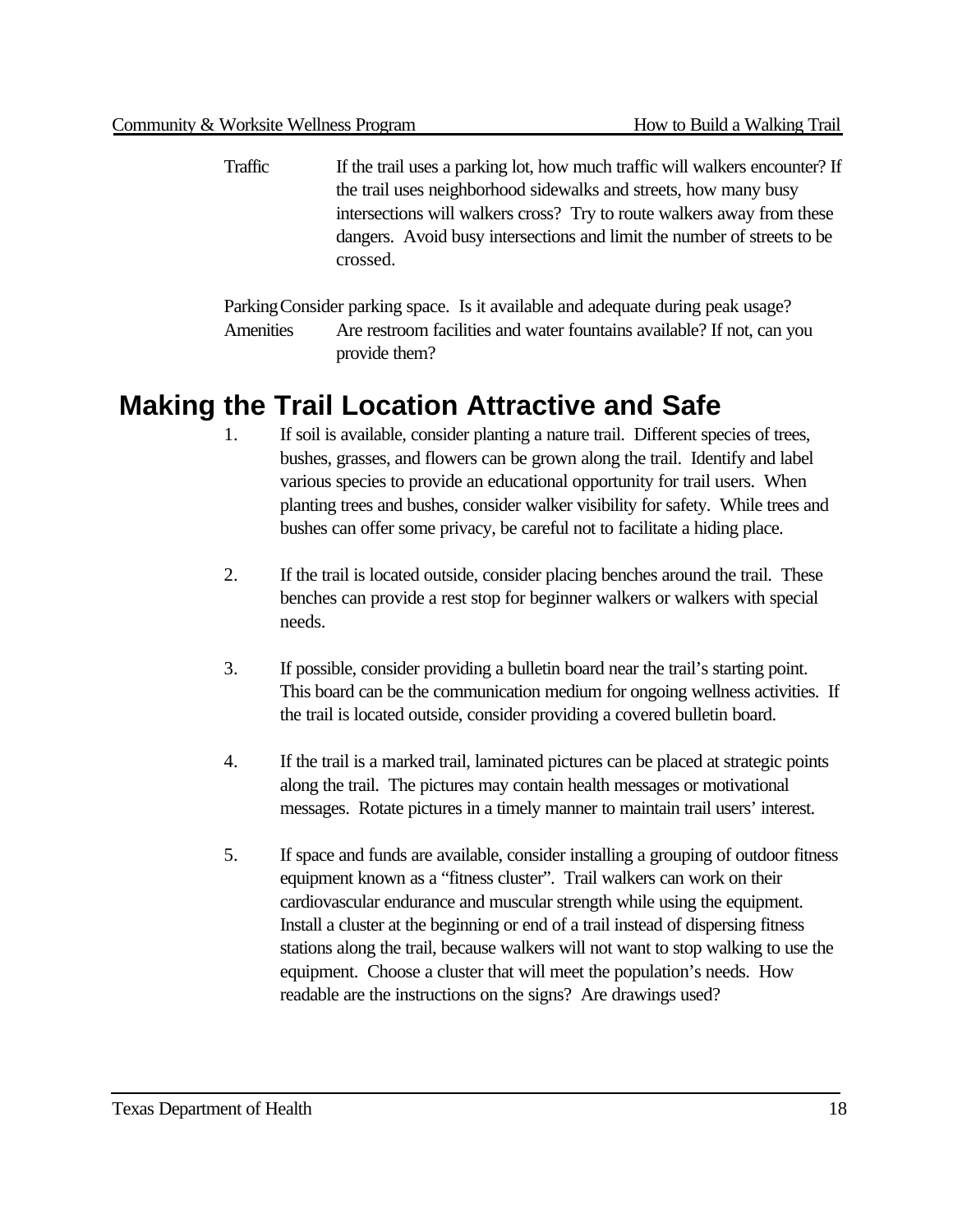Traffic If the trail uses a parking lot, how much traffic will walkers encounter? If the trail uses neighborhood sidewalks and streets, how many busy intersections will walkers cross? Try to route walkers away from these dangers. Avoid busy intersections and limit the number of streets to be crossed.

Parking Consider parking space. Is it available and adequate during peak usage?

Amenities Are restroom facilities and water fountains available? If not, can you provide them?

# Making the Trail Location Attractive and Safe

1. If soil is available, consider planting a nature trail. Different species of trees, bushes, grasses, and flowers can be grown along the trail. Identify and label various species to provide an educational opportunity for trail users. When planting trees and bushes, consider walker visibility for safety. While trees and bushes can offer some privacy, be careful not to facilitate a hiding place.

2. If the trail is located outside, consider placing benches around the trail. These benches can provide a rest stop for beginner walkers or walkers with special needs.

3. If possible, consider providing a bulletin board near the trail's starting point. This board can be the communication medium for ongoing wellness activities. If the trail is located outside, consider providing a covered bulletin board.

4. If the trail is a marked trail, laminated pictures can be placed at strategic points along the trail. The pictures may contain health messages or motivational messages. Rotate pictures in a timely manner to maintain trail users' interest.

5. If space and funds are available, consider installing a grouping of outdoor fitness equipment known as a "fitness cluster". Trail walkers can work on their cardiovascular endurance and muscular strength while using the equipment. Install a cluster at the beginning or end of a trail instead of dispersing fitness stations along the trail, because walkers will not want to stop walking to use the equipment. Choose a cluster that will meet the population's needs. How readable are the instructions on the signs? Are drawings used?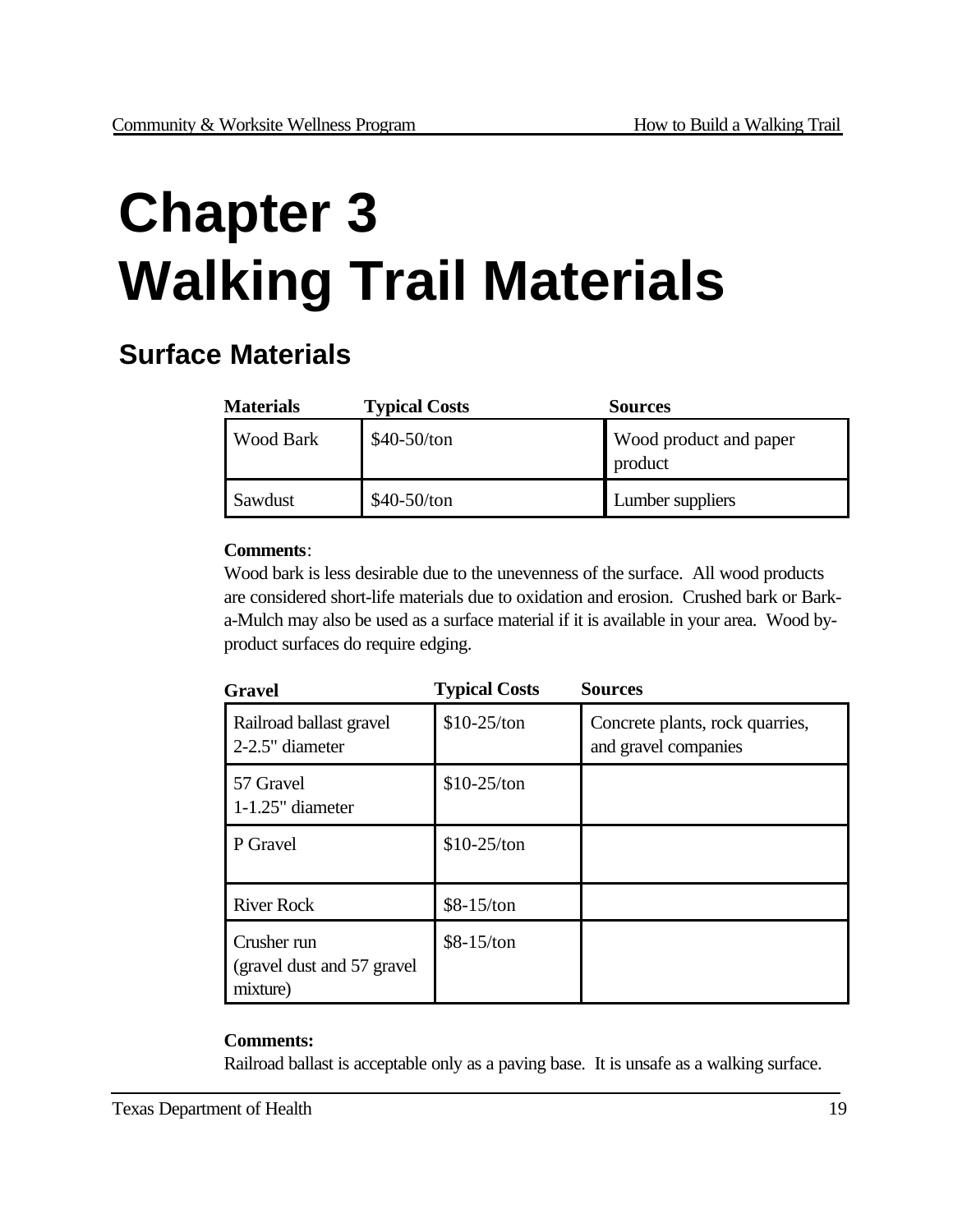# Chapter 3
# Walking Trail Materials

## Surface Materials

| Materials | Typical Costs | Sources |
|---|---|---|
| Wood Bark | $40-50/ton | Wood product and paper product |
| Sawdust | $40-50/ton | Lumber suppliers |

**Comments**:
Wood bark is less desirable due to the unevenness of the surface. All wood products are considered short-life materials due to oxidation and erosion. Crushed bark or Bark-a-Mulch may also be used as a surface material if it is available in your area. Wood by-product surfaces do require edging.

| Gravel | Typical Costs | Sources |
|---|---|---|
| Railroad ballast gravel 2-2.5" diameter | $10-25/ton | Concrete plants, rock quarries, and gravel companies |
| 57 Gravel 1-1.25" diameter | $10-25/ton | |
| P Gravel | $10-25/ton | |
| River Rock | $8-15/ton | |
| Crusher run (gravel dust and 57 gravel mixture) | $8-15/ton | |

**Comments:**
Railroad ballast is acceptable only as a paving base. It is unsafe as a walking surface.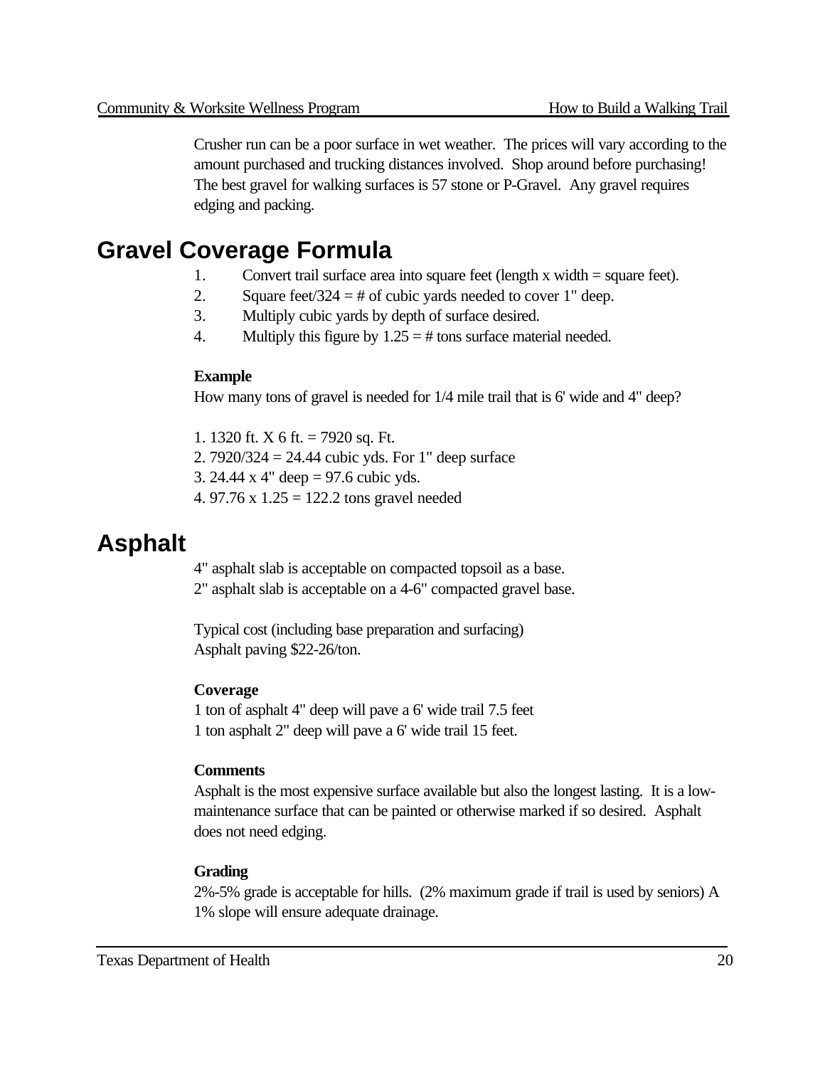Crusher run can be a poor surface in wet weather. The prices will vary according to the amount purchased and trucking distances involved. Shop around before purchasing! The best gravel for walking surfaces is 57 stone or P-Gravel. Any gravel requires edging and packing.

## Gravel Coverage Formula

1. Convert trail surface area into square feet (length x width = square feet).
2. Square feet/324 = # of cubic yards needed to cover 1" deep.
3. Multiply cubic yards by depth of surface desired.
4. Multiply this figure by 1.25 = # tons surface material needed.

**Example**

How many tons of gravel is needed for 1/4 mile trail that is 6' wide and 4" deep?

1. 1320 ft. X 6 ft. = 7920 sq. Ft.
2. 7920/324 = 24.44 cubic yds. For 1" deep surface
3. 24.44 x 4" deep = 97.6 cubic yds.
4. 97.76 x 1.25 = 122.2 tons gravel needed

## Asphalt

4" asphalt slab is acceptable on compacted topsoil as a base.
2" asphalt slab is acceptable on a 4-6" compacted gravel base.

Typical cost (including base preparation and surfacing)
Asphalt paving $22-26/ton.

**Coverage**

1 ton of asphalt 4" deep will pave a 6' wide trail 7.5 feet
1 ton asphalt 2" deep will pave a 6' wide trail 15 feet.

**Comments**

Asphalt is the most expensive surface available but also the longest lasting. It is a low-maintenance surface that can be painted or otherwise marked if so desired. Asphalt does not need edging.

**Grading**

2%-5% grade is acceptable for hills. (2% maximum grade if trail is used by seniors) A 1% slope will ensure adequate drainage.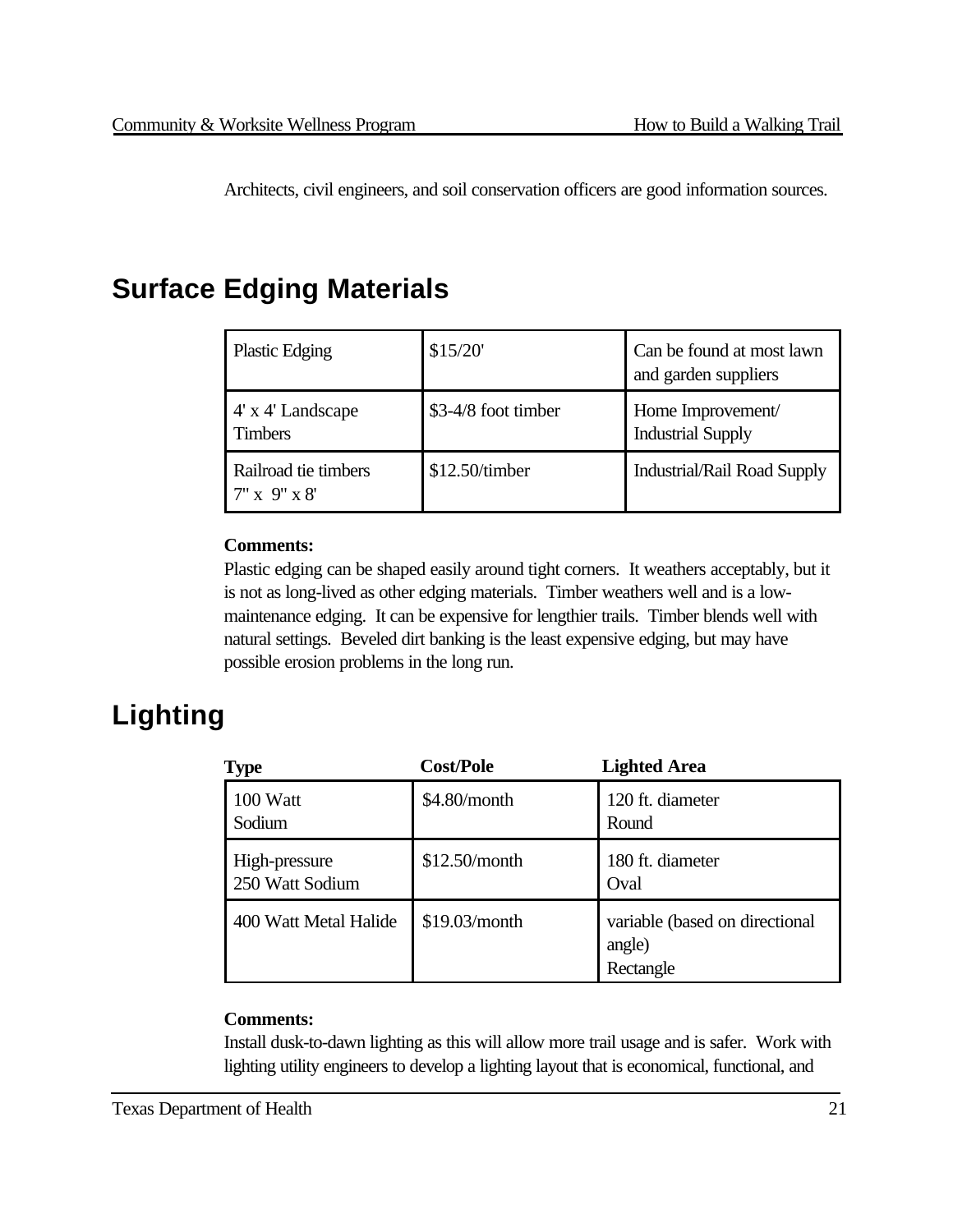Architects, civil engineers, and soil conservation officers are good information sources.

## Surface Edging Materials

| | | |
|---|---|---|
| Plastic Edging | $15/20' | Can be found at most lawn and garden suppliers |
| 4' x 4' Landscape Timbers | $3-4/8 foot timber | Home Improvement/ Industrial Supply |
| Railroad tie timbers 7" x 9" x 8' | $12.50/timber | Industrial/Rail Road Supply |

**Comments:**
Plastic edging can be shaped easily around tight corners. It weathers acceptably, but it is not as long-lived as other edging materials. Timber weathers well and is a low-maintenance edging. It can be expensive for lengthier trails. Timber blends well with natural settings. Beveled dirt banking is the least expensive edging, but may have possible erosion problems in the long run.

## Lighting

| Type | Cost/Pole | Lighted Area |
|---|---|---|
| 100 Watt Sodium | $4.80/month | 120 ft. diameter Round |
| High-pressure 250 Watt Sodium | $12.50/month | 180 ft. diameter Oval |
| 400 Watt Metal Halide | $19.03/month | variable (based on directional angle) Rectangle |

**Comments:**
Install dusk-to-dawn lighting as this will allow more trail usage and is safer. Work with lighting utility engineers to develop a lighting layout that is economical, functional, and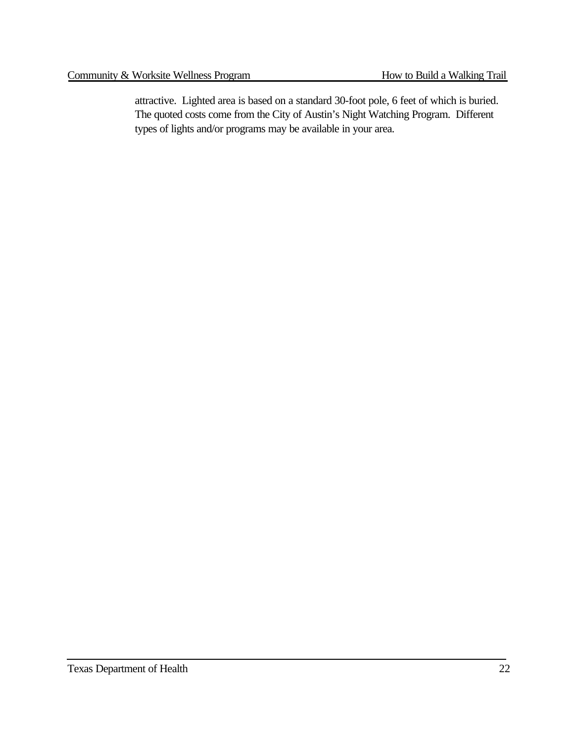attractive. Lighted area is based on a standard 30-foot pole, 6 feet of which is buried. The quoted costs come from the City of Austin's Night Watching Program. Different types of lights and/or programs may be available in your area.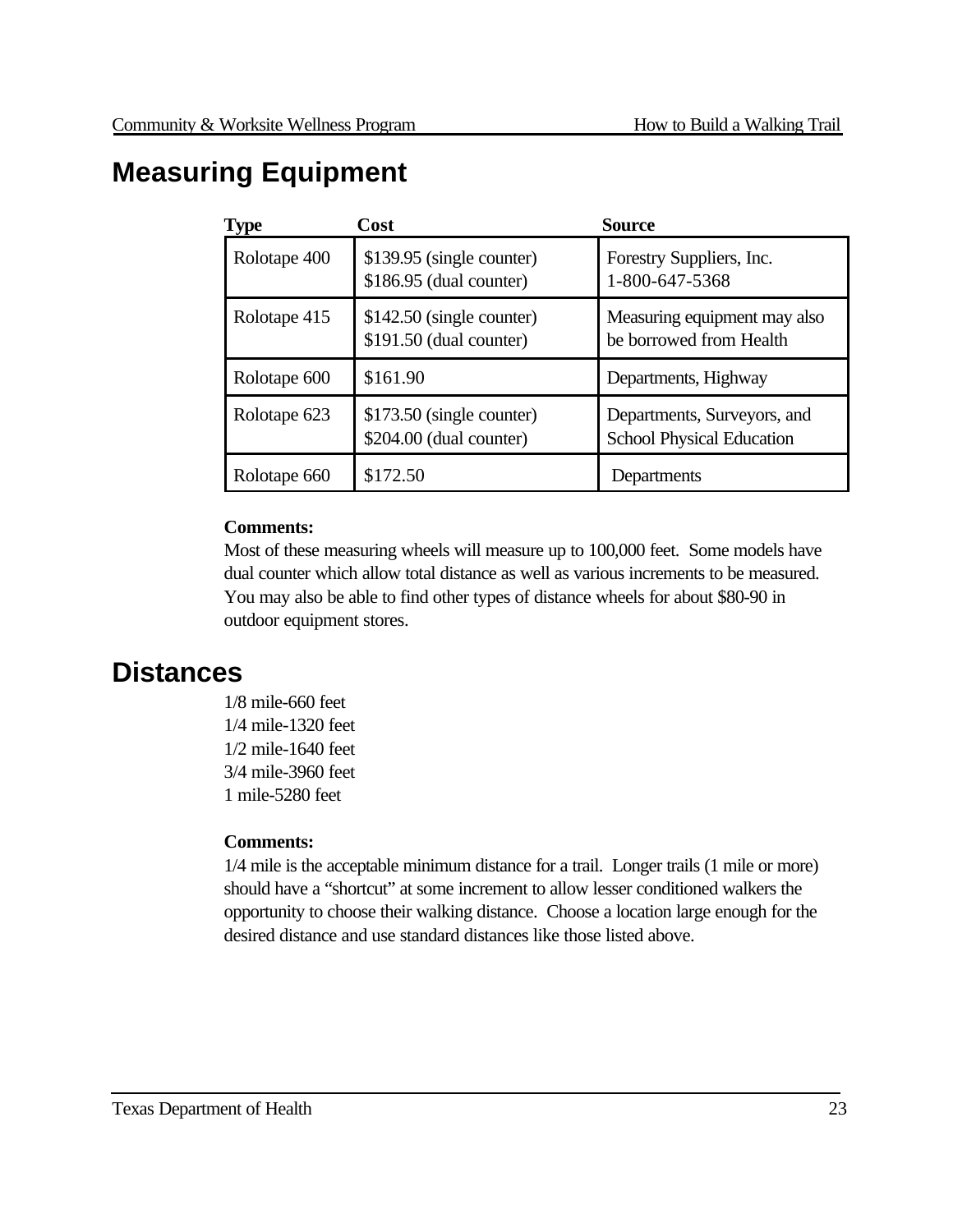## Measuring Equipment

| Type | Cost | Source |
|---|---|---|
| Rolotape 400 | \$139.95 (single counter)<br>\$186.95 (dual counter) | Forestry Suppliers, Inc.<br>1-800-647-5368 |
| Rolotape 415 | \$142.50 (single counter)<br>\$191.50 (dual counter) | Measuring equipment may also be borrowed from Health |
| Rolotape 600 | \$161.90 | Departments, Highway |
| Rolotape 623 | \$173.50 (single counter)<br>\$204.00 (dual counter) | Departments, Surveyors, and School Physical Education |
| Rolotape 660 | \$172.50 | Departments |

**Comments:**
Most of these measuring wheels will measure up to 100,000 feet. Some models have dual counter which allow total distance as well as various increments to be measured. You may also be able to find other types of distance wheels for about \$80-90 in outdoor equipment stores.

## Distances

1/8 mile-660 feet
1/4 mile-1320 feet
1/2 mile-1640 feet
3/4 mile-3960 feet
1 mile-5280 feet

**Comments:**
1/4 mile is the acceptable minimum distance for a trail. Longer trails (1 mile or more) should have a "shortcut" at some increment to allow lesser conditioned walkers the opportunity to choose their walking distance. Choose a location large enough for the desired distance and use standard distances like those listed above.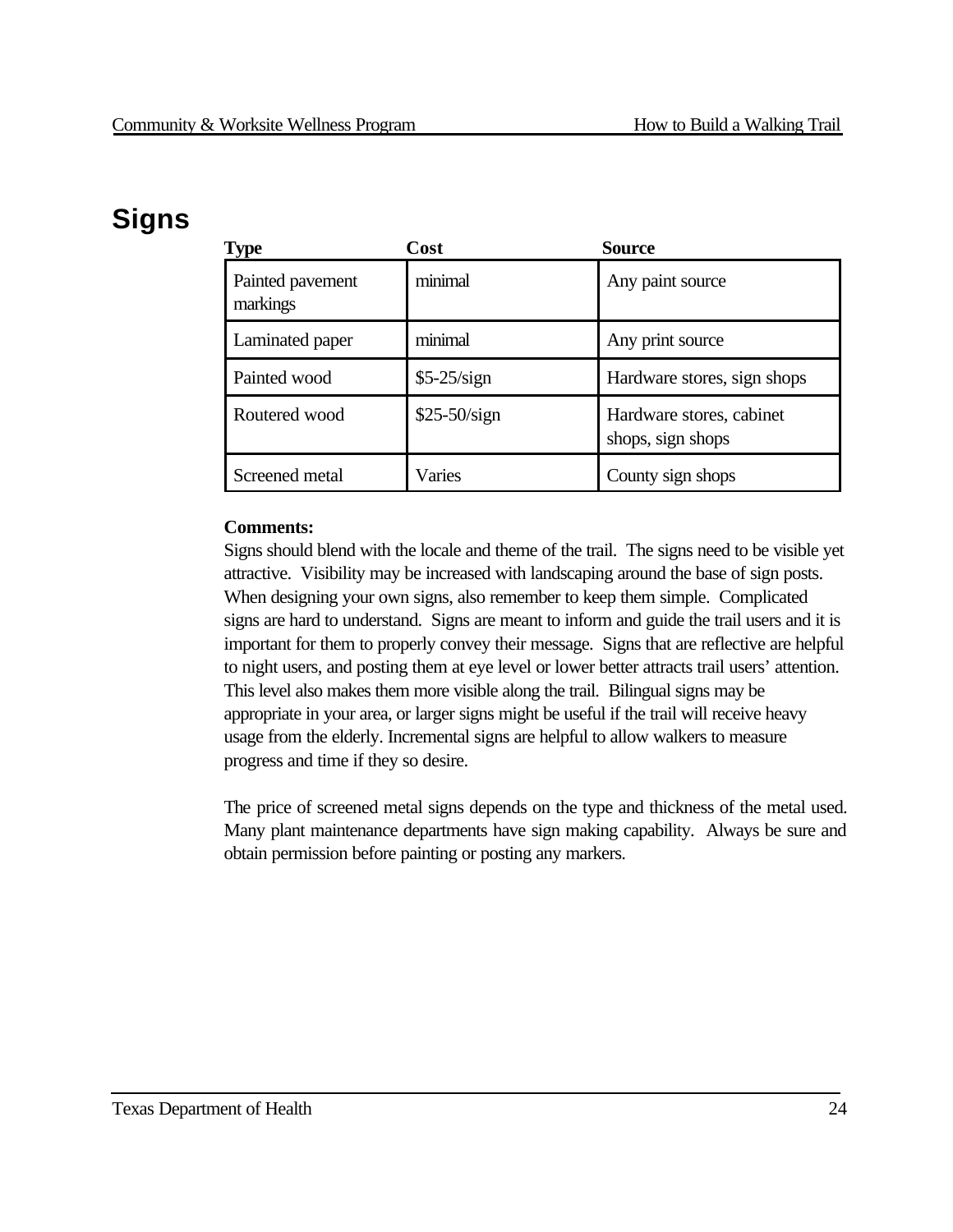# Signs

| Type | Cost | Source |
|---|---|---|
| Painted pavement markings | minimal | Any paint source |
| Laminated paper | minimal | Any print source |
| Painted wood | $5-25/sign | Hardware stores, sign shops |
| Routered wood | $25-50/sign | Hardware stores, cabinet shops, sign shops |
| Screened metal | Varies | County sign shops |

**Comments:**
Signs should blend with the locale and theme of the trail. The signs need to be visible yet attractive. Visibility may be increased with landscaping around the base of sign posts. When designing your own signs, also remember to keep them simple. Complicated signs are hard to understand. Signs are meant to inform and guide the trail users and it is important for them to properly convey their message. Signs that are reflective are helpful to night users, and posting them at eye level or lower better attracts trail users' attention. This level also makes them more visible along the trail. Bilingual signs may be appropriate in your area, or larger signs might be useful if the trail will receive heavy usage from the elderly. Incremental signs are helpful to allow walkers to measure progress and time if they so desire.

The price of screened metal signs depends on the type and thickness of the metal used. Many plant maintenance departments have sign making capability. Always be sure and obtain permission before painting or posting any markers.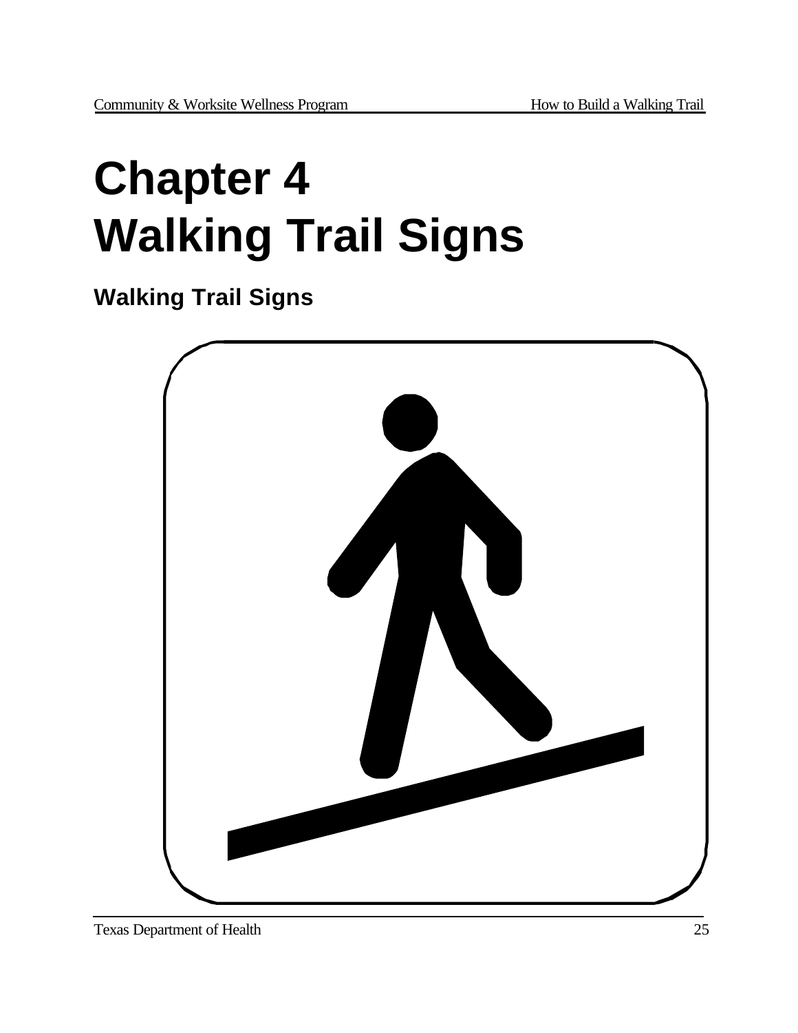# Chapter 4
# Walking Trail Signs

## Walking Trail Signs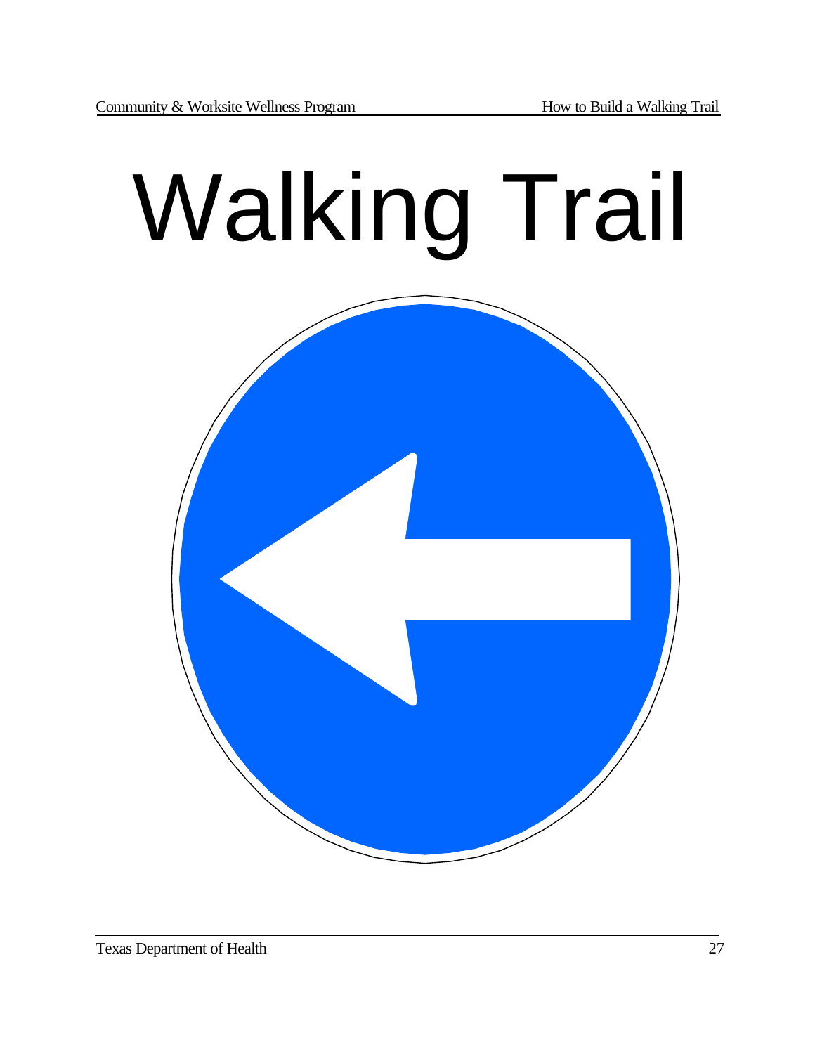# Walking Trail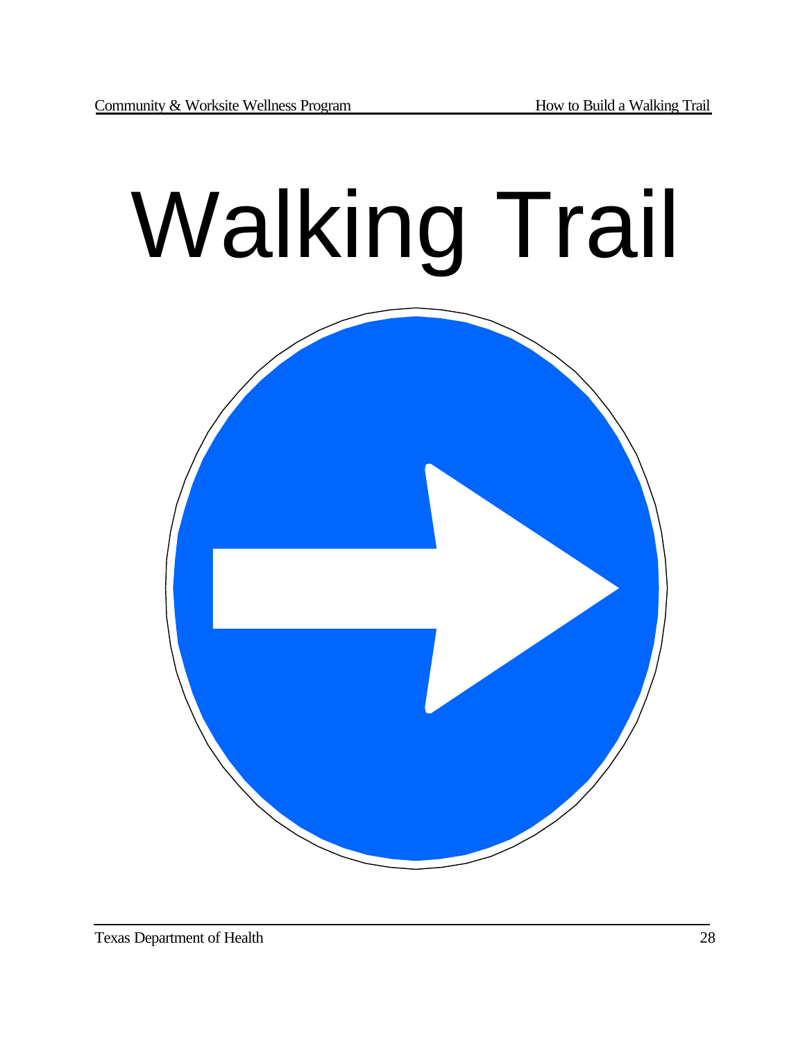# Walking Trail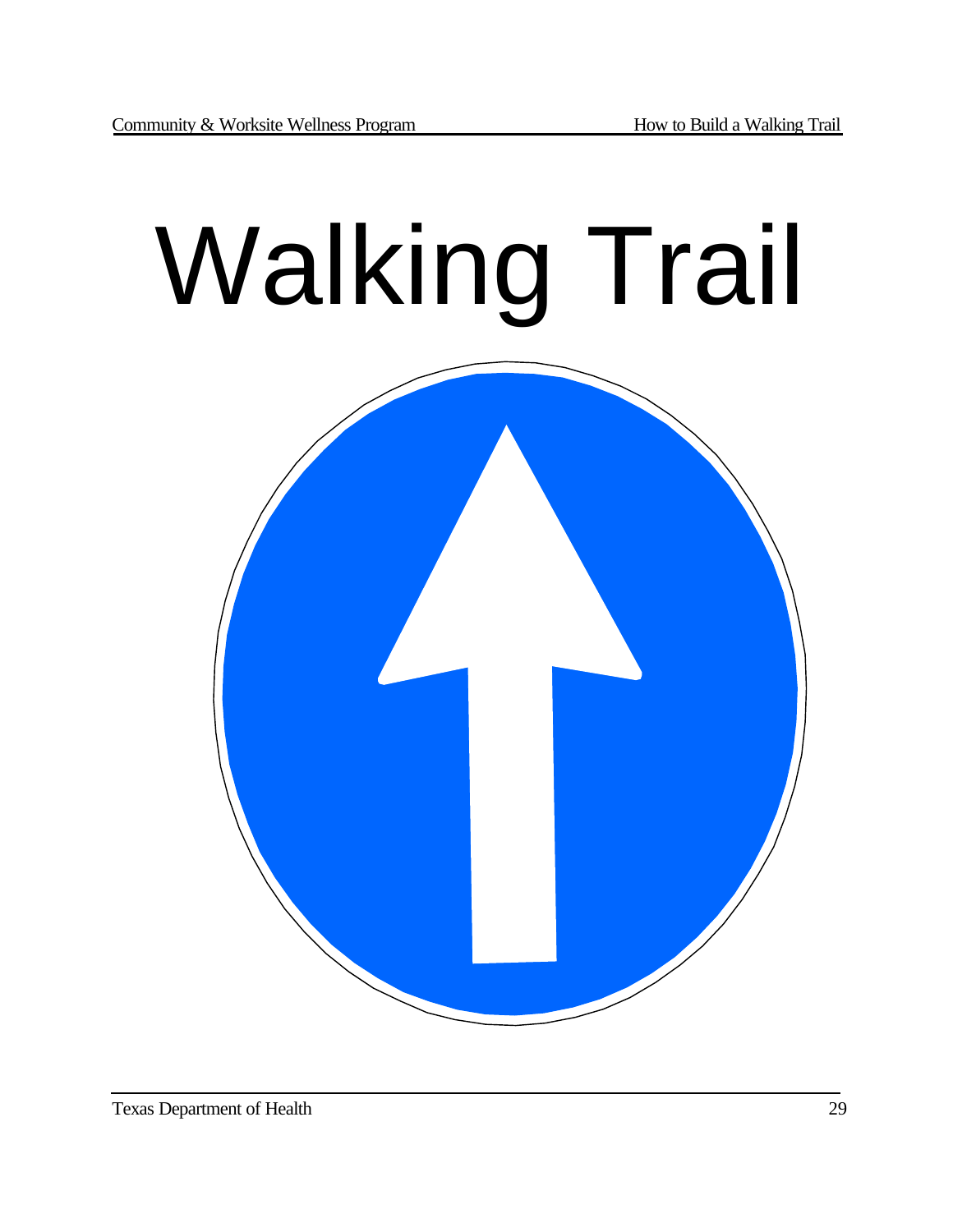# Walking Trail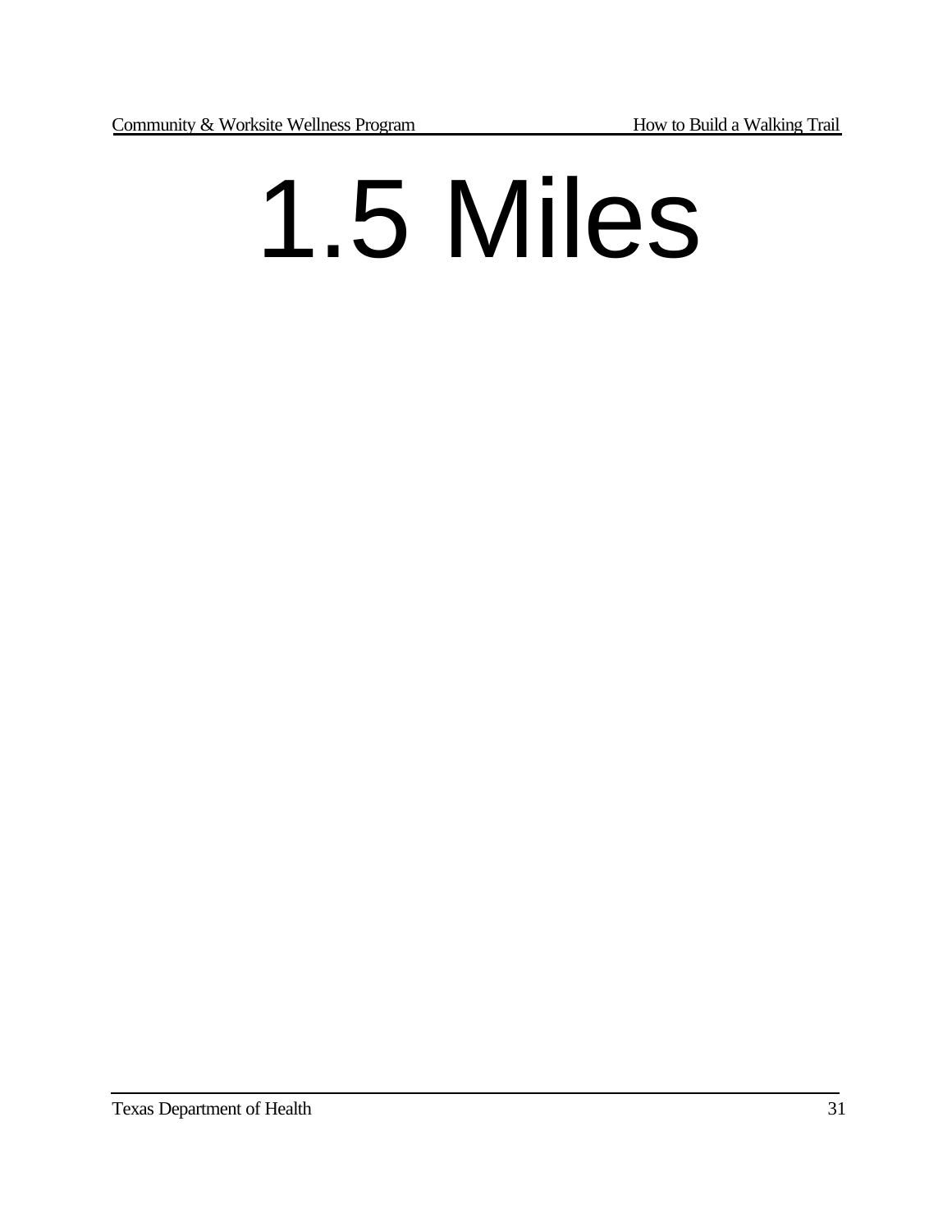# 1.5 Miles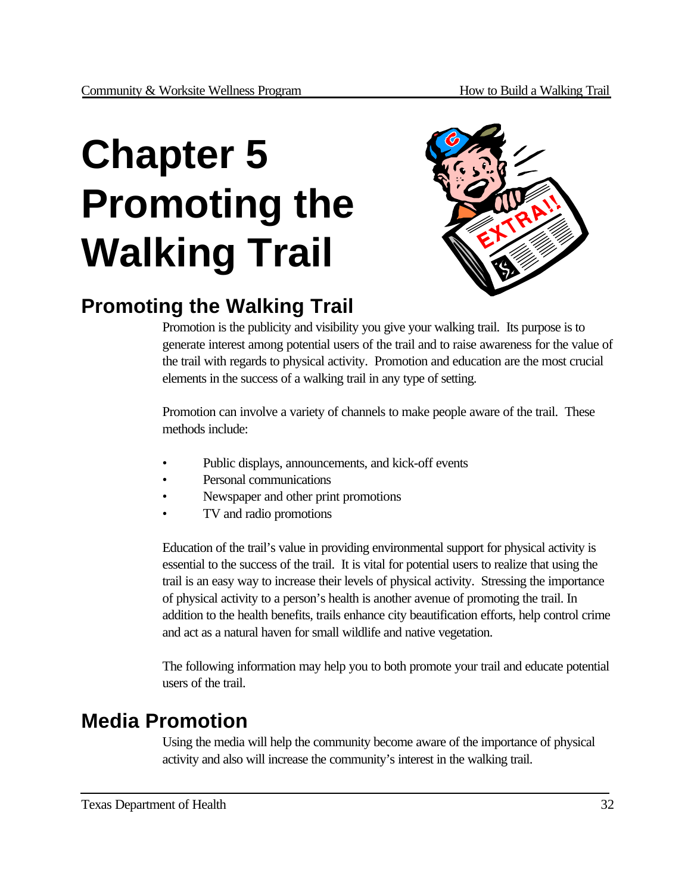# Chapter 5 Promoting the Walking Trail

## Promoting the Walking Trail

Promotion is the publicity and visibility you give your walking trail. Its purpose is to generate interest among potential users of the trail and to raise awareness for the value of the trail with regards to physical activity. Promotion and education are the most crucial elements in the success of a walking trail in any type of setting.

Promotion can involve a variety of channels to make people aware of the trail. These methods include:

- Public displays, announcements, and kick-off events
- Personal communications
- Newspaper and other print promotions
- TV and radio promotions

Education of the trail's value in providing environmental support for physical activity is essential to the success of the trail. It is vital for potential users to realize that using the trail is an easy way to increase their levels of physical activity. Stressing the importance of physical activity to a person's health is another avenue of promoting the trail. In addition to the health benefits, trails enhance city beautification efforts, help control crime and act as a natural haven for small wildlife and native vegetation.

The following information may help you to both promote your trail and educate potential users of the trail.

## Media Promotion

Using the media will help the community become aware of the importance of physical activity and also will increase the community's interest in the walking trail.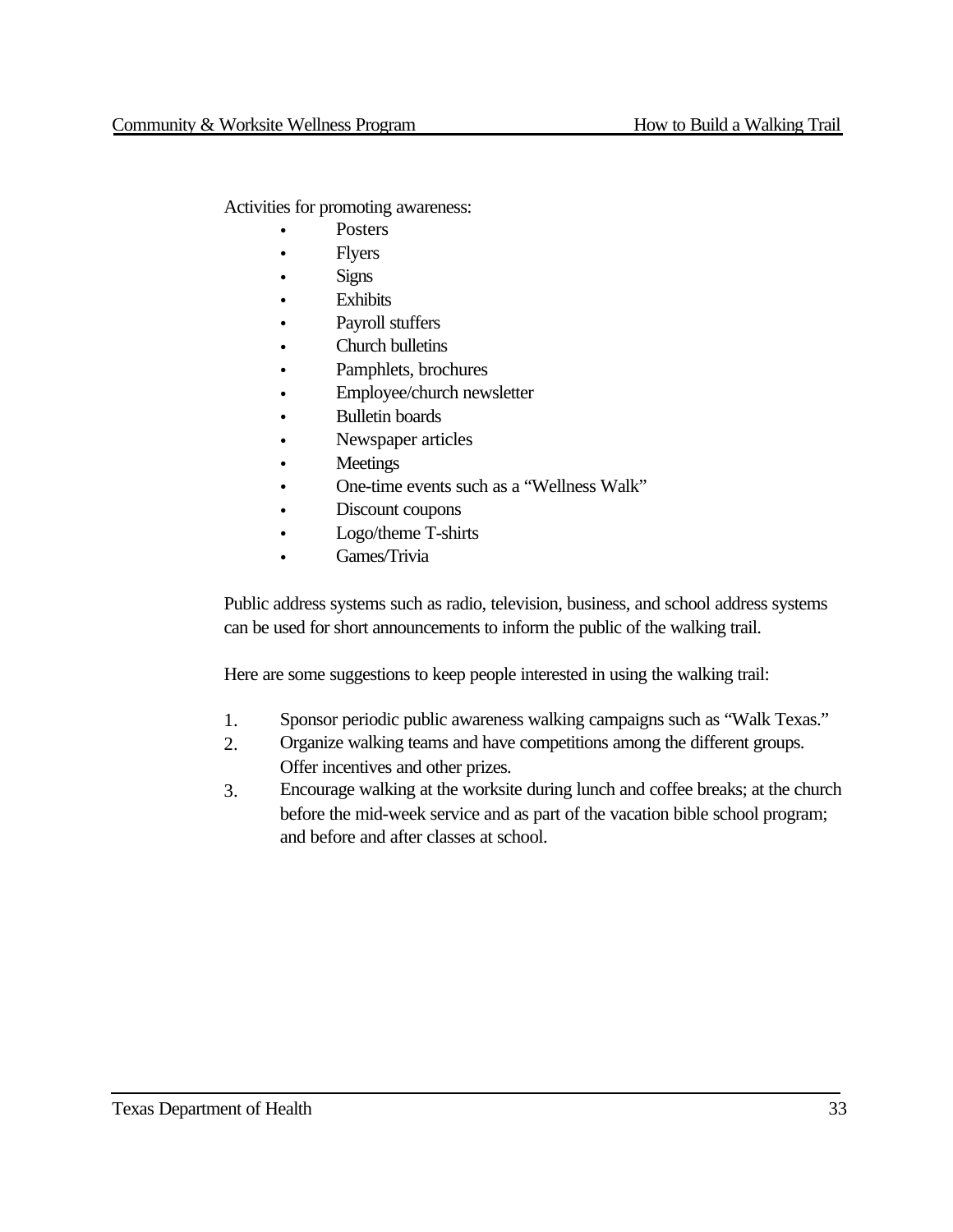Activities for promoting awareness:

- Posters
- Flyers
- Signs
- Exhibits
- Payroll stuffers
- Church bulletins
- Pamphlets, brochures
- Employee/church newsletter
- Bulletin boards
- Newspaper articles
- Meetings
- One-time events such as a "Wellness Walk"
- Discount coupons
- Logo/theme T-shirts
- Games/Trivia

Public address systems such as radio, television, business, and school address systems can be used for short announcements to inform the public of the walking trail.

Here are some suggestions to keep people interested in using the walking trail:

1. Sponsor periodic public awareness walking campaigns such as "Walk Texas."
2. Organize walking teams and have competitions among the different groups. Offer incentives and other prizes.
3. Encourage walking at the worksite during lunch and coffee breaks; at the church before the mid-week service and as part of the vacation bible school program; and before and after classes at school.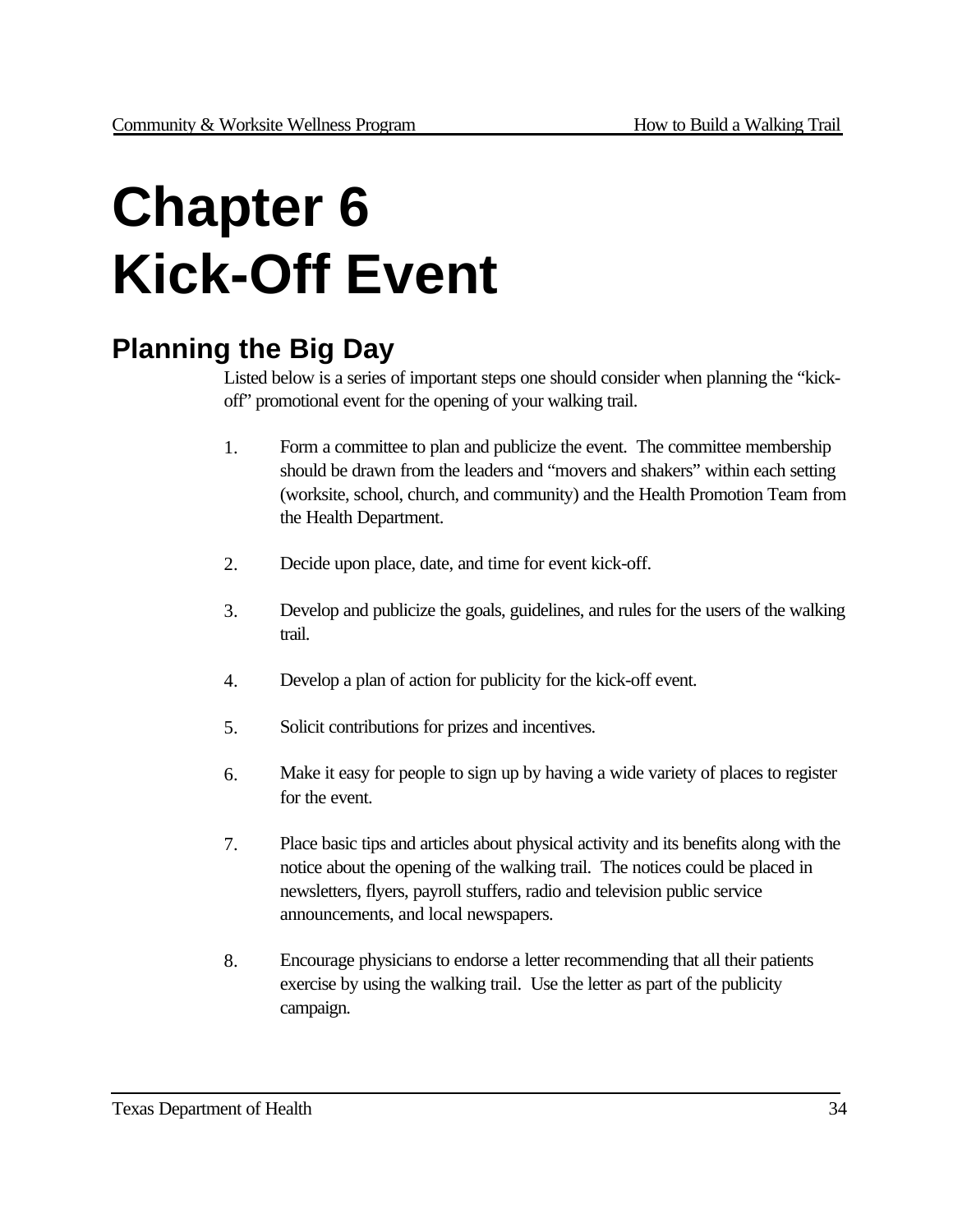# Chapter 6
# Kick-Off Event

## Planning the Big Day

Listed below is a series of important steps one should consider when planning the "kick-off" promotional event for the opening of your walking trail.

1. Form a committee to plan and publicize the event. The committee membership should be drawn from the leaders and "movers and shakers" within each setting (worksite, school, church, and community) and the Health Promotion Team from the Health Department.

2. Decide upon place, date, and time for event kick-off.

3. Develop and publicize the goals, guidelines, and rules for the users of the walking trail.

4. Develop a plan of action for publicity for the kick-off event.

5. Solicit contributions for prizes and incentives.

6. Make it easy for people to sign up by having a wide variety of places to register for the event.

7. Place basic tips and articles about physical activity and its benefits along with the notice about the opening of the walking trail. The notices could be placed in newsletters, flyers, payroll stuffers, radio and television public service announcements, and local newspapers.

8. Encourage physicians to endorse a letter recommending that all their patients exercise by using the walking trail. Use the letter as part of the publicity campaign.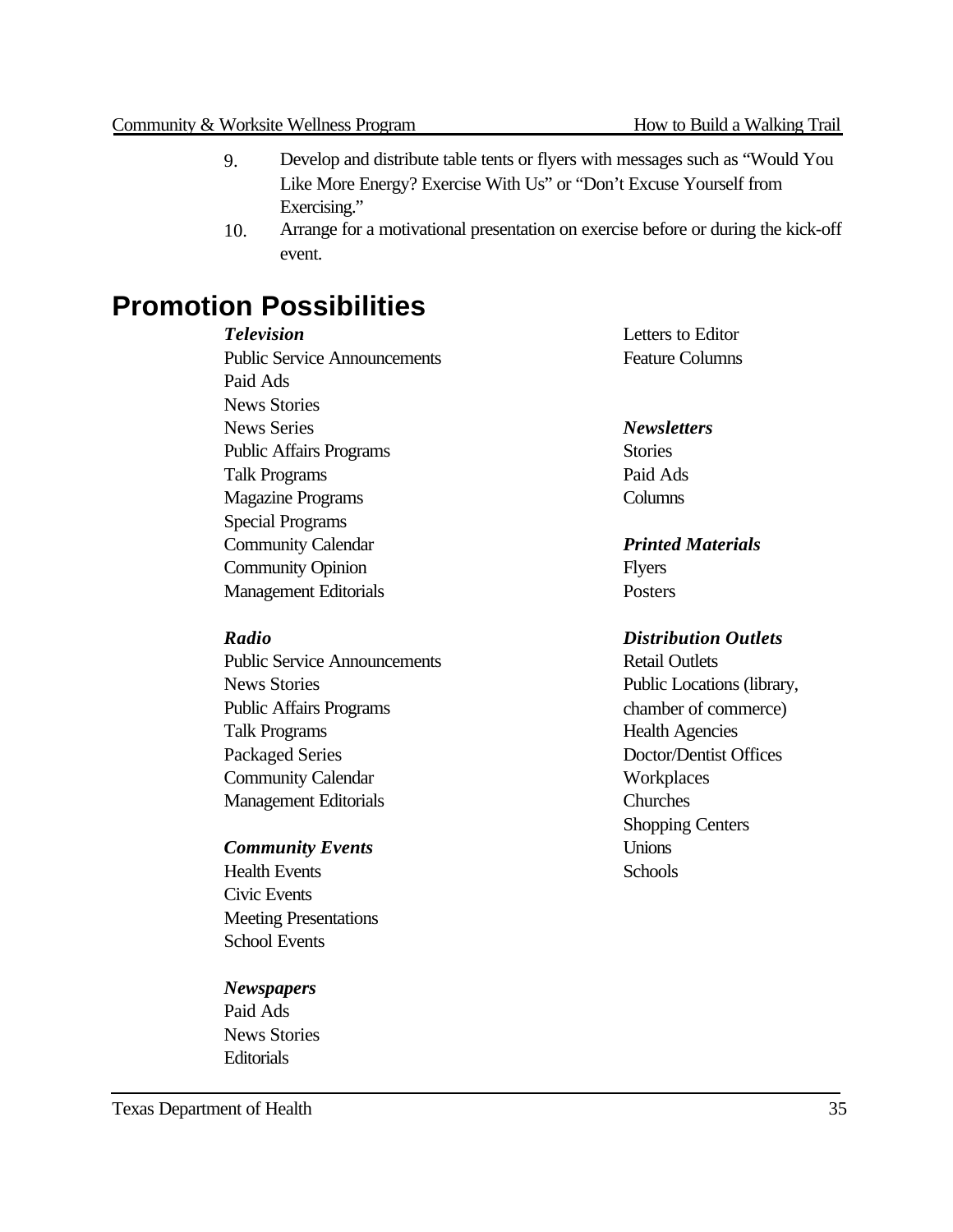9. Develop and distribute table tents or flyers with messages such as "Would You Like More Energy? Exercise With Us" or "Don't Excuse Yourself from Exercising."
10. Arrange for a motivational presentation on exercise before or during the kick-off event.

# Promotion Possibilities

***Television***
Public Service Announcements
Paid Ads
News Stories
News Series
Public Affairs Programs
Talk Programs
Magazine Programs
Special Programs
Community Calendar
Community Opinion
Management Editorials

***Radio***
Public Service Announcements
News Stories
Public Affairs Programs
Talk Programs
Packaged Series
Community Calendar
Management Editorials

***Community Events***
Health Events
Civic Events
Meeting Presentations
School Events

***Newspapers***
Paid Ads
News Stories
Editorials
Letters to Editor
Feature Columns

***Newsletters***
Stories
Paid Ads
Columns

***Printed Materials***
Flyers
Posters

***Distribution Outlets***
Retail Outlets
Public Locations (library, chamber of commerce)
Health Agencies
Doctor/Dentist Offices
Workplaces
Churches
Shopping Centers
Unions
Schools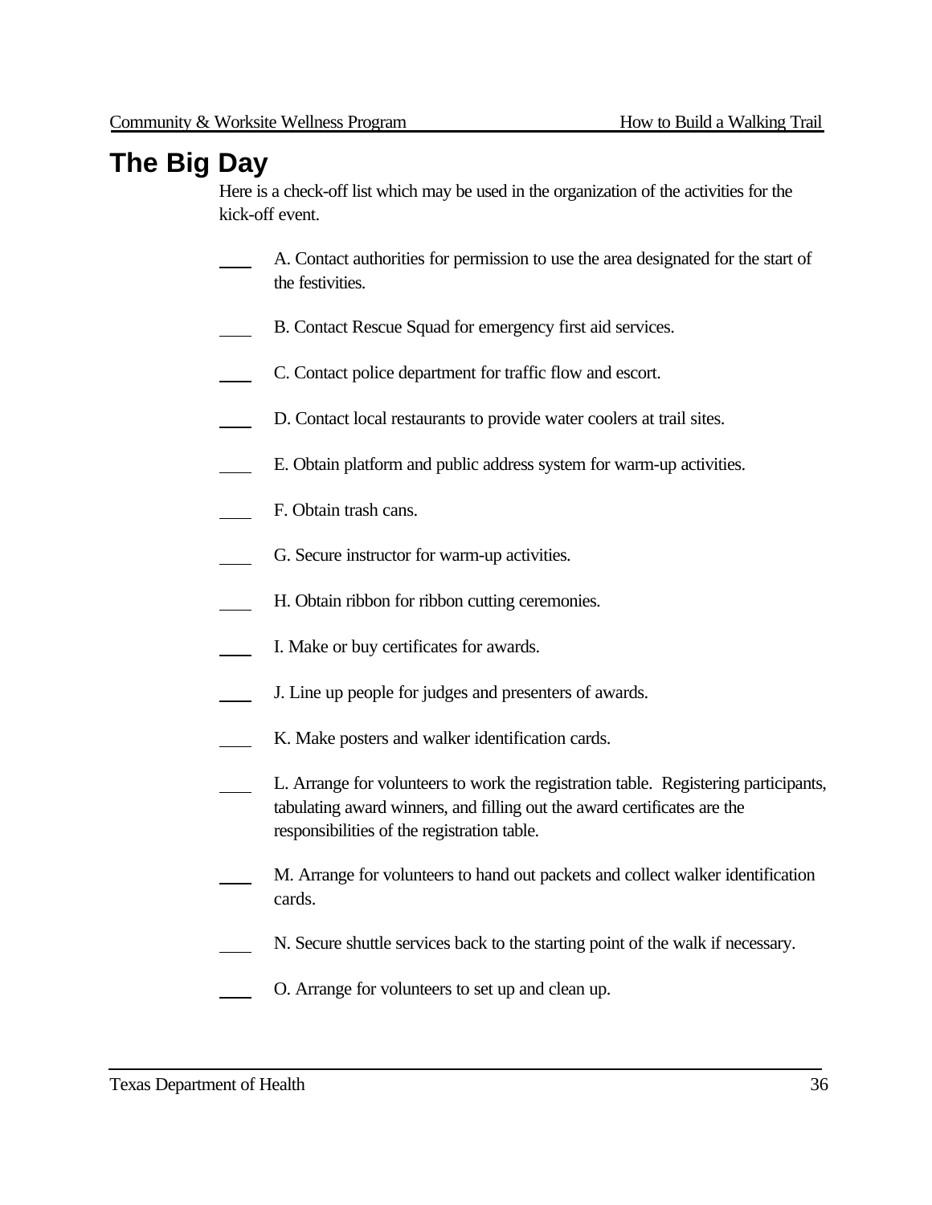# The Big Day

Here is a check-off list which may be used in the organization of the activities for the kick-off event.

____ A. Contact authorities for permission to use the area designated for the start of the festivities.

____ B. Contact Rescue Squad for emergency first aid services.

____ C. Contact police department for traffic flow and escort.

____ D. Contact local restaurants to provide water coolers at trail sites.

____ E. Obtain platform and public address system for warm-up activities.

____ F. Obtain trash cans.

____ G. Secure instructor for warm-up activities.

____ H. Obtain ribbon for ribbon cutting ceremonies.

____ I. Make or buy certificates for awards.

____ J. Line up people for judges and presenters of awards.

____ K. Make posters and walker identification cards.

____ L. Arrange for volunteers to work the registration table. Registering participants, tabulating award winners, and filling out the award certificates are the responsibilities of the registration table.

____ M. Arrange for volunteers to hand out packets and collect walker identification cards.

____ N. Secure shuttle services back to the starting point of the walk if necessary.

____ O. Arrange for volunteers to set up and clean up.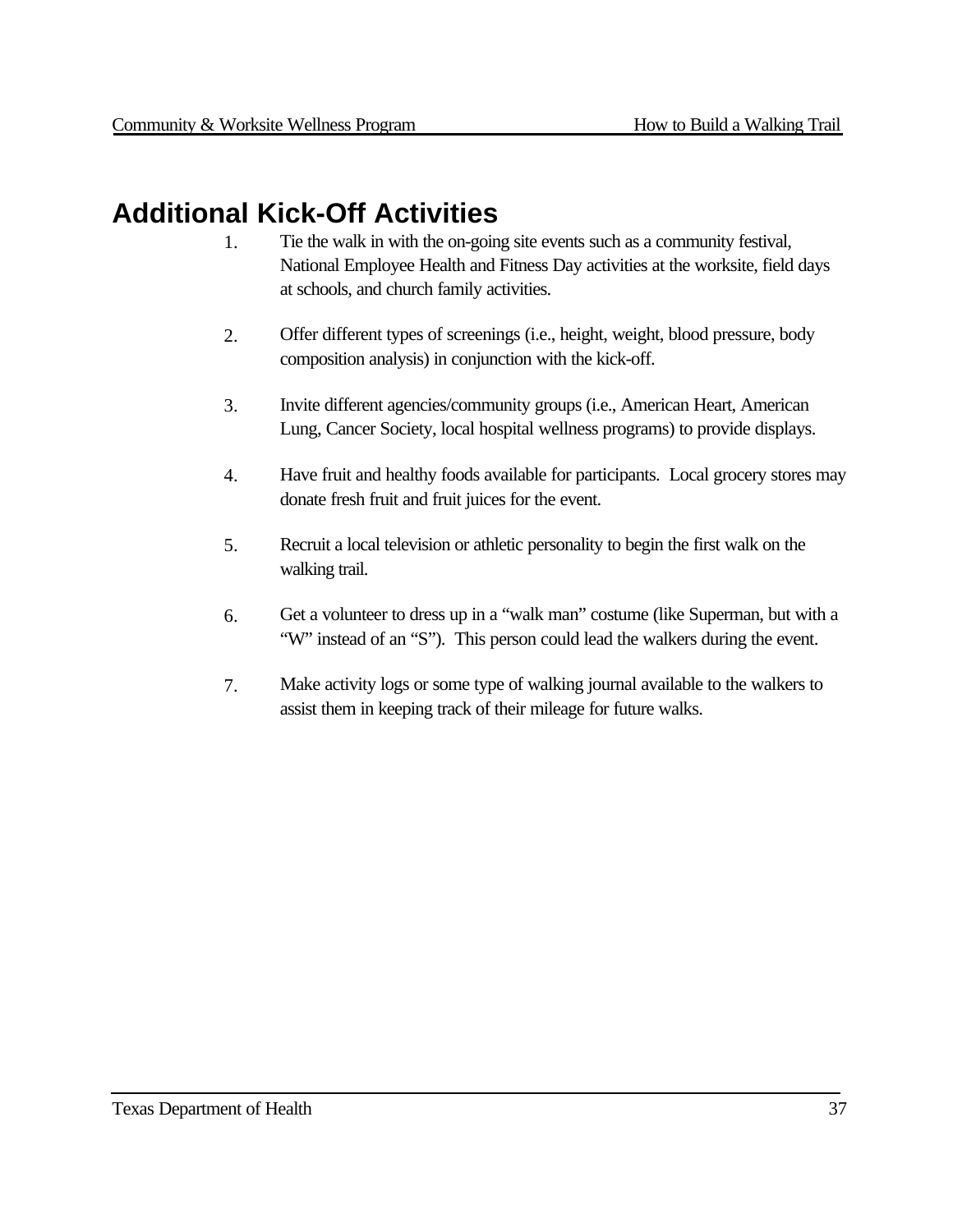# Additional Kick-Off Activities

1. Tie the walk in with the on-going site events such as a community festival, National Employee Health and Fitness Day activities at the worksite, field days at schools, and church family activities.

2. Offer different types of screenings (i.e., height, weight, blood pressure, body composition analysis) in conjunction with the kick-off.

3. Invite different agencies/community groups (i.e., American Heart, American Lung, Cancer Society, local hospital wellness programs) to provide displays.

4. Have fruit and healthy foods available for participants. Local grocery stores may donate fresh fruit and fruit juices for the event.

5. Recruit a local television or athletic personality to begin the first walk on the walking trail.

6. Get a volunteer to dress up in a "walk man" costume (like Superman, but with a "W" instead of an "S"). This person could lead the walkers during the event.

7. Make activity logs or some type of walking journal available to the walkers to assist them in keeping track of their mileage for future walks.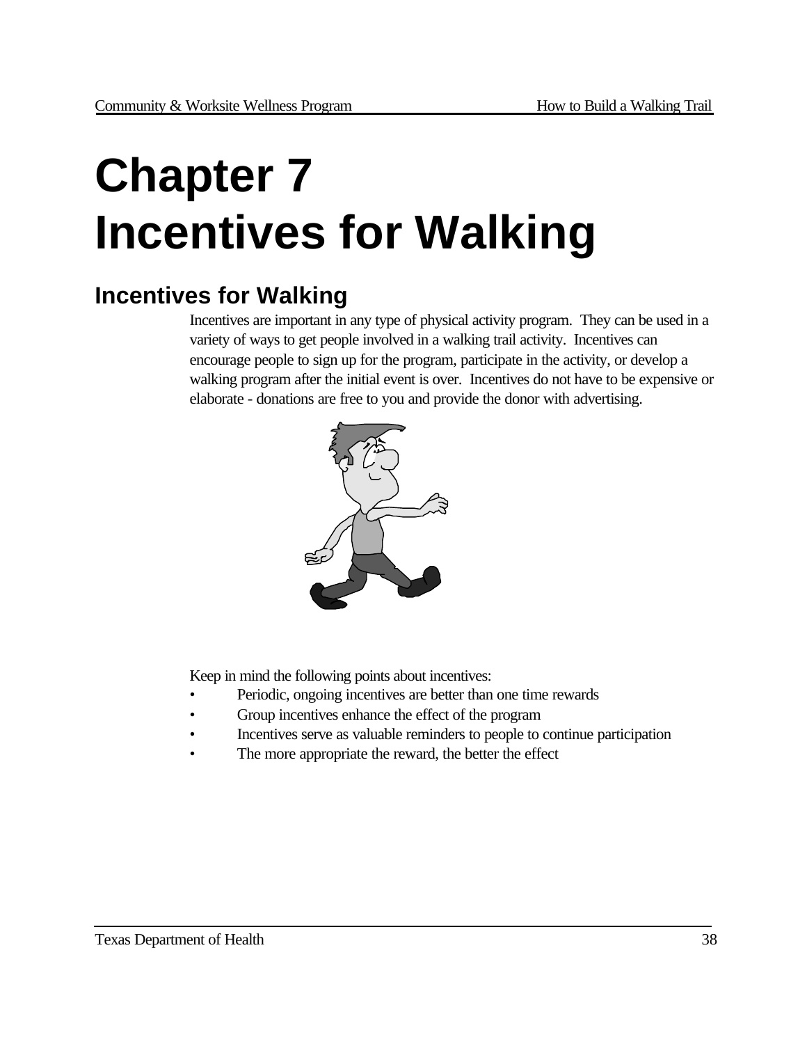# Chapter 7
# Incentives for Walking

## Incentives for Walking

Incentives are important in any type of physical activity program. They can be used in a variety of ways to get people involved in a walking trail activity. Incentives can encourage people to sign up for the program, participate in the activity, or develop a walking program after the initial event is over. Incentives do not have to be expensive or elaborate - donations are free to you and provide the donor with advertising.

Keep in mind the following points about incentives:

- Periodic, ongoing incentives are better than one time rewards
- Group incentives enhance the effect of the program
- Incentives serve as valuable reminders to people to continue participation
- The more appropriate the reward, the better the effect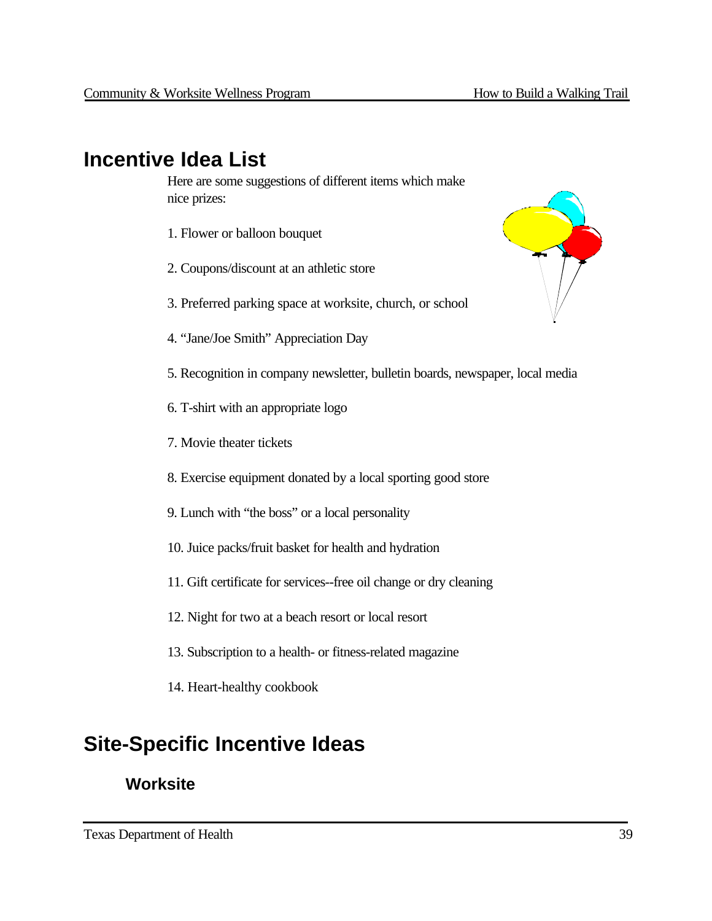# Incentive Idea List

Here are some suggestions of different items which make nice prizes:

1. Flower or balloon bouquet
2. Coupons/discount at an athletic store
3. Preferred parking space at worksite, church, or school
4. “Jane/Joe Smith” Appreciation Day
5. Recognition in company newsletter, bulletin boards, newspaper, local media
6. T-shirt with an appropriate logo
7. Movie theater tickets
8. Exercise equipment donated by a local sporting good store
9. Lunch with “the boss” or a local personality
10. Juice packs/fruit basket for health and hydration
11. Gift certificate for services--free oil change or dry cleaning
12. Night for two at a beach resort or local resort
13. Subscription to a health- or fitness-related magazine
14. Heart-healthy cookbook

# Site-Specific Incentive Ideas

## Worksite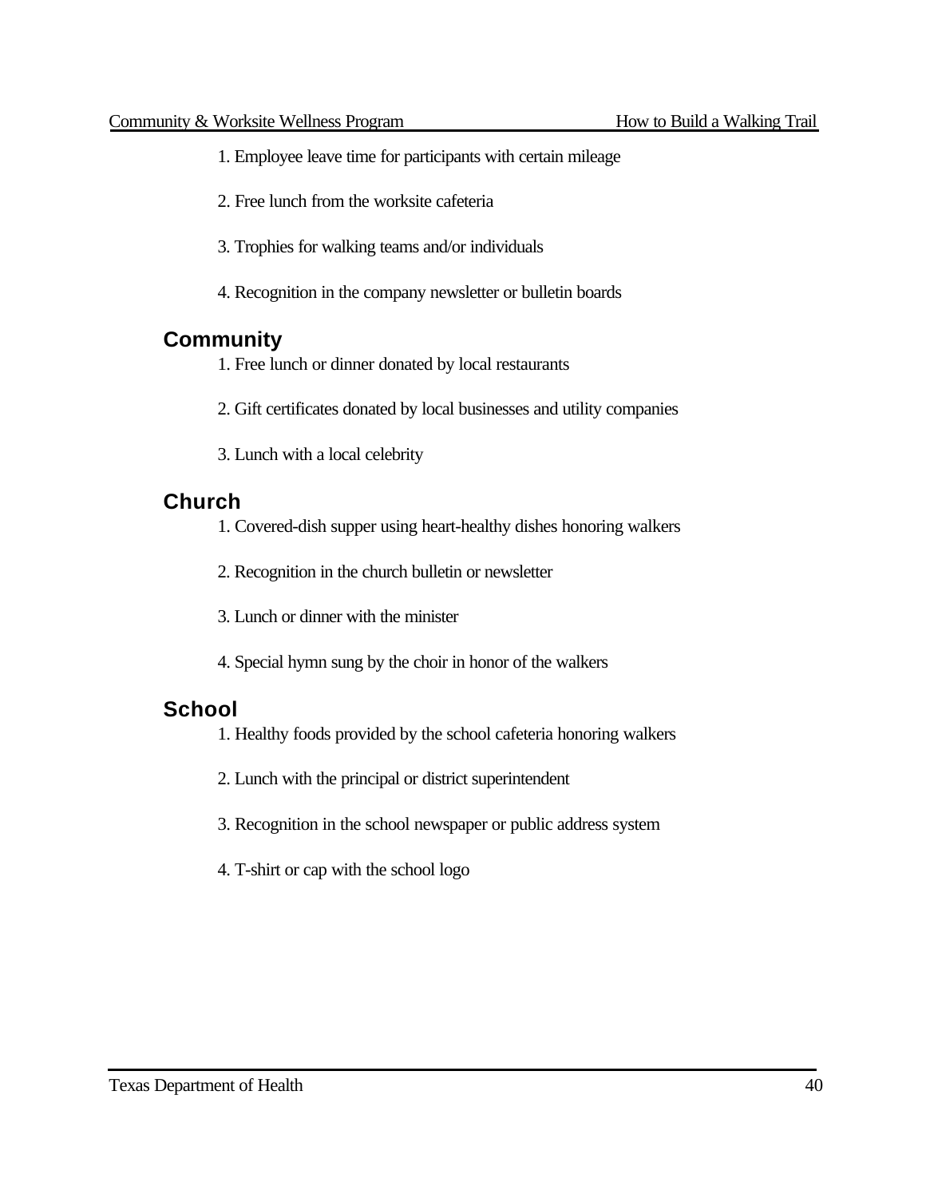1. Employee leave time for participants with certain mileage

2. Free lunch from the worksite cafeteria

3. Trophies for walking teams and/or individuals

4. Recognition in the company newsletter or bulletin boards

## Community

1. Free lunch or dinner donated by local restaurants

2. Gift certificates donated by local businesses and utility companies

3. Lunch with a local celebrity

## Church

1. Covered-dish supper using heart-healthy dishes honoring walkers

2. Recognition in the church bulletin or newsletter

3. Lunch or dinner with the minister

4. Special hymn sung by the choir in honor of the walkers

## School

1. Healthy foods provided by the school cafeteria honoring walkers

2. Lunch with the principal or district superintendent

3. Recognition in the school newspaper or public address system

4. T-shirt or cap with the school logo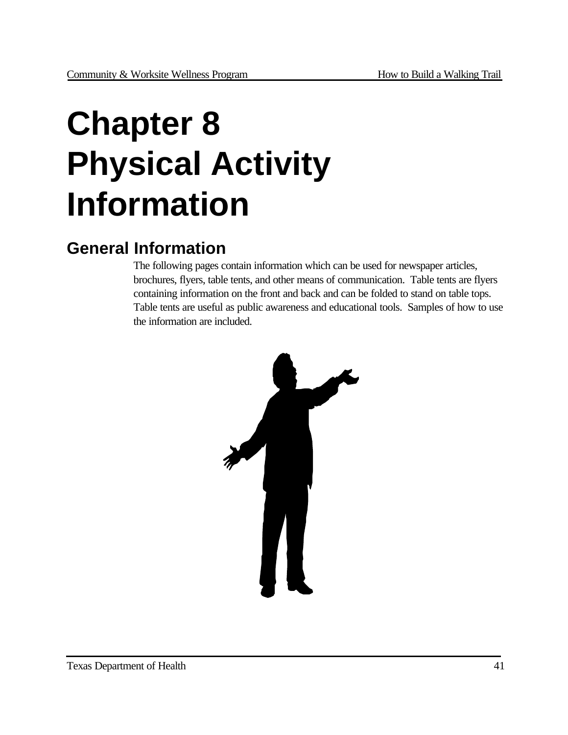# Chapter 8 Physical Activity Information

## General Information

The following pages contain information which can be used for newspaper articles, brochures, flyers, table tents, and other means of communication. Table tents are flyers containing information on the front and back and can be folded to stand on table tops. Table tents are useful as public awareness and educational tools. Samples of how to use the information are included.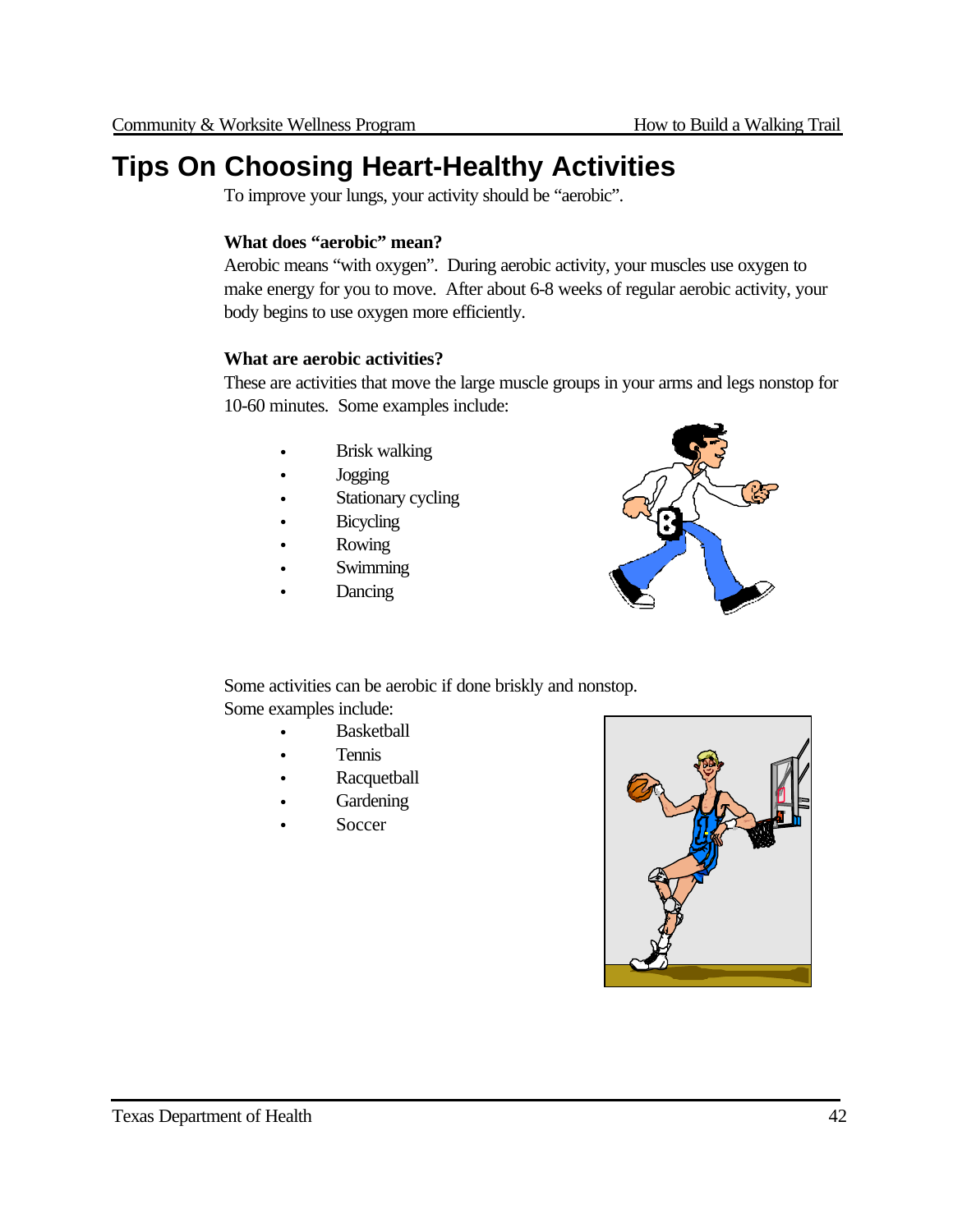# Tips On Choosing Heart-Healthy Activities

To improve your lungs, your activity should be "aerobic".

**What does "aerobic" mean?**

Aerobic means "with oxygen". During aerobic activity, your muscles use oxygen to make energy for you to move. After about 6-8 weeks of regular aerobic activity, your body begins to use oxygen more efficiently.

**What are aerobic activities?**

These are activities that move the large muscle groups in your arms and legs nonstop for 10-60 minutes. Some examples include:

- Brisk walking
- Jogging
- Stationary cycling
- Bicycling
- Rowing
- Swimming
- Dancing

Some activities can be aerobic if done briskly and nonstop. Some examples include:

- Basketball
- Tennis
- Racquetball
- Gardening
- Soccer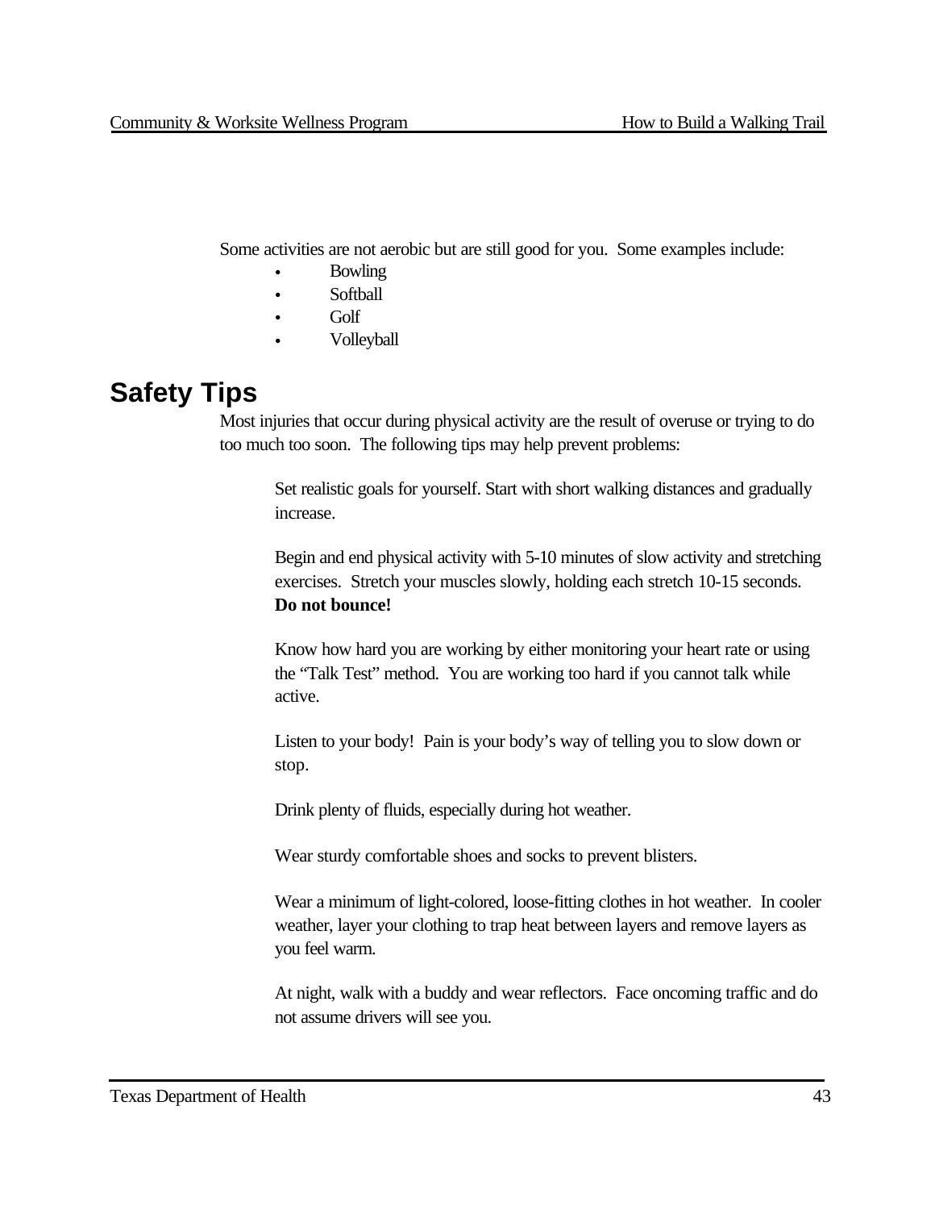Some activities are not aerobic but are still good for you. Some examples include:

- Bowling
- Softball
- Golf
- Volleyball

## Safety Tips

Most injuries that occur during physical activity are the result of overuse or trying to do too much too soon. The following tips may help prevent problems:

Set realistic goals for yourself. Start with short walking distances and gradually increase.

Begin and end physical activity with 5-10 minutes of slow activity and stretching exercises. Stretch your muscles slowly, holding each stretch 10-15 seconds. **Do not bounce!**

Know how hard you are working by either monitoring your heart rate or using the "Talk Test" method. You are working too hard if you cannot talk while active.

Listen to your body! Pain is your body's way of telling you to slow down or stop.

Drink plenty of fluids, especially during hot weather.

Wear sturdy comfortable shoes and socks to prevent blisters.

Wear a minimum of light-colored, loose-fitting clothes in hot weather. In cooler weather, layer your clothing to trap heat between layers and remove layers as you feel warm.

At night, walk with a buddy and wear reflectors. Face oncoming traffic and do not assume drivers will see you.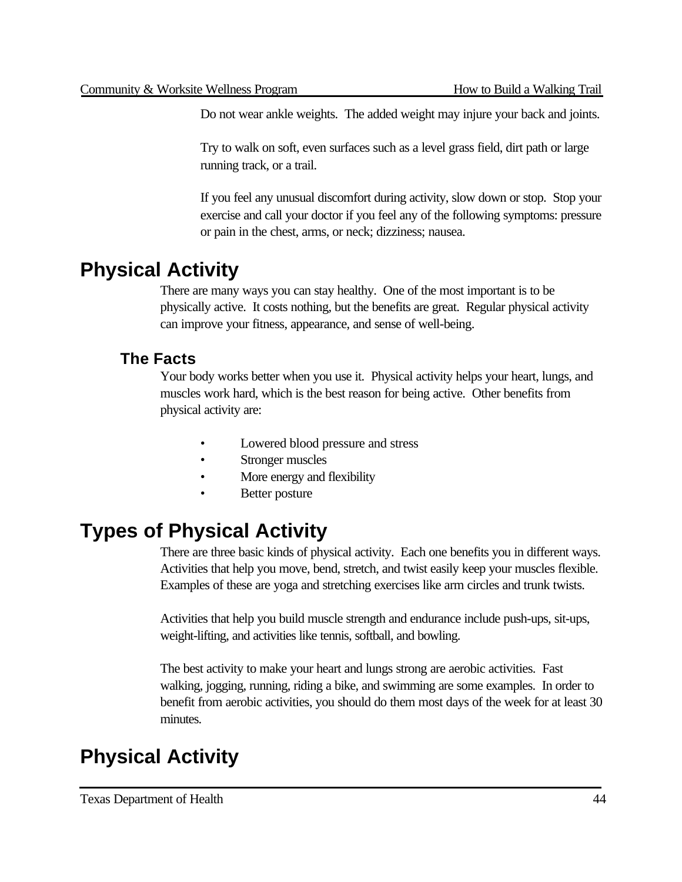Do not wear ankle weights. The added weight may injure your back and joints.

Try to walk on soft, even surfaces such as a level grass field, dirt path or large running track, or a trail.

If you feel any unusual discomfort during activity, slow down or stop. Stop your exercise and call your doctor if you feel any of the following symptoms: pressure or pain in the chest, arms, or neck; dizziness; nausea.

# Physical Activity

There are many ways you can stay healthy. One of the most important is to be physically active. It costs nothing, but the benefits are great. Regular physical activity can improve your fitness, appearance, and sense of well-being.

## The Facts

Your body works better when you use it. Physical activity helps your heart, lungs, and muscles work hard, which is the best reason for being active. Other benefits from physical activity are:

- Lowered blood pressure and stress
- Stronger muscles
- More energy and flexibility
- Better posture

# Types of Physical Activity

There are three basic kinds of physical activity. Each one benefits you in different ways. Activities that help you move, bend, stretch, and twist easily keep your muscles flexible. Examples of these are yoga and stretching exercises like arm circles and trunk twists.

Activities that help you build muscle strength and endurance include push-ups, sit-ups, weight-lifting, and activities like tennis, softball, and bowling.

The best activity to make your heart and lungs strong are aerobic activities. Fast walking, jogging, running, riding a bike, and swimming are some examples. In order to benefit from aerobic activities, you should do them most days of the week for at least 30 minutes.

# Physical Activity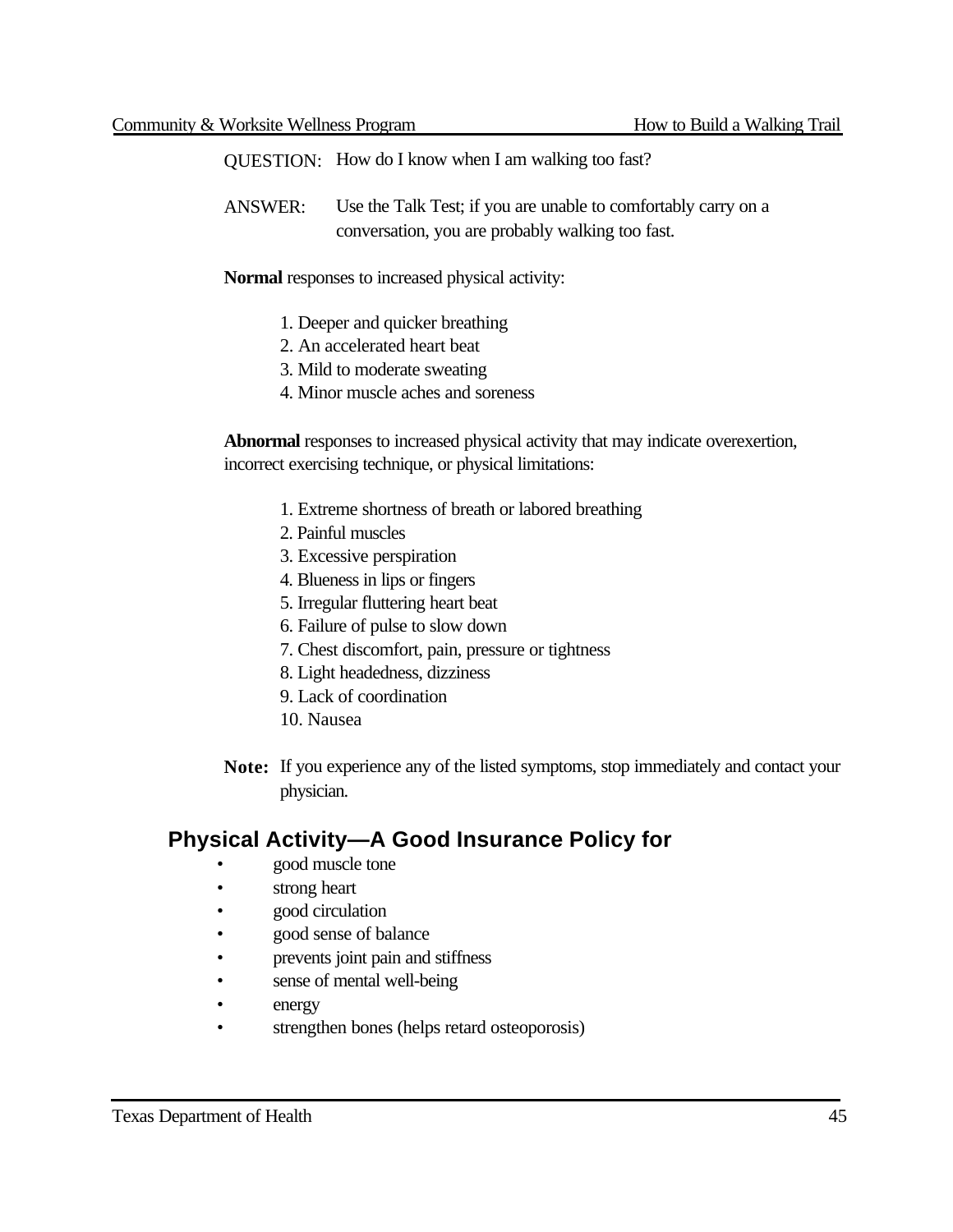QUESTION: How do I know when I am walking too fast?

ANSWER: Use the Talk Test; if you are unable to comfortably carry on a conversation, you are probably walking too fast.

**Normal** responses to increased physical activity:

1. Deeper and quicker breathing
2. An accelerated heart beat
3. Mild to moderate sweating
4. Minor muscle aches and soreness

**Abnormal** responses to increased physical activity that may indicate overexertion, incorrect exercising technique, or physical limitations:

1. Extreme shortness of breath or labored breathing
2. Painful muscles
3. Excessive perspiration
4. Blueness in lips or fingers
5. Irregular fluttering heart beat
6. Failure of pulse to slow down
7. Chest discomfort, pain, pressure or tightness
8. Light headedness, dizziness
9. Lack of coordination
10. Nausea

**Note:** If you experience any of the listed symptoms, stop immediately and contact your physician.

## Physical Activity—A Good Insurance Policy for

- good muscle tone
- strong heart
- good circulation
- good sense of balance
- prevents joint pain and stiffness
- sense of mental well-being
- energy
- strengthen bones (helps retard osteoporosis)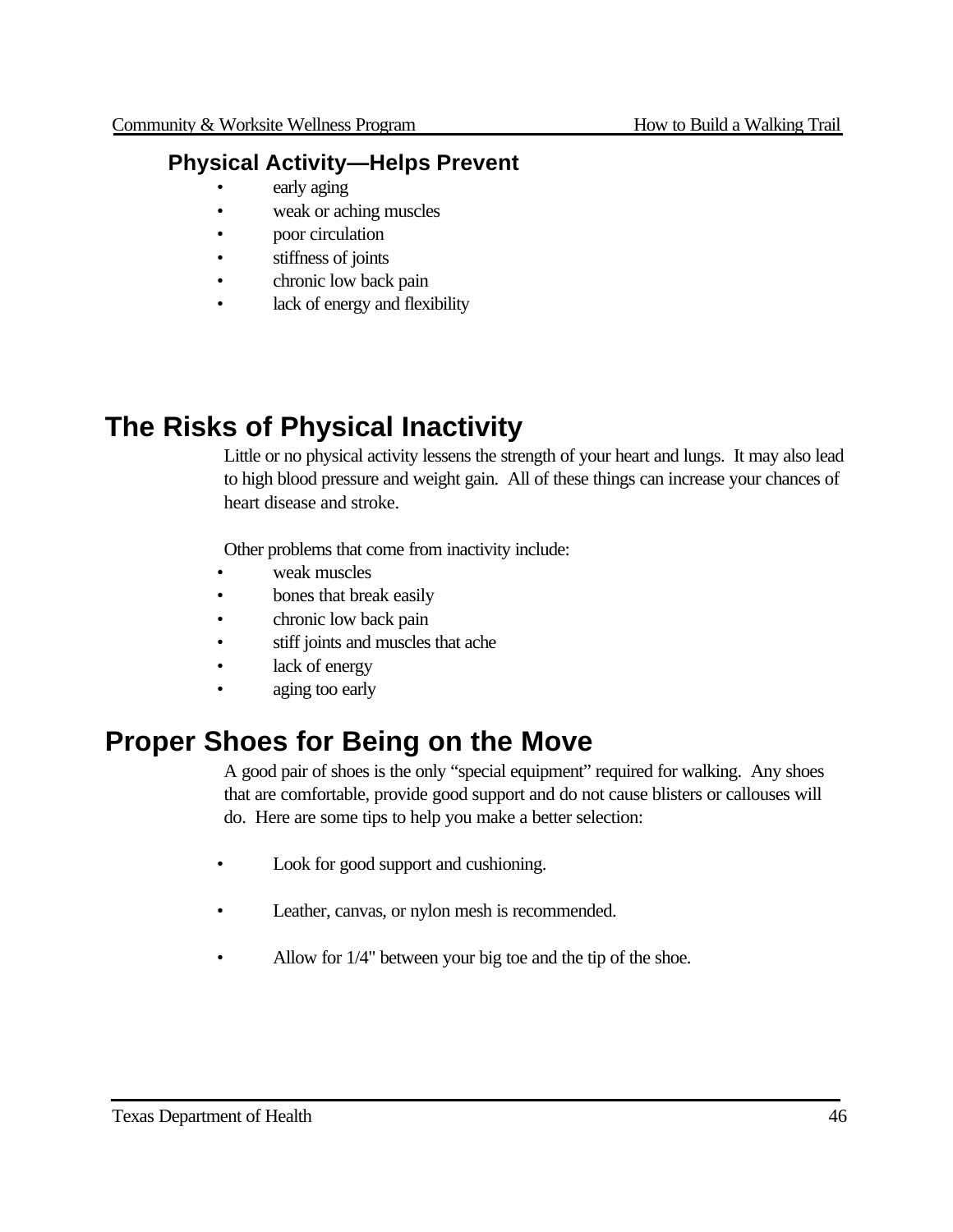### Physical Activity—Helps Prevent

- early aging
- weak or aching muscles
- poor circulation
- stiffness of joints
- chronic low back pain
- lack of energy and flexibility

## The Risks of Physical Inactivity

Little or no physical activity lessens the strength of your heart and lungs. It may also lead to high blood pressure and weight gain. All of these things can increase your chances of heart disease and stroke.

Other problems that come from inactivity include:

- weak muscles
- bones that break easily
- chronic low back pain
- stiff joints and muscles that ache
- lack of energy
- aging too early

## Proper Shoes for Being on the Move

A good pair of shoes is the only “special equipment” required for walking. Any shoes that are comfortable, provide good support and do not cause blisters or callouses will do. Here are some tips to help you make a better selection:

- Look for good support and cushioning.

- Leather, canvas, or nylon mesh is recommended.

- Allow for 1/4" between your big toe and the tip of the shoe.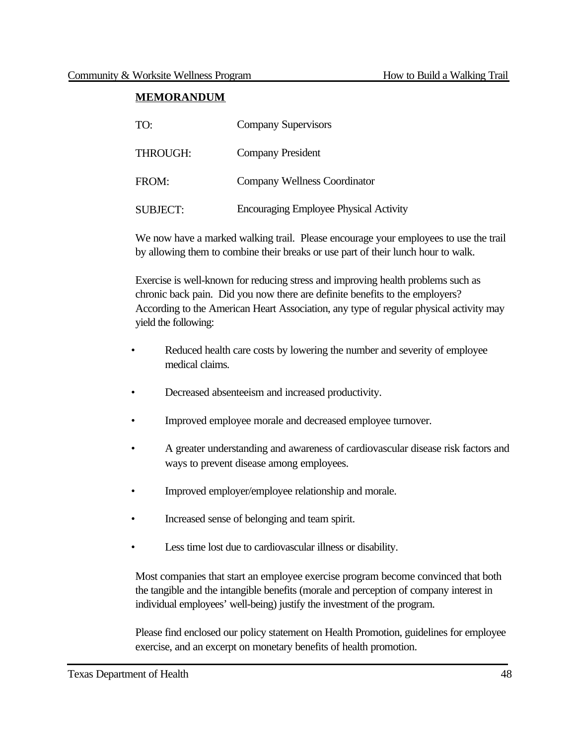**MEMORANDUM**

TO: Company Supervisors

THROUGH: Company President

FROM: Company Wellness Coordinator

SUBJECT: Encouraging Employee Physical Activity

We now have a marked walking trail. Please encourage your employees to use the trail by allowing them to combine their breaks or use part of their lunch hour to walk.

Exercise is well-known for reducing stress and improving health problems such as chronic back pain. Did you now there are definite benefits to the employers? According to the American Heart Association, any type of regular physical activity may yield the following:

- Reduced health care costs by lowering the number and severity of employee medical claims.
- Decreased absenteeism and increased productivity.
- Improved employee morale and decreased employee turnover.
- A greater understanding and awareness of cardiovascular disease risk factors and ways to prevent disease among employees.
- Improved employer/employee relationship and morale.
- Increased sense of belonging and team spirit.
- Less time lost due to cardiovascular illness or disability.

Most companies that start an employee exercise program become convinced that both the tangible and the intangible benefits (morale and perception of company interest in individual employees' well-being) justify the investment of the program.

Please find enclosed our policy statement on Health Promotion, guidelines for employee exercise, and an excerpt on monetary benefits of health promotion.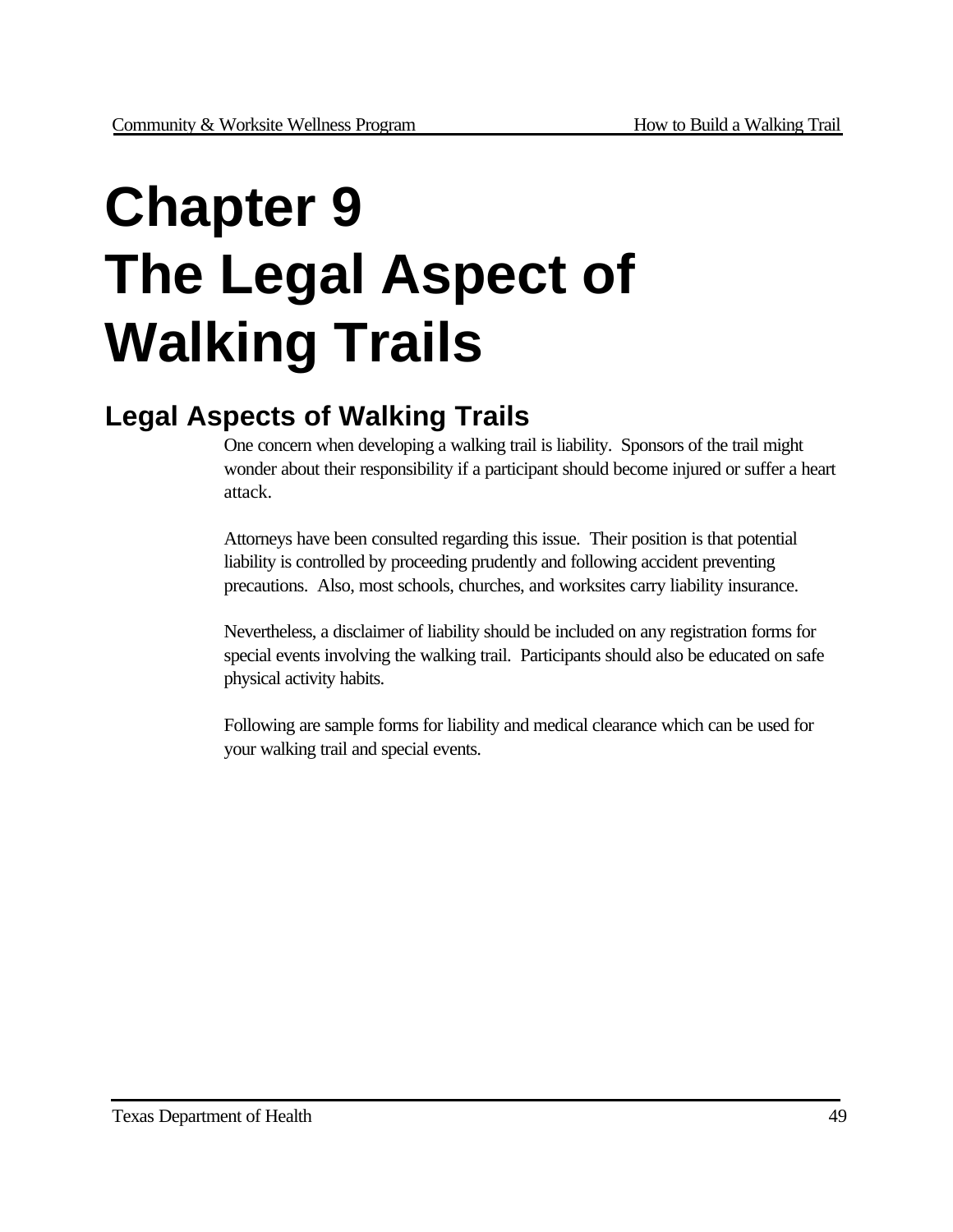# Chapter 9
# The Legal Aspect of Walking Trails

## Legal Aspects of Walking Trails

One concern when developing a walking trail is liability. Sponsors of the trail might wonder about their responsibility if a participant should become injured or suffer a heart attack.

Attorneys have been consulted regarding this issue. Their position is that potential liability is controlled by proceeding prudently and following accident preventing precautions. Also, most schools, churches, and worksites carry liability insurance.

Nevertheless, a disclaimer of liability should be included on any registration forms for special events involving the walking trail. Participants should also be educated on safe physical activity habits.

Following are sample forms for liability and medical clearance which can be used for your walking trail and special events.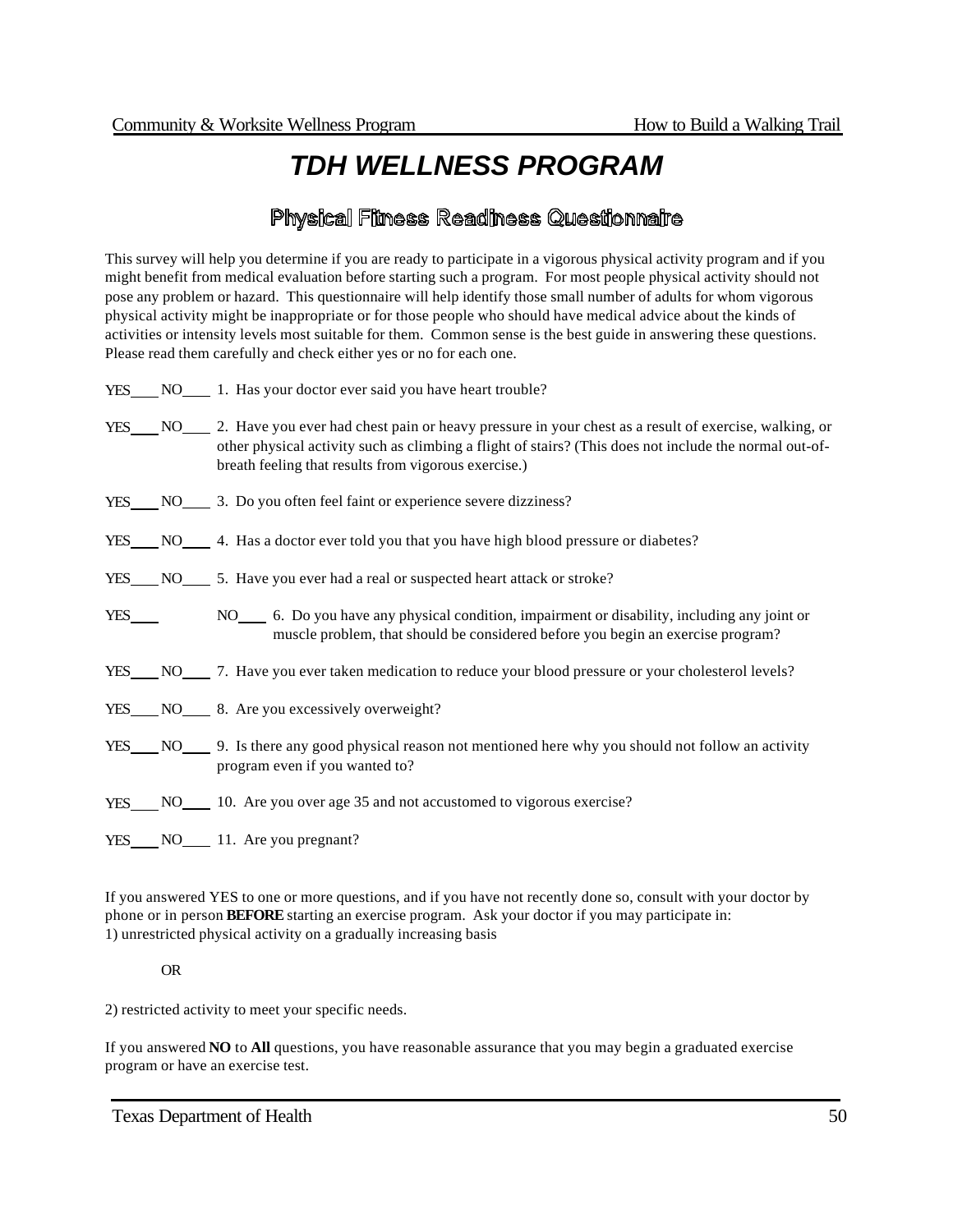# TDH WELLNESS PROGRAM

## Physical Fitness Readiness Questionnaire

This survey will help you determine if you are ready to participate in a vigorous physical activity program and if you might benefit from medical evaluation before starting such a program. For most people physical activity should not pose any problem or hazard. This questionnaire will help identify those small number of adults for whom vigorous physical activity might be inappropriate or for those people who should have medical advice about the kinds of activities or intensity levels most suitable for them. Common sense is the best guide in answering these questions. Please read them carefully and check either yes or no for each one.

YES____ NO____ 1. Has your doctor ever said you have heart trouble?

YES____ NO____ 2. Have you ever had chest pain or heavy pressure in your chest as a result of exercise, walking, or other physical activity such as climbing a flight of stairs? (This does not include the normal out-of-breath feeling that results from vigorous exercise.)

YES____ NO____ 3. Do you often feel faint or experience severe dizziness?

YES____ NO____ 4. Has a doctor ever told you that you have high blood pressure or diabetes?

YES____ NO____ 5. Have you ever had a real or suspected heart attack or stroke?

YES____ NO____ 6. Do you have any physical condition, impairment or disability, including any joint or muscle problem, that should be considered before you begin an exercise program?

YES____ NO____ 7. Have you ever taken medication to reduce your blood pressure or your cholesterol levels?

YES____ NO____ 8. Are you excessively overweight?

YES____ NO____ 9. Is there any good physical reason not mentioned here why you should not follow an activity program even if you wanted to?

YES____ NO____ 10. Are you over age 35 and not accustomed to vigorous exercise?

YES____ NO____ 11. Are you pregnant?

If you answered YES to one or more questions, and if you have not recently done so, consult with your doctor by phone or in person **BEFORE** starting an exercise program. Ask your doctor if you may participate in:
1) unrestricted physical activity on a gradually increasing basis

OR

2) restricted activity to meet your specific needs.

If you answered **NO** to **All** questions, you have reasonable assurance that you may begin a graduated exercise program or have an exercise test.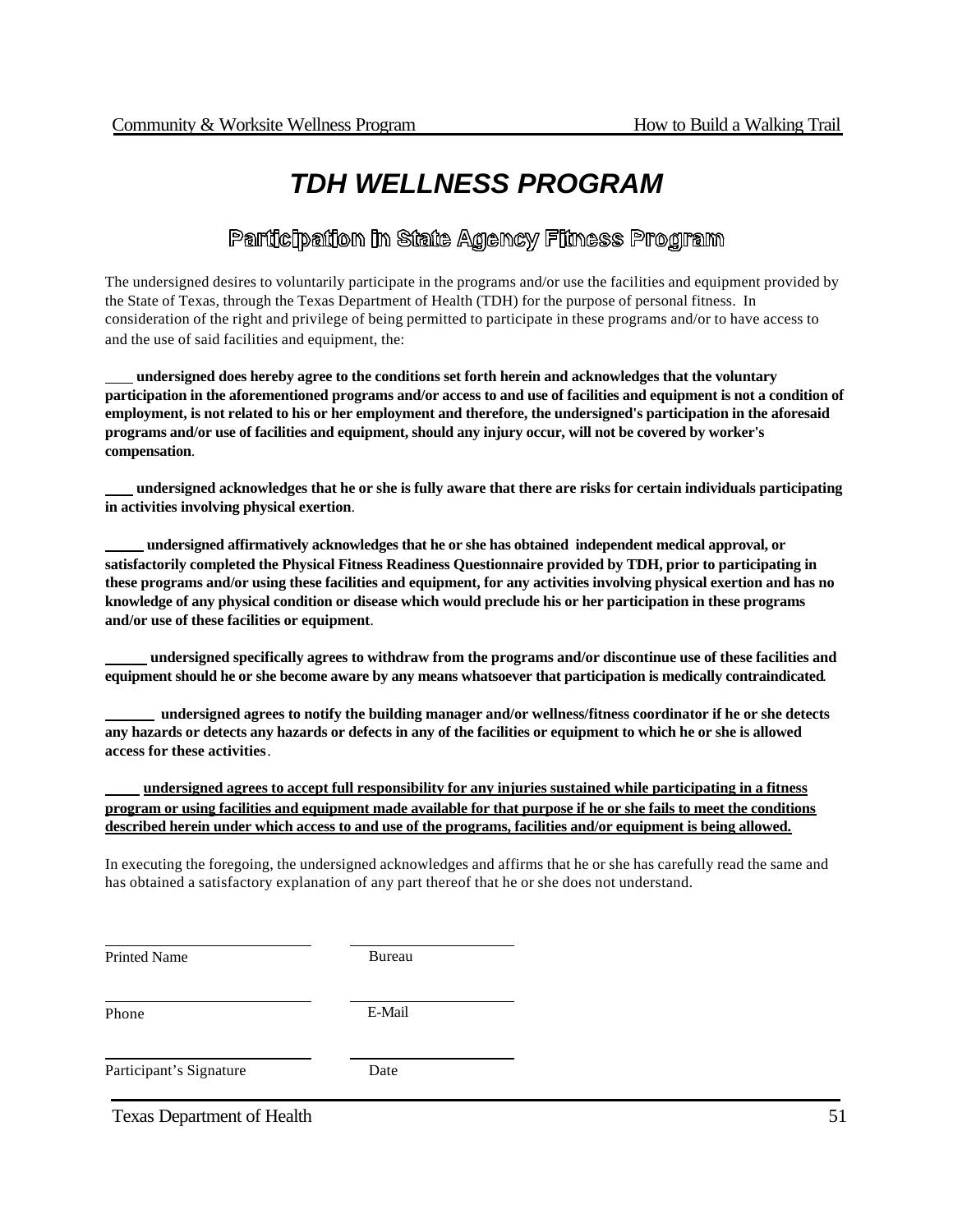# *TDH WELLNESS PROGRAM*

## Participation in State Agency Fitness Program

The undersigned desires to voluntarily participate in the programs and/or use the facilities and equipment provided by the State of Texas, through the Texas Department of Health (TDH) for the purpose of personal fitness. In consideration of the right and privilege of being permitted to participate in these programs and/or to have access to and the use of said facilities and equipment, the:

\_\_\_\_ **undersigned does hereby agree to the conditions set forth herein and acknowledges that the voluntary participation in the aforementioned programs and/or access to and use of facilities and equipment is not a condition of employment, is not related to his or her employment and therefore, the undersigned's participation in the aforesaid programs and/or use of facilities and equipment, should any injury occur, will not be covered by worker's compensation**.

\_\_\_\_ **undersigned acknowledges that he or she is fully aware that there are risks for certain individuals participating in activities involving physical exertion**.

\_\_\_\_\_\_ **undersigned affirmatively acknowledges that he or she has obtained independent medical approval, or satisfactorily completed the Physical Fitness Readiness Questionnaire provided by TDH, prior to participating in these programs and/or using these facilities and equipment, for any activities involving physical exertion and has no knowledge of any physical condition or disease which would preclude his or her participation in these programs and/or use of these facilities or equipment**.

\_\_\_\_\_\_ **undersigned specifically agrees to withdraw from the programs and/or discontinue use of these facilities and equipment should he or she become aware by any means whatsoever that participation is medically contraindicated**.

\_\_\_\_\_\_\_ **undersigned agrees to notify the building manager and/or wellness/fitness coordinator if he or she detects any hazards or detects any hazards or defects in any of the facilities or equipment to which he or she is allowed access for these activities**.

\_\_\_\_\_\_ **<u>undersigned agrees to accept full responsibility for any injuries sustained while participating in a fitness program or using facilities and equipment made available for that purpose if he or she fails to meet the conditions described herein under which access to and use of the programs, facilities and/or equipment is being allowed.</u>**

In executing the foregoing, the undersigned acknowledges and affirms that he or she has carefully read the same and has obtained a satisfactory explanation of any part thereof that he or she does not understand.

\_\_\_\_\_\_\_\_\_\_\_\_\_\_\_\_\_\_\_\_\_\_\_\_\_\_ \_\_\_\_\_\_\_\_\_\_\_\_\_\_\_\_\_\_\_\_\_
Printed Name Bureau

\_\_\_\_\_\_\_\_\_\_\_\_\_\_\_\_\_\_\_\_\_\_\_\_\_\_ \_\_\_\_\_\_\_\_\_\_\_\_\_\_\_\_\_\_\_\_\_
Phone E-Mail

\_\_\_\_\_\_\_\_\_\_\_\_\_\_\_\_\_\_\_\_\_\_\_\_\_\_ \_\_\_\_\_\_\_\_\_\_\_\_\_\_\_\_\_\_\_\_\_
Participant's Signature Date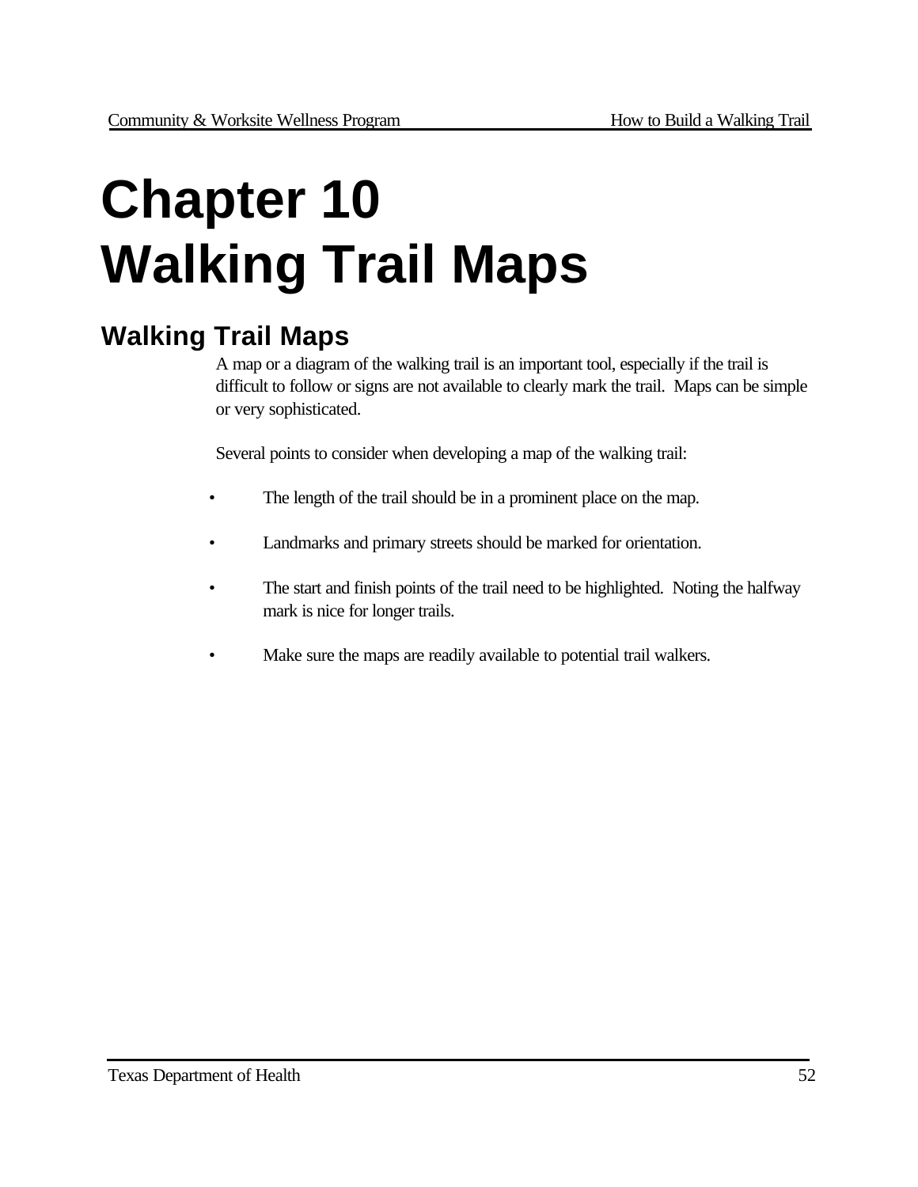# Chapter 10
# Walking Trail Maps

## Walking Trail Maps

A map or a diagram of the walking trail is an important tool, especially if the trail is difficult to follow or signs are not available to clearly mark the trail. Maps can be simple or very sophisticated.

Several points to consider when developing a map of the walking trail:

- The length of the trail should be in a prominent place on the map.
- Landmarks and primary streets should be marked for orientation.
- The start and finish points of the trail need to be highlighted. Noting the halfway mark is nice for longer trails.
- Make sure the maps are readily available to potential trail walkers.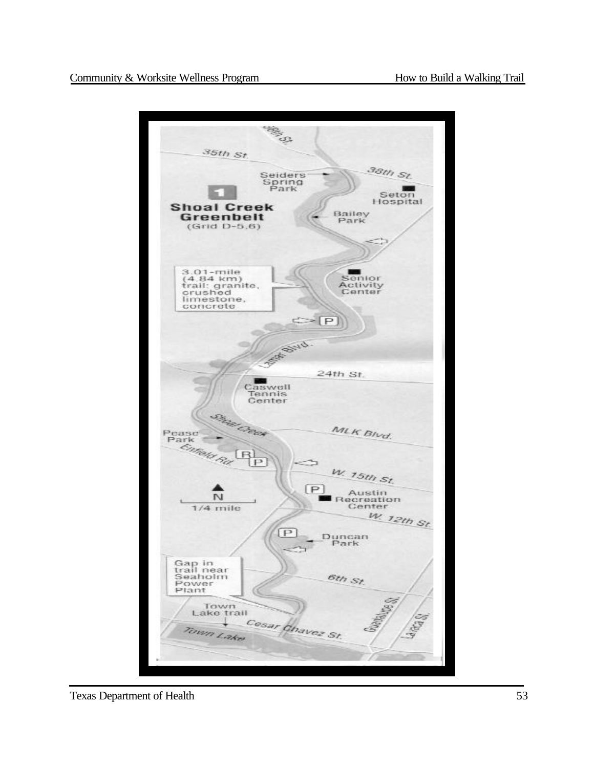**1**

**Shoal Creek Greenbelt**
(Grid D-5,6)

3.01-mile (4.84 km) trail: granite, crushed limestone, concrete

38th St.
35th St.
38th St.
Seiders Spring Park
Seton Hospital
Bailey Park
Senior Activity Center
P
Lamar Blvd.
24th St.
Caswell Tennis Center
Shoal Creek
MLK Blvd.
Pease Park
Enfield Rd.
R
P
W. 15th St.
P
Austin Recreation Center
N
1/4 mile
W. 12th St.
P
Duncan Park

Gap in trail near Seaholm Power Plant

6th St.
Town Lake trail
Cesar Chavez St.
Guadalupe St.
Lavaca St.
Town Lake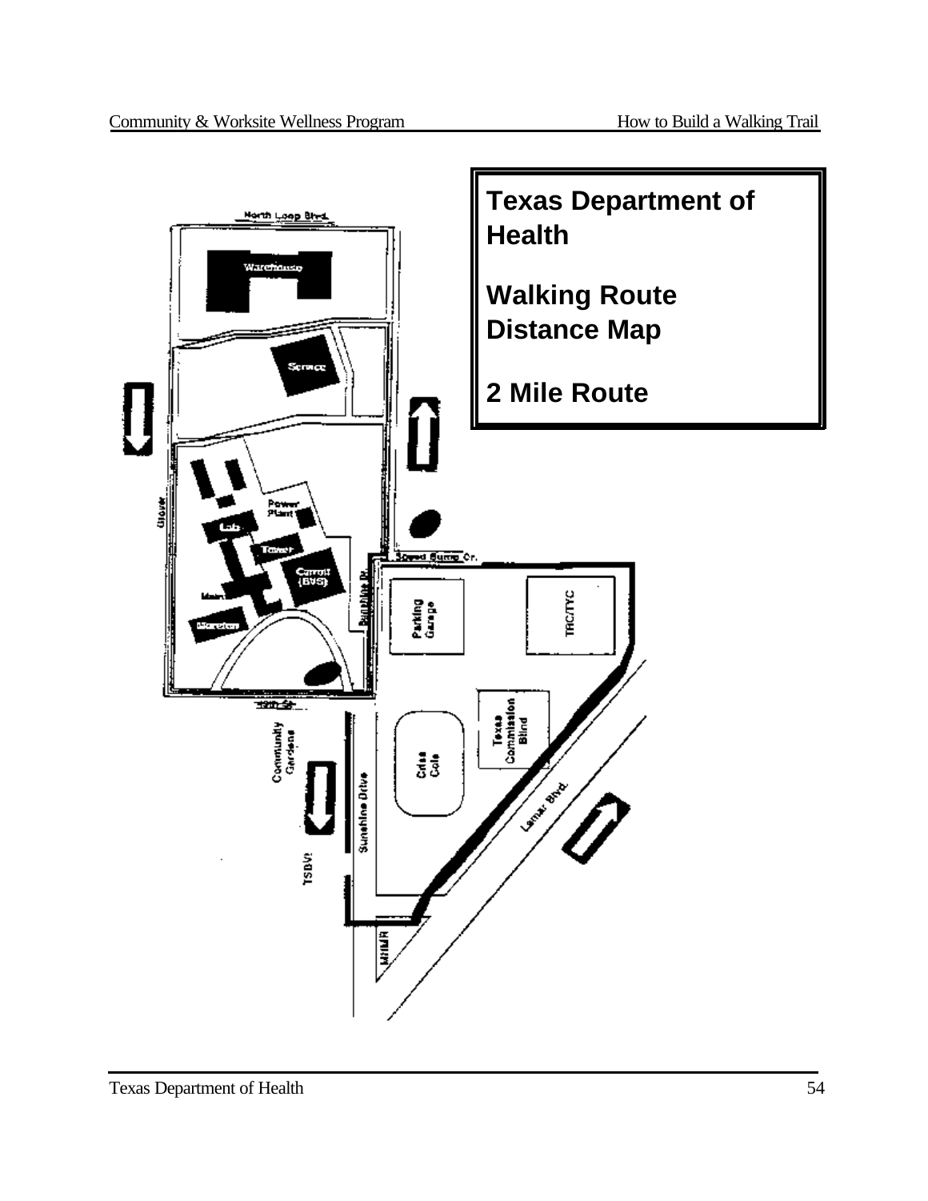**Texas Department of Health**

**Walking Route Distance Map**

**2 Mile Route**

North Loop Blvd.

Warehouse

Service

Guadalupe

Power Plant

Lab

Tower

Carroll (BVS)

Main

Moreton

Bunting Dr.

Speed Bump Cr.

Parking Garage

TRC/TYC

49th St.

Community Gardens

Sunshine Drive

Criss Cole

Texas Commission Blind

Lamar Blvd.

TSDVI

MHMR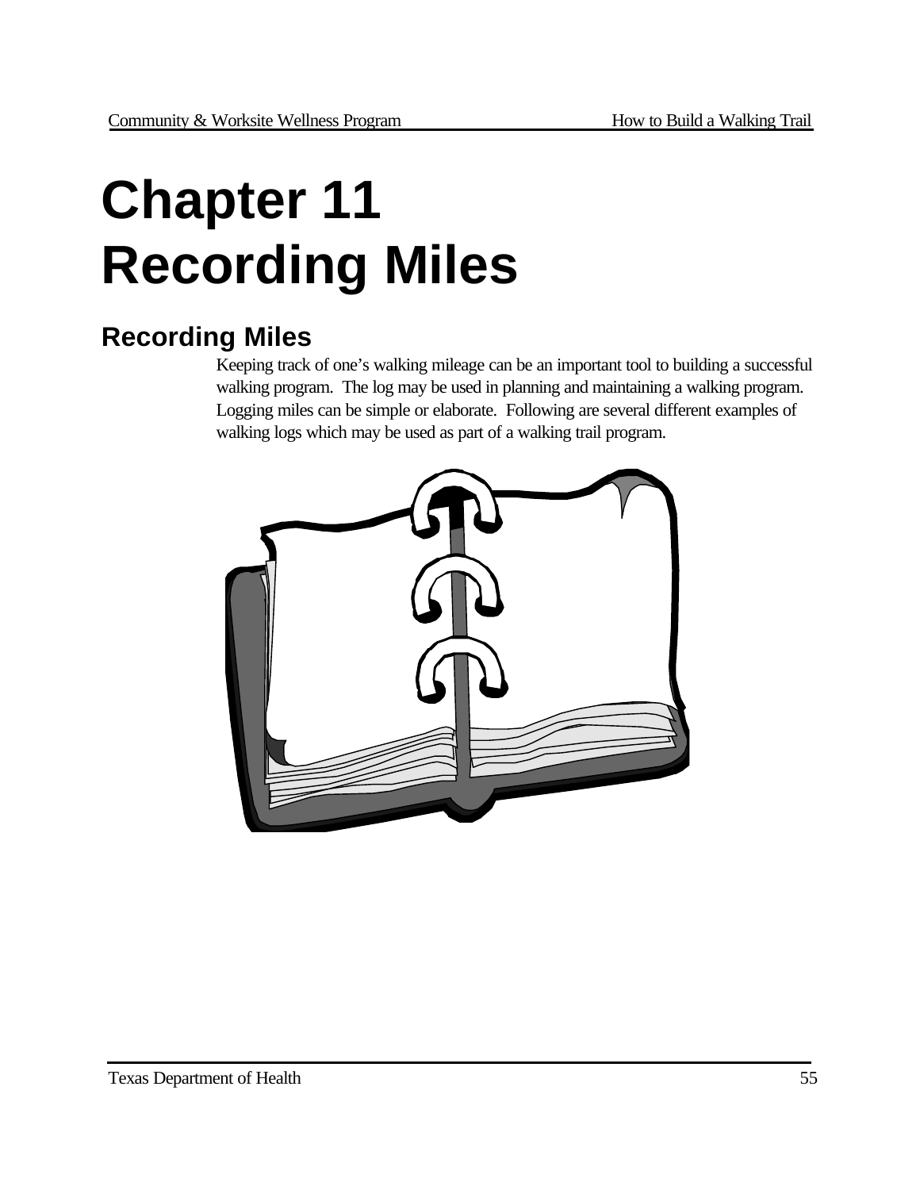# Chapter 11
# Recording Miles

## Recording Miles

Keeping track of one's walking mileage can be an important tool to building a successful walking program. The log may be used in planning and maintaining a walking program. Logging miles can be simple or elaborate. Following are several different examples of walking logs which may be used as part of a walking trail program.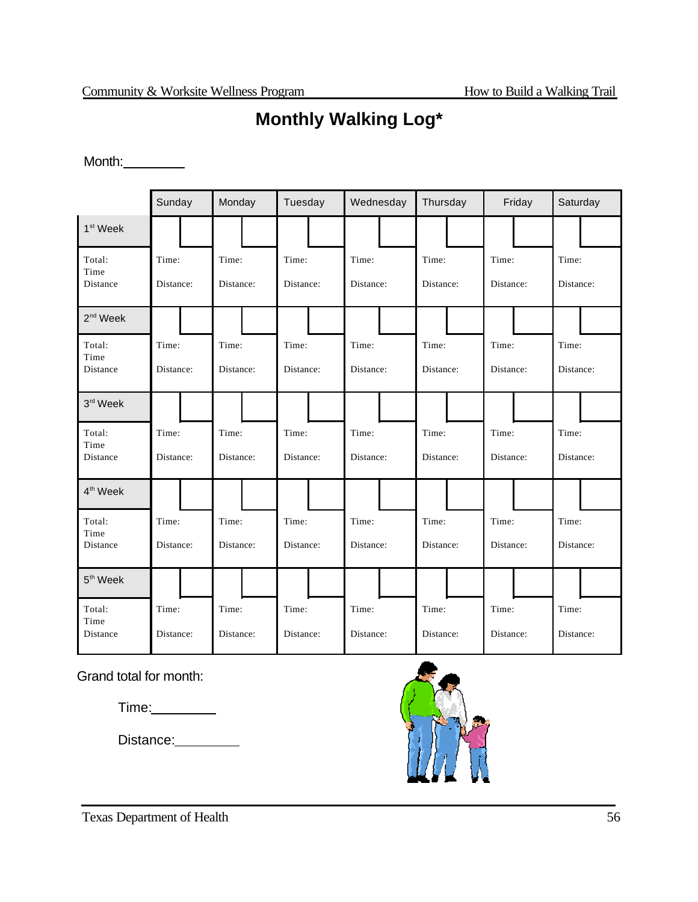# Monthly Walking Log*

Month:\_\_\_\_\_\_\_\_\_

| | Sunday | Monday | Tuesday | Wednesday | Thursday | Friday | Saturday |
|---|---|---|---|---|---|---|---|
| 1st Week | | | | | | | |
| Total: Time Distance | Time: Distance: | Time: Distance: | Time: Distance: | Time: Distance: | Time: Distance: | Time: Distance: | Time: Distance: |
| 2nd Week | | | | | | | |
| Total: Time Distance | Time: Distance: | Time: Distance: | Time: Distance: | Time: Distance: | Time: Distance: | Time: Distance: | Time: Distance: |
| 3rd Week | | | | | | | |
| Total: Time Distance | Time: Distance: | Time: Distance: | Time: Distance: | Time: Distance: | Time: Distance: | Time: Distance: | Time: Distance: |
| 4th Week | | | | | | | |
| Total: Time Distance | Time: Distance: | Time: Distance: | Time: Distance: | Time: Distance: | Time: Distance: | Time: Distance: | Time: Distance: |
| 5th Week | | | | | | | |
| Total: Time Distance | Time: Distance: | Time: Distance: | Time: Distance: | Time: Distance: | Time: Distance: | Time: Distance: | Time: Distance: |

Grand total for month:

Time:\_\_\_\_\_\_\_\_\_

Distance:\_\_\_\_\_\_\_\_\_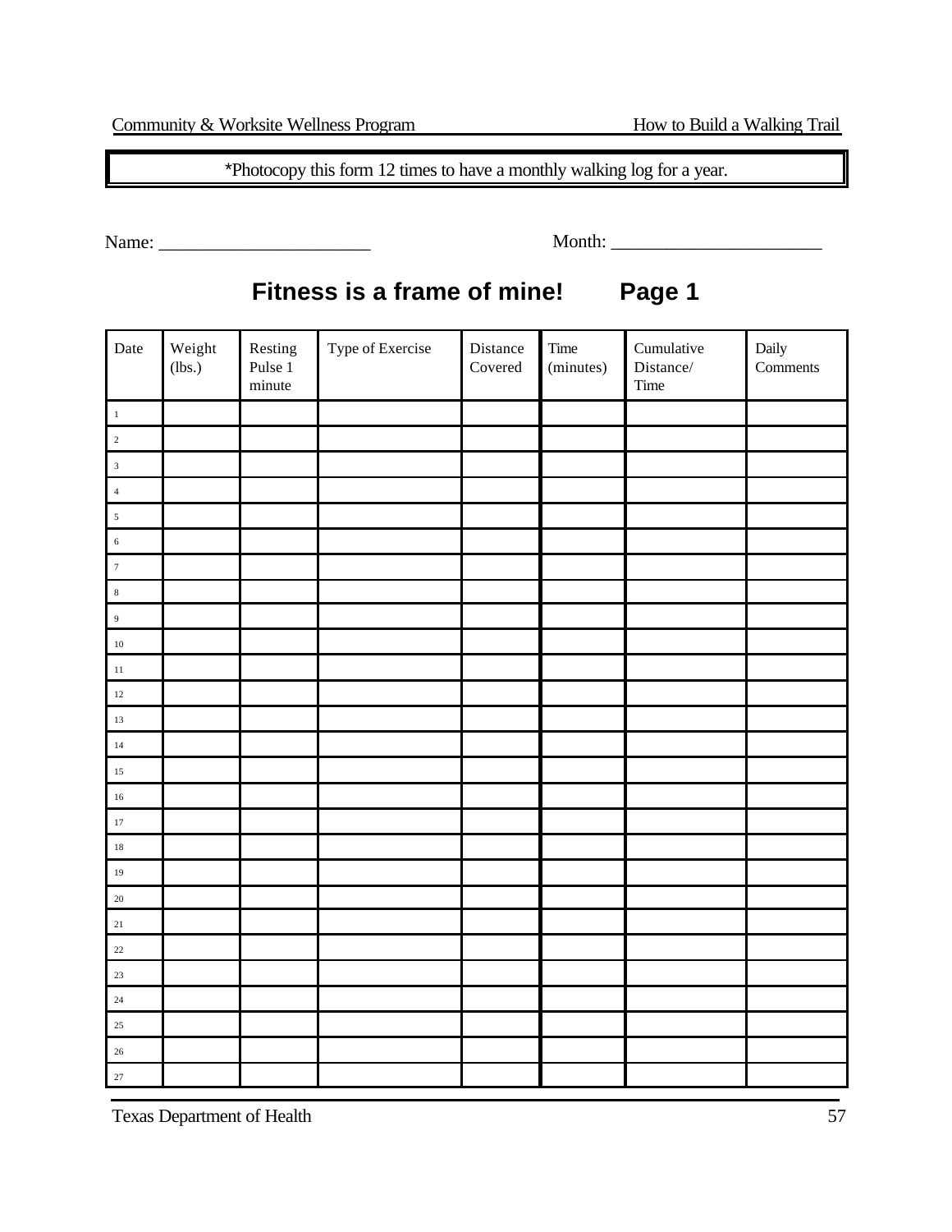*Photocopy this form 12 times to have a monthly walking log for a year.

Name: ______________________ Month: ______________________

## Fitness is a frame of mine! Page 1

| Date | Weight (lbs.) | Resting Pulse 1 minute | Type of Exercise | Distance Covered | Time (minutes) | Cumulative Distance/ Time | Daily Comments |
|---|---|---|---|---|---|---|---|
| 1 | | | | | | | |
| 2 | | | | | | | |
| 3 | | | | | | | |
| 4 | | | | | | | |
| 5 | | | | | | | |
| 6 | | | | | | | |
| 7 | | | | | | | |
| 8 | | | | | | | |
| 9 | | | | | | | |
| 10 | | | | | | | |
| 11 | | | | | | | |
| 12 | | | | | | | |
| 13 | | | | | | | |
| 14 | | | | | | | |
| 15 | | | | | | | |
| 16 | | | | | | | |
| 17 | | | | | | | |
| 18 | | | | | | | |
| 19 | | | | | | | |
| 20 | | | | | | | |
| 21 | | | | | | | |
| 22 | | | | | | | |
| 23 | | | | | | | |
| 24 | | | | | | | |
| 25 | | | | | | | |
| 26 | | | | | | | |
| 27 | | | | | | | |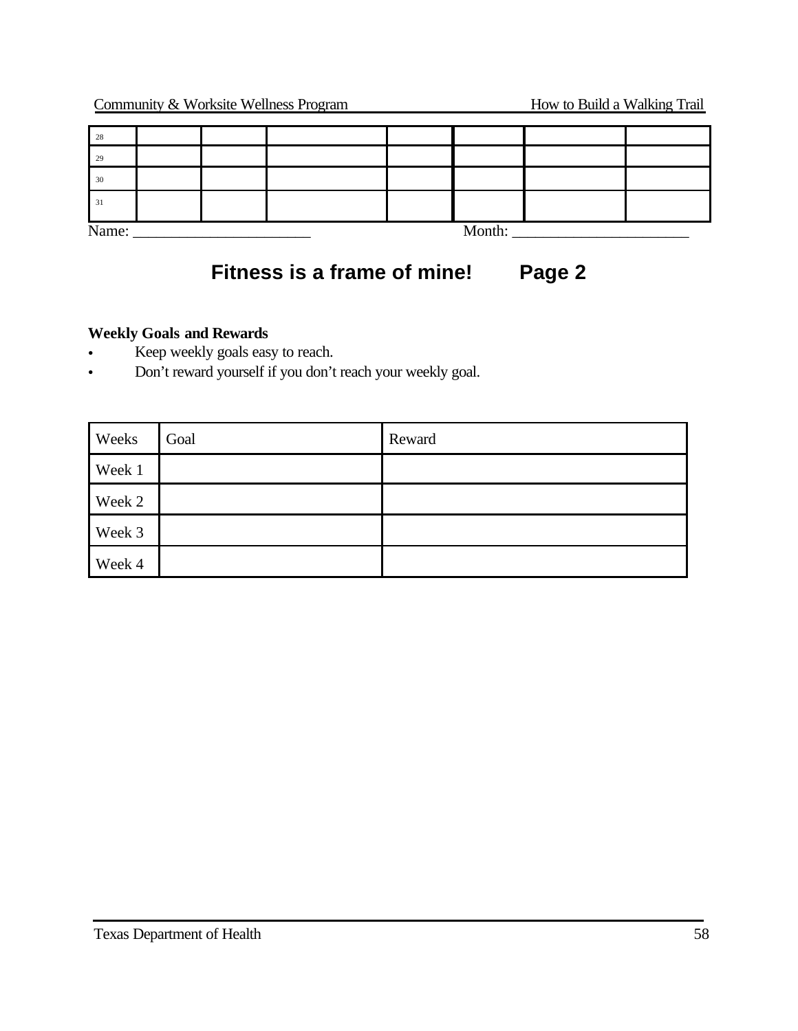| 28 | | | | | | | |
|---|---|---|---|---|---|---|---|
| 29 | | | | | | | |
| 30 | | | | | | | |
| 31 | | | | | | | |

Name: ______________________ Month: ______________________

## Fitness is a frame of mine! Page 2

**Weekly Goals and Rewards**

- Keep weekly goals easy to reach.
- Don't reward yourself if you don't reach your weekly goal.

| Weeks | Goal | Reward |
|---|---|---|
| Week 1 | | |
| Week 2 | | |
| Week 3 | | |
| Week 4 | | |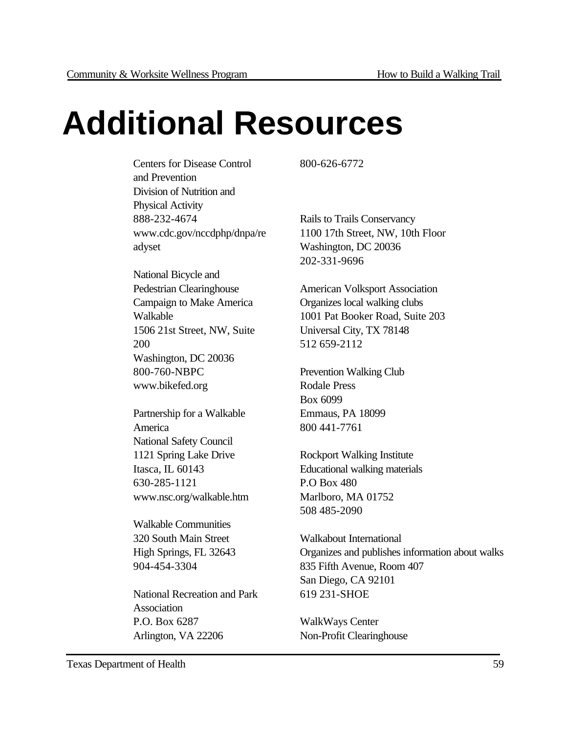# Additional Resources

Centers for Disease Control and Prevention
Division of Nutrition and Physical Activity
888-232-4674
www.cdc.gov/nccdphp/dnpa/readyset

National Bicycle and Pedestrian Clearinghouse
Campaign to Make America Walkable
1506 21st Street, NW, Suite 200
Washington, DC 20036
800-760-NBPC
www.bikefed.org

Partnership for a Walkable America
National Safety Council
1121 Spring Lake Drive
Itasca, IL 60143
630-285-1121
www.nsc.org/walkable.htm

Walkable Communities
320 South Main Street
High Springs, FL 32643
904-454-3304

National Recreation and Park Association
P.O. Box 6287
Arlington, VA 22206
800-626-6772

Rails to Trails Conservancy
1100 17th Street, NW, 10th Floor
Washington, DC 20036
202-331-9696

American Volksport Association
Organizes local walking clubs
1001 Pat Booker Road, Suite 203
Universal City, TX 78148
512 659-2112

Prevention Walking Club
Rodale Press
Box 6099
Emmaus, PA 18099
800 441-7761

Rockport Walking Institute
Educational walking materials
P.O Box 480
Marlboro, MA 01752
508 485-2090

Walkabout International
Organizes and publishes information about walks
835 Fifth Avenue, Room 407
San Diego, CA 92101
619 231-SHOE

WalkWays Center
Non-Profit Clearinghouse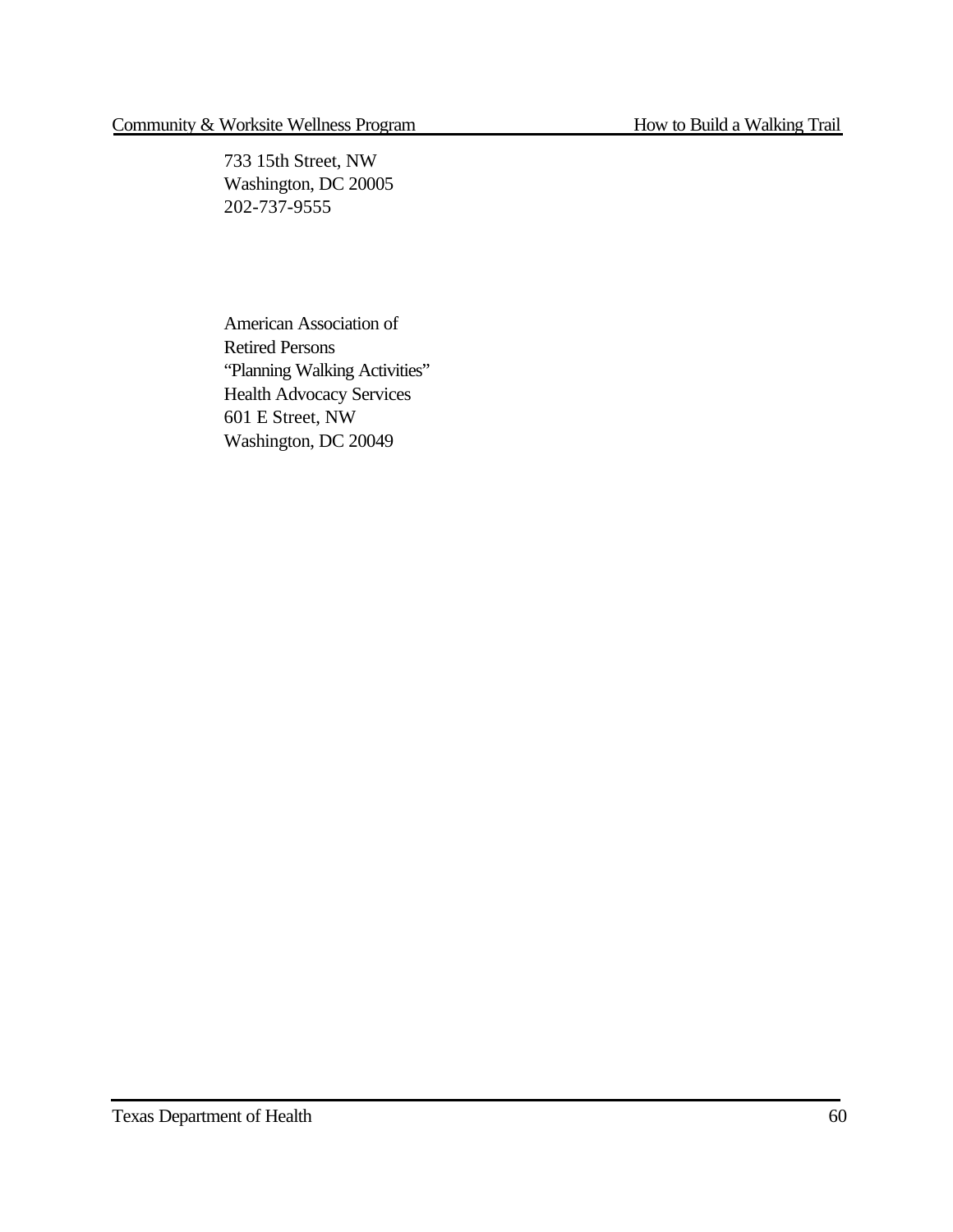733 15th Street, NW
Washington, DC 20005
202-737-9555

American Association of
Retired Persons
"Planning Walking Activities"
Health Advocacy Services
601 E Street, NW
Washington, DC 20049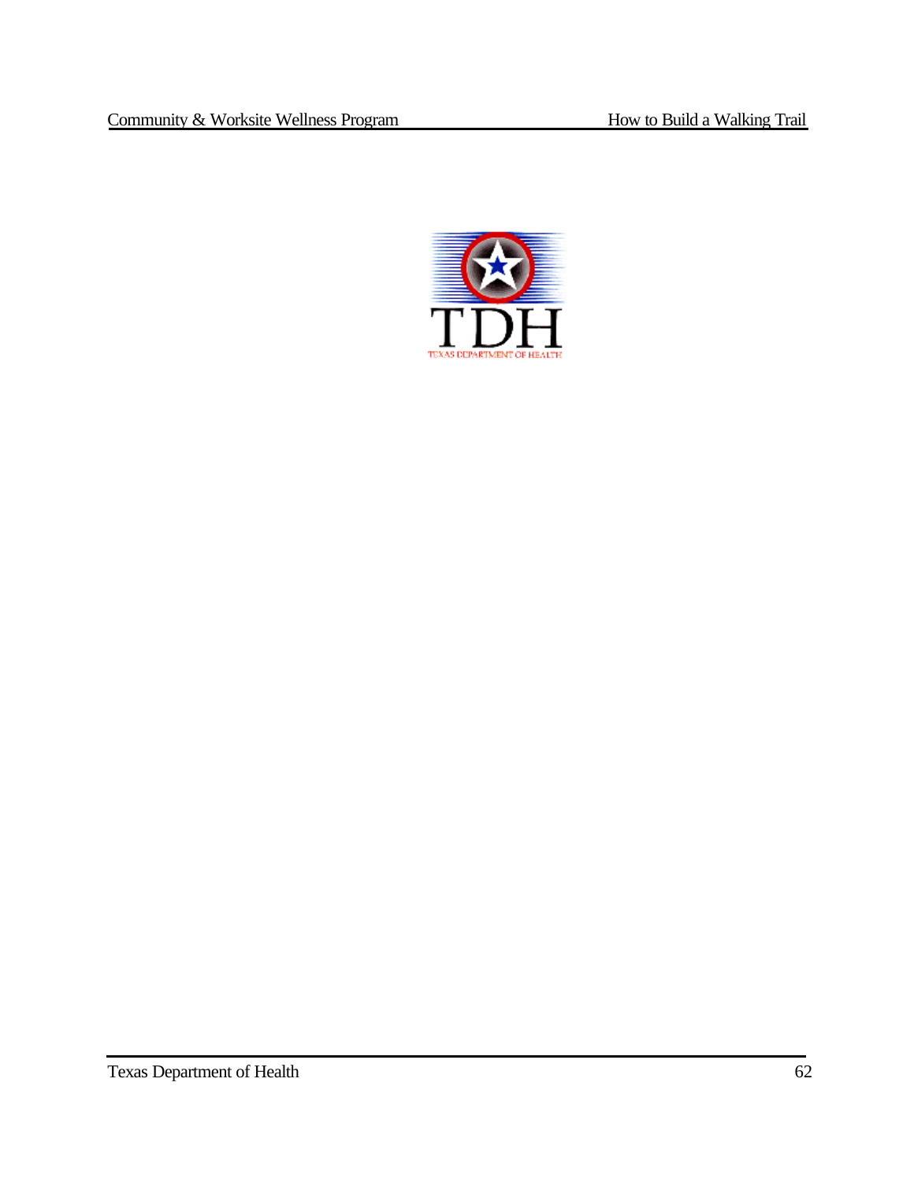TDH

TEXAS DEPARTMENT OF HEALTH